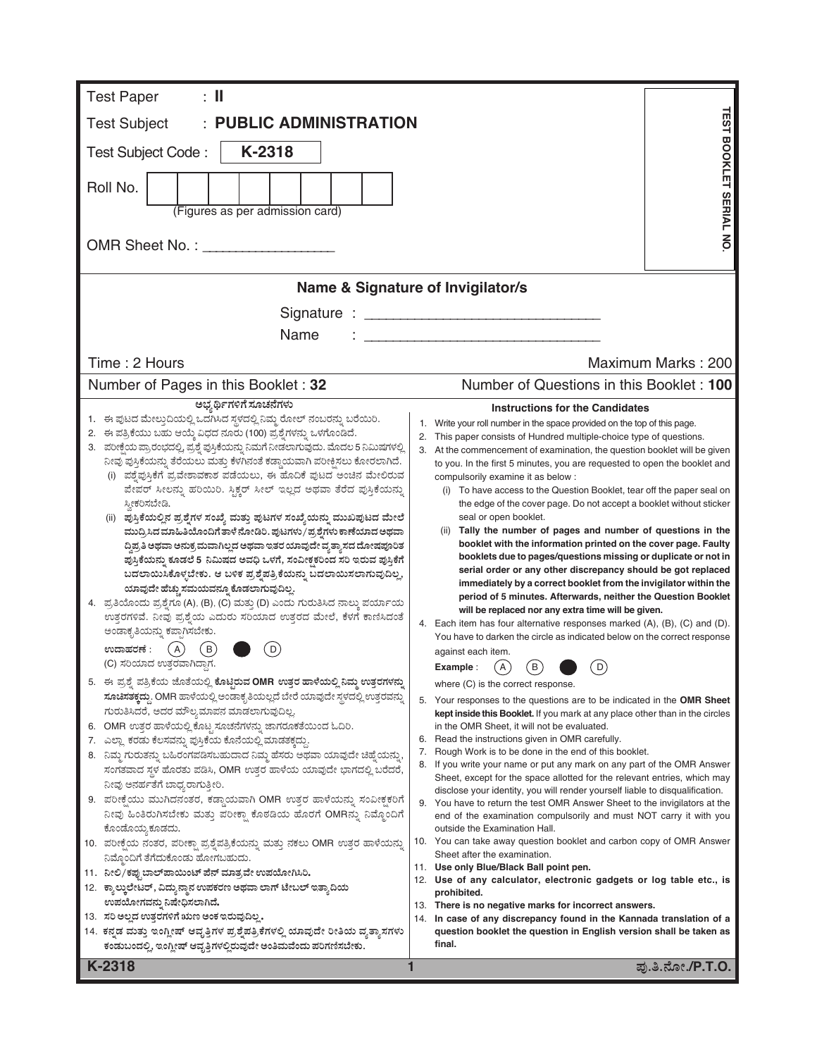Test Paper : **II**

Test Subject : **PUBLIC ADMINISTRATION**

Test Subject Code : **K-2318**

Roll No. | | | | | | | | |

(Figures as per admission card)

OMR Sheet No. : _______________

TEST BOOKLET SERIAL NO.

**Name & Signature of Invigilator/s**

Signature : ______________________________

Name : ______________________________

Time : 2 Hours | Maximum Marks : 200

Number of Pages in this Booklet : 32 | Number of Questions in this Booklet : **100**

**ಅಭ್ಯರ್ಥಿಗಳಿಗೆ ಸೂಚನೆಗಳು**

1. ಈ ಪುಟದ ಮೇಲ್ತುದಿಯಲ್ಲಿ ಒದಗಿಸಿದ ಸ್ಥಳದಲ್ಲಿ ನಿಮ್ಮ ರೋಲ್ ನಂಬರನ್ನು ಬರೆಯಿರಿ.
2. ಈ ಪತ್ರಿಕೆಯು ಬಹು ಆಯ್ಕೆ ವಿಧದ ನೂರು (100) ಪ್ರಶ್ನೆಗಳನ್ನು ಒಳಗೊಂಡಿದೆ.
3. ಪರೀಕ್ಷೆಯ ಪ್ರಾರಂಭದಲ್ಲಿ, ಪ್ರಶ್ನೆ ಪುಸ್ತಿಕೆಯನ್ನು ನಿಮಗೆ ನೀಡಲಾಗುವುದು. ಮೊದಲ 5 ನಿಮಿಷಗಳಲ್ಲಿ ನೀವು ಪುಸ್ತಿಕೆಯನ್ನು ತೆರೆಯಲು ಮತ್ತು ಕೆಳಗಿನಂತೆ ಕಡ್ಡಾಯವಾಗಿ ಪರೀಕ್ಷಿಸಲು ಕೋರಲಾಗಿದೆ.
   (i) ಪ್ರಶ್ನೆಪುಸ್ತಿಕೆಗೆ ಪ್ರವೇಶಾವಕಾಶ ಪಡೆಯಲು, ಈ ಹೊದಿಕೆ ಪುಟದ ಅಂಚಿನ ಮೇಲಿರುವ ಪೇಪರ್ ಸೀಲನ್ನು ಹರಿಯಿರಿ. ಸ್ಟಿಕ್ಕರ್ ಸೀಲ್ ಇಲ್ಲದ ಅಥವಾ ತೆರೆದ ಪುಸ್ತಿಕೆಯನ್ನು ಸ್ವೀಕರಿಸಬೇಡಿ.
   (ii) **ಪುಸ್ತಿಕೆಯಲ್ಲಿನ ಪ್ರಶ್ನೆಗಳ ಸಂಖ್ಯೆ ಮತ್ತು ಪುಟಗಳ ಸಂಖ್ಯೆಯನ್ನು ಮುಖಪುಟದ ಮೇಲೆ ಮುದ್ರಿಸಿದ ಮಾಹಿತಿಯೊಂದಿಗೆ ತಾಳೆ ನೋಡಿರಿ. ಪುಟಗಳು/ಪ್ರಶ್ನೆಗಳು ಕಾಣೆಯಾದ ಅಥವಾ ದ್ವಿಪ್ರತಿ ಅಥವಾ ಅನುಕ್ರಮವಾಗಿಲ್ಲದ ಅಥವಾ ಇತರ ಯಾವುದೇ ವ್ಯತ್ಯಾಸದ ದೋಷಪೂರಿತ ಪುಸ್ತಿಕೆಯನ್ನು ಕೂಡಲೆ 5 ನಿಮಿಷದ ಅವಧಿ ಒಳಗೆ, ಸಂವೀಕ್ಷಕರಿಂದ ಸರಿ ಇರುವ ಪುಸ್ತಿಕೆಗೆ ಬದಲಾಯಿಸಿಕೊಳ್ಳಬೇಕು. ಆ ಬಳಿಕ ಪ್ರಶ್ನೆಪತ್ರಿಕೆಯನ್ನು ಬದಲಾಯಿಸಲಾಗುವುದಿಲ್ಲ, ಯಾವುದೇ ಹೆಚ್ಚು ಸಮಯವನ್ನೂ ಕೊಡಲಾಗುವುದಿಲ್ಲ.**
4. ಪ್ರತಿಯೊಂದು ಪ್ರಶ್ನೆಗೂ (A), (B), (C) ಮತ್ತು (D) ಎಂದು ಗುರುತಿಸಿದ ನಾಲ್ಕು ಪರ್ಯಾಯ ಉತ್ತರಗಳಿವೆ. ನೀವು ಪ್ರಶ್ನೆಯ ಎದುರು ಸರಿಯಾದ ಉತ್ತರದ ಮೇಲೆ, ಕೆಳಗೆ ಕಾಣಿಸಿದಂತೆ ಅಂಡಾಕೃತಿಯನ್ನು ಕಪ್ಪಾಗಿಸಬೇಕು.
   **ಉದಾಹರಣೆ :** (A) (B) ● (D)
   (C) ಸರಿಯಾದ ಉತ್ತರವಾಗಿದ್ದಾಗ.
5. ಈ ಪ್ರಶ್ನೆ ಪತ್ರಿಕೆಯ ಜೊತೆಯಲ್ಲಿ **ಕೊಟ್ಟಿರುವ OMR ಉತ್ತರ ಹಾಳೆಯಲ್ಲಿ ನಿಮ್ಮ ಉತ್ತರಗಳನ್ನು ಸೂಚಿಸತಕ್ಕದ್ದು.** OMR ಹಾಳೆಯಲ್ಲಿ ಅಂಡಾಕೃತಿಯಲ್ಲದೆ ಬೇರೆ ಯಾವುದೇ ಸ್ಥಳದಲ್ಲಿ ಉತ್ತರವನ್ನು ಗುರುತಿಸಿದರೆ, ಅದರ ಮೌಲ್ಯಮಾಪನ ಮಾಡಲಾಗುವುದಿಲ್ಲ.
6. OMR ಉತ್ತರ ಹಾಳೆಯಲ್ಲಿ ಕೊಟ್ಟ ಸೂಚನೆಗಳನ್ನು ಜಾಗರೂಕತೆಯಿಂದ ಓದಿರಿ.
7. ಎಲ್ಲಾ ಕರಡು ಕೆಲಸವನ್ನು ಪುಸ್ತಿಕೆಯ ಕೊನೆಯಲ್ಲಿ ಮಾಡತಕ್ಕದ್ದು.
8. ನಿಮ್ಮ ಗುರುತನ್ನು ಬಹಿರಂಗಪಡಿಸಬಹುದಾದ ನಿಮ್ಮ ಹೆಸರು ಅಥವಾ ಯಾವುದೇ ಚಿಹ್ನೆಯನ್ನು, ಸಂಗತವಾದ ಸ್ಥಳ ಹೊರತು ಪಡಿಸಿ, OMR ಉತ್ತರ ಹಾಳೆಯ ಯಾವುದೇ ಭಾಗದಲ್ಲಿ ಬರೆದರೆ, ನೀವು ಅನರ್ಹತೆಗೆ ಬಾಧ್ಯರಾಗುತ್ತೀರಿ.
9. ಪರೀಕ್ಷೆಯು ಮುಗಿದನಂತರ, ಕಡ್ಡಾಯವಾಗಿ OMR ಉತ್ತರ ಹಾಳೆಯನ್ನು ಸಂವೀಕ್ಷಕರಿಗೆ ನೀವು ಹಿಂತಿರುಗಿಸಬೇಕು ಮತ್ತು ಪರೀಕ್ಷಾ ಕೊಠಡಿಯ ಹೊರಗೆ OMRನ್ನು ನಿಮ್ಮೊಂದಿಗೆ ಕೊಂಡೊಯ್ಯಕೂಡದು.
10. ಪರೀಕ್ಷೆಯ ನಂತರ, ಪರೀಕ್ಷಾ ಪ್ರಶ್ನೆಪತ್ರಿಕೆಯನ್ನು ಮತ್ತು ನಕಲು OMR ಉತ್ತರ ಹಾಳೆಯನ್ನು ನಿಮ್ಮೊಂದಿಗೆ ತೆಗೆದುಕೊಂಡು ಹೋಗಬಹುದು.
11. **ನೀಲಿ/ಕಪ್ಪು ಬಾಲ್‌ಪಾಯಿಂಟ್ ಪೆನ್ ಮಾತ್ರವೇ ಉಪಯೋಗಿಸಿರಿ.**
12. **ಕ್ಯಾಲ್ಕುಲೇಟರ್, ವಿದ್ಯುನ್ಮಾನ ಉಪಕರಣ ಅಥವಾ ಲಾಗ್ ಟೇಬಲ್ ಇತ್ಯಾದಿಯ ಉಪಯೋಗವನ್ನು ನಿಷೇಧಿಸಲಾಗಿದೆ.**
13. **ಸರಿ ಅಲ್ಲದ ಉತ್ತರಗಳಿಗೆ ಋಣ ಅಂಕ ಇರುವುದಿಲ್ಲ.**
14. **ಕನ್ನಡ ಮತ್ತು ಇಂಗ್ಲೀಷ್ ಆವೃತ್ತಿಗಳ ಪ್ರಶ್ನೆಪತ್ರಿಕೆಗಳಲ್ಲಿ ಯಾವುದೇ ರೀತಿಯ ವ್ಯತ್ಯಾಸಗಳು ಕಂಡುಬಂದಲ್ಲಿ, ಇಂಗ್ಲೀಷ್ ಆವೃತ್ತಿಗಳಲ್ಲಿರುವುದೇ ಅಂತಿಮವೆಂದು ಪರಿಗಣಿಸಬೇಕು.**

**Instructions for the Candidates**

1. Write your roll number in the space provided on the top of this page.
2. This paper consists of Hundred multiple-choice type of questions.
3. At the commencement of examination, the question booklet will be given to you. In the first 5 minutes, you are requested to open the booklet and compulsorily examine it as below :
   (i) To have access to the Question Booklet, tear off the paper seal on the edge of the cover page. Do not accept a booklet without sticker seal or open booklet.
   (ii) **Tally the number of pages and number of questions in the booklet with the information printed on the cover page. Faulty booklets due to pages/questions missing or duplicate or not in serial order or any other discrepancy should be got replaced immediately by a correct booklet from the invigilator within the period of 5 minutes. Afterwards, neither the Question Booklet will be replaced nor any extra time will be given.**
4. Each item has four alternative responses marked (A), (B), (C) and (D). You have to darken the circle as indicated below on the correct response against each item.
   **Example :** (A) (B) ● (D)
   where (C) is the correct response.
5. Your responses to the questions are to be indicated in the **OMR Sheet kept inside this Booklet.** If you mark at any place other than in the circles in the OMR Sheet, it will not be evaluated.
6. Read the instructions given in OMR carefully.
7. Rough Work is to be done in the end of this booklet.
8. If you write your name or put any mark on any part of the OMR Answer Sheet, except for the space allotted for the relevant entries, which may disclose your identity, you will render yourself liable to disqualification.
9. You have to return the test OMR Answer Sheet to the invigilators at the end of the examination compulsorily and must NOT carry it with you outside the Examination Hall.
10. You can take away question booklet and carbon copy of OMR Answer Sheet after the examination.
11. **Use only Blue/Black Ball point pen.**
12. **Use of any calculator, electronic gadgets or log table etc., is prohibited.**
13. **There is no negative marks for incorrect answers.**
14. **In case of any discrepancy found in the Kannada translation of a question booklet the question in English version shall be taken as final.**

K-2318 | ಪು.ತಿ.ನೋ./P.T.O.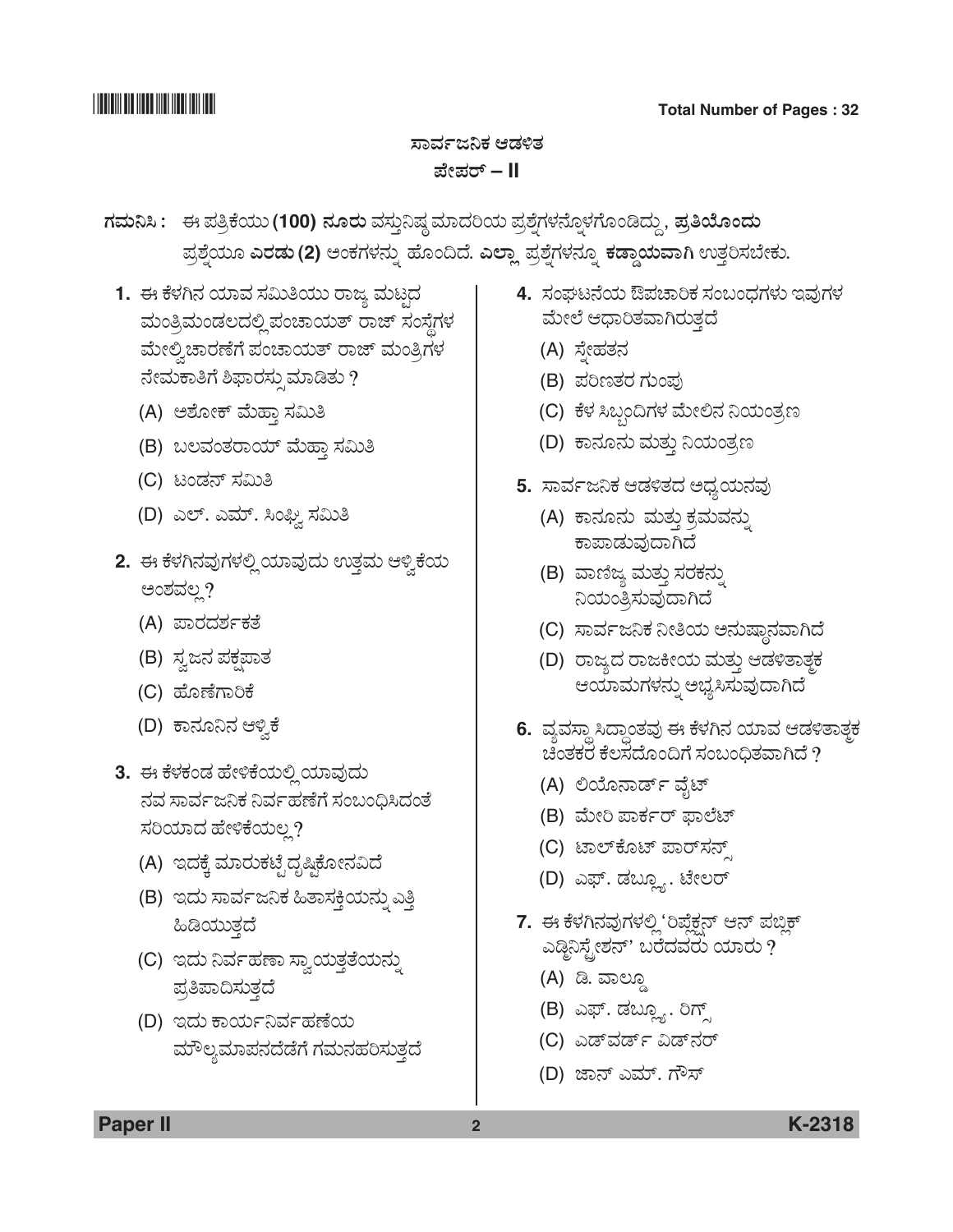# ಸಾರ್ವಜನಿಕ ಆಡಳಿತ

## ಪೇಪರ್ – II

**ಗಮನಿಸಿ :** ಈ ಪತ್ರಿಕೆಯು **(100) ನೂರು** ವಸ್ತುನಿಷ್ಠ ಮಾದರಿಯ ಪ್ರಶ್ನೆಗಳನ್ನೊಳಗೊಂಡಿದ್ದು, **ಪ್ರತಿಯೊಂದು** ಪ್ರಶ್ನೆಯೂ **ಎರಡು (2)** ಅಂಕಗಳನ್ನು ಹೊಂದಿದೆ. **ಎಲ್ಲಾ** ಪ್ರಶ್ನೆಗಳನ್ನೂ **ಕಡ್ಡಾಯವಾಗಿ** ಉತ್ತರಿಸಬೇಕು.

**1.** ಈ ಕೆಳಗಿನ ಯಾವ ಸಮಿತಿಯು ರಾಜ್ಯ ಮಟ್ಟದ ಮಂತ್ರಿಮಂಡಲದಲ್ಲಿ ಪಂಚಾಯತ್ ರಾಜ್ ಸಂಸ್ಥೆಗಳ ಮೇಲ್ವಿಚಾರಣೆಗೆ ಪಂಚಾಯತ್ ರಾಜ್ ಮಂತ್ರಿಗಳ ನೇಮಕಾತಿಗೆ ಶಿಫಾರಸ್ಸು ಮಾಡಿತು ?

(A) ಅಶೋಕ್ ಮೆಹ್ತಾ ಸಮಿತಿ

(B) ಬಲವಂತರಾಯ್ ಮೆಹ್ತಾ ಸಮಿತಿ

(C) ಟಂಡನ್ ಸಮಿತಿ

(D) ಎಲ್. ಎಮ್. ಸಿಂಘ್ವಿ ಸಮಿತಿ

**2.** ಈ ಕೆಳಗಿನವುಗಳಲ್ಲಿ ಯಾವುದು ಉತ್ತಮ ಆಳ್ವಿಕೆಯ ಅಂಶವಲ್ಲ ?

(A) ಪಾರದರ್ಶಕತೆ

(B) ಸ್ವಜನ ಪಕ್ಷಪಾತ

(C) ಹೊಣೆಗಾರಿಕೆ

(D) ಕಾನೂನಿನ ಆಳ್ವಿಕೆ

**3.** ಈ ಕೆಳಕಂಡ ಹೇಳಿಕೆಯಲ್ಲಿ ಯಾವುದು ನವ ಸಾರ್ವಜನಿಕ ನಿರ್ವಹಣೆಗೆ ಸಂಬಂಧಿಸಿದಂತೆ ಸರಿಯಾದ ಹೇಳಿಕೆಯಲ್ಲ ?

(A) ಇದಕ್ಕೆ ಮಾರುಕಟ್ಟೆ ದೃಷ್ಟಿಕೋನವಿದೆ

(B) ಇದು ಸಾರ್ವಜನಿಕ ಹಿತಾಸಕ್ತಿಯನ್ನು ಎತ್ತಿ ಹಿಡಿಯುತ್ತದೆ

(C) ಇದು ನಿರ್ವಹಣಾ ಸ್ವಾಯತ್ತತೆಯನ್ನು ಪ್ರತಿಪಾದಿಸುತ್ತದೆ

(D) ಇದು ಕಾರ್ಯನಿರ್ವಹಣೆಯ ಮೌಲ್ಯಮಾಪನದೆಡೆಗೆ ಗಮನಹರಿಸುತ್ತದೆ

**4.** ಸಂಘಟನೆಯ ಔಪಚಾರಿಕ ಸಂಬಂಧಗಳು ಇವುಗಳ ಮೇಲೆ ಆಧಾರಿತವಾಗಿರುತ್ತದೆ

(A) ಸ್ನೇಹತನ

(B) ಪರಿಣತರ ಗುಂಪು

(C) ಕೆಳ ಸಿಬ್ಬಂದಿಗಳ ಮೇಲಿನ ನಿಯಂತ್ರಣ

(D) ಕಾನೂನು ಮತ್ತು ನಿಯಂತ್ರಣ

**5.** ಸಾರ್ವಜನಿಕ ಆಡಳಿತದ ಅಧ್ಯಯನವು

(A) ಕಾನೂನು ಮತ್ತು ಕ್ರಮವನ್ನು ಕಾಪಾಡುವುದಾಗಿದೆ

(B) ವಾಣಿಜ್ಯ ಮತ್ತು ಸರಕನ್ನು ನಿಯಂತ್ರಿಸುವುದಾಗಿದೆ

(C) ಸಾರ್ವಜನಿಕ ನೀತಿಯ ಅನುಷ್ಠಾನವಾಗಿದೆ

(D) ರಾಜ್ಯದ ರಾಜಕೀಯ ಮತ್ತು ಆಡಳಿತಾತ್ಮಕ ಆಯಾಮಗಳನ್ನು ಅಭ್ಯಸಿಸುವುದಾಗಿದೆ

**6.** ವ್ಯವಸ್ಥಾ ಸಿದ್ಧಾಂತವು ಈ ಕೆಳಗಿನ ಯಾವ ಆಡಳಿತಾತ್ಮಕ ಚಿಂತಕರ ಕೆಲಸದೊಂದಿಗೆ ಸಂಬಂಧಿತವಾಗಿದೆ ?

(A) ಲಿಯೊನಾರ್ಡ್ ವೈಟ್

(B) ಮೇರಿ ಪಾರ್ಕರ್ ಫಾಲೆಟ್

(C) ಟಾಲ್‌ಕೊಟ್ ಪಾರ್ಸನ್ಸ್

(D) ಎಫ್. ಡಬ್ಲ್ಯು. ಟೇಲರ್

**7.** ಈ ಕೆಳಗಿನವುಗಳಲ್ಲಿ 'ರಿಫ್ಲೆಕ್ಷನ್ ಆನ್ ಪಬ್ಲಿಕ್ ಎಡ್ಮಿನಿಸ್ಟ್ರೇಶನ್' ಬರೆದವರು ಯಾರು ?

(A) ಡಿ. ವಾಲ್ಡೊ

(B) ಎಫ್. ಡಬ್ಲ್ಯು. ರಿಗ್ಸ್

(C) ಎಡ್‌ವರ್ಡ್ ವಿಡ್‌ನರ್

(D) ಜಾನ್ ಎಮ್. ಗೌಸ್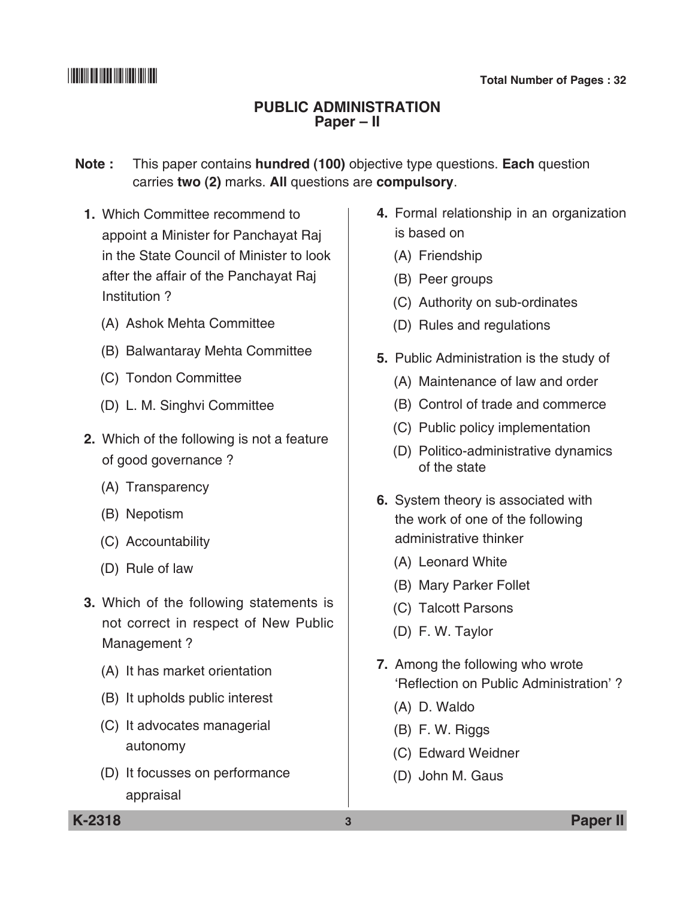# PUBLIC ADMINISTRATION
## Paper – II

**Note :** This paper contains **hundred (100)** objective type questions. **Each** question carries **two (2)** marks. **All** questions are **compulsory**.

1. Which Committee recommend to appoint a Minister for Panchayat Raj in the State Council of Minister to look after the affair of the Panchayat Raj Institution ?
   (A) Ashok Mehta Committee
   (B) Balwantaray Mehta Committee
   (C) Tondon Committee
   (D) L. M. Singhvi Committee

2. Which of the following is not a feature of good governance ?
   (A) Transparency
   (B) Nepotism
   (C) Accountability
   (D) Rule of law

3. Which of the following statements is not correct in respect of New Public Management ?
   (A) It has market orientation
   (B) It upholds public interest
   (C) It advocates managerial autonomy
   (D) It focusses on performance appraisal

4. Formal relationship in an organization is based on
   (A) Friendship
   (B) Peer groups
   (C) Authority on sub-ordinates
   (D) Rules and regulations

5. Public Administration is the study of
   (A) Maintenance of law and order
   (B) Control of trade and commerce
   (C) Public policy implementation
   (D) Politico-administrative dynamics of the state

6. System theory is associated with the work of one of the following administrative thinker
   (A) Leonard White
   (B) Mary Parker Follet
   (C) Talcott Parsons
   (D) F. W. Taylor

7. Among the following who wrote 'Reflection on Public Administration' ?
   (A) D. Waldo
   (B) F. W. Riggs
   (C) Edward Weidner
   (D) John M. Gaus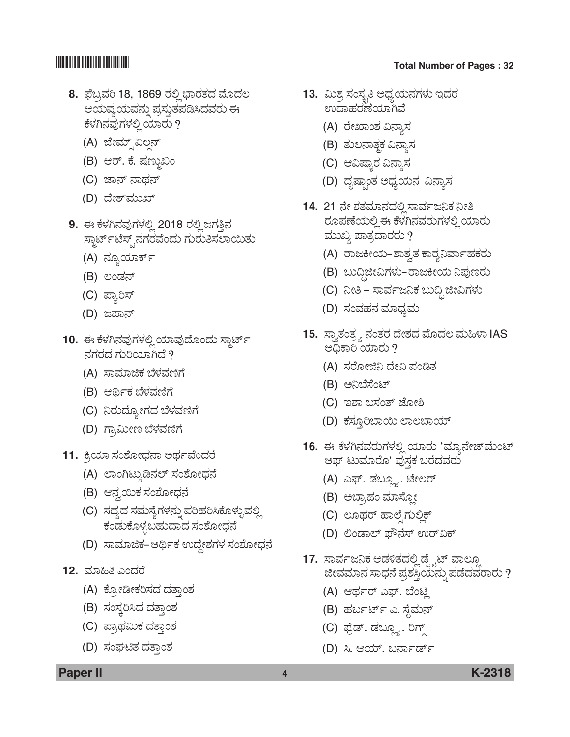**8.** ಫೆಬ್ರವರಿ 18, 1869 ರಲ್ಲಿ ಭಾರತದ ಮೊದಲ ಆಯವ್ಯಯವನ್ನು ಪ್ರಸ್ತುತಪಡಿಸಿದವರು ಈ ಕೆಳಗಿನವುಗಳಲ್ಲಿ ಯಾರು ?

(A) ಜೇಮ್ಸ್ ವಿಲ್ಸನ್

(B) ಆರ್. ಕೆ. ಷಣ್ಮುಖಂ

(C) ಜಾನ್ ನಾಥನ್

(D) ದೇಶ್‌ಮುಖ್

**9.** ಈ ಕೆಳಗಿನವುಗಳಲ್ಲಿ 2018 ರಲ್ಲಿ ಜಗತ್ತಿನ ಸ್ಮಾರ್ಟ್‌ಟೆಸ್ಟ್ ನಗರವೆಂದು ಗುರುತಿಸಲಾಯಿತು

(A) ನ್ಯೂಯಾರ್ಕ್

(B) ಲಂಡನ್

(C) ಪ್ಯಾರಿಸ್

(D) ಜಪಾನ್

**10.** ಈ ಕೆಳಗಿನವುಗಳಲ್ಲಿ ಯಾವುದೊಂದು ಸ್ಮಾರ್ಟ್ ನಗರದ ಗುರಿಯಾಗಿದೆ ?

(A) ಸಾಮಾಜಿಕ ಬೆಳವಣಿಗೆ

(B) ಆರ್ಥಿಕ ಬೆಳವಣಿಗೆ

(C) ನಿರುದ್ಯೋಗದ ಬೆಳವಣಿಗೆ

(D) ಗ್ರಾಮೀಣ ಬೆಳವಣಿಗೆ

**11.** ಕ್ರಿಯಾ ಸಂಶೋಧನಾ ಅರ್ಥವೆಂದರೆ

(A) ಲಾಂಗಿಟ್ಯುಡಿನಲ್ ಸಂಶೋಧನೆ

(B) ಅನ್ವಯಿಕ ಸಂಶೋಧನೆ

(C) ಸದ್ಯದ ಸಮಸ್ಯೆಗಳನ್ನು ಪರಿಹರಿಸಿಕೊಳ್ಳುವಲ್ಲಿ ಕಂಡುಕೊಳ್ಳಬಹುದಾದ ಸಂಶೋಧನೆ

(D) ಸಾಮಾಜಿಕ–ಆರ್ಥಿಕ ಉದ್ದೇಶಗಳ ಸಂಶೋಧನೆ

**12.** ಮಾಹಿತಿ ಎಂದರೆ

(A) ಕ್ರೋಡೀಕರಿಸದ ದತ್ತಾಂಶ

(B) ಸಂಸ್ಕರಿಸಿದ ದತ್ತಾಂಶ

(C) ಪ್ರಾಥಮಿಕ ದತ್ತಾಂಶ

(D) ಸಂಘಟಿತ ದತ್ತಾಂಶ

**13.** ಮಿಶ್ರ ಸಂಸ್ಕೃತಿ ಅಧ್ಯಯನಗಳು ಇದರ ಉದಾಹರಣೆಯಾಗಿವೆ

(A) ರೇಖಾಂಶ ವಿನ್ಯಾಸ

(B) ತುಲನಾತ್ಮಕ ವಿನ್ಯಾಸ

(C) ಆವಿಷ್ಕಾರ ವಿನ್ಯಾಸ

(D) ದೃಷ್ಟಾಂತ ಅಧ್ಯಯನ ವಿನ್ಯಾಸ

**14.** 21 ನೇ ಶತಮಾನದಲ್ಲಿ ಸಾರ್ವಜನಿಕ ನೀತಿ ರೂಪಣೆಯಲ್ಲಿ ಈ ಕೆಳಗಿನವರುಗಳಲ್ಲಿ ಯಾರು ಮುಖ್ಯ ಪಾತ್ರದಾರರು ?

(A) ರಾಜಕೀಯ–ಶಾಶ್ವತ ಕಾರ್ಯನಿರ್ವಾಹಕರು

(B) ಬುದ್ಧಿಜೀವಿಗಳು–ರಾಜಕೀಯ ನಿಪುಣರು

(C) ನೀತಿ – ಸಾರ್ವಜನಿಕ ಬುದ್ಧಿ ಜೀವಿಗಳು

(D) ಸಂವಹನ ಮಾಧ್ಯಮ

**15.** ಸ್ವಾತಂತ್ರ್ಯ ನಂತರ ದೇಶದ ಮೊದಲ ಮಹಿಳಾ IAS ಅಧಿಕಾರಿ ಯಾರು ?

(A) ಸರೋಜಿನಿ ದೇವಿ ಪಂಡಿತ

(B) ಅನಿಬೆಸೆಂಟ್

(C) ಇಶಾ ಬಸಂತ್ ಜೋಶಿ

(D) ಕಸ್ತೂರಿಬಾಯಿ ಲಾಲಬಾಯ್

**16.** ಈ ಕೆಳಗಿನವರುಗಳಲ್ಲಿ ಯಾರು 'ಮ್ಯಾನೇಜ್‌ಮೆಂಟ್ ಆಫ್ ಟುಮಾರೊ' ಪುಸ್ತಕ ಬರೆದವರು

(A) ಎಫ್. ಡಬ್ಲ್ಯೂ. ಟೇಲರ್

(B) ಅಬ್ರಾಹಂ ಮಾಸ್ಲೋ

(C) ಲೂಥರ್ ಹಾಲ್ಸೆ ಗುಲ್ಲಿಕ್

(D) ಲಿಂಡಾಲ್ ಫೌನೆಸ್ ಉರ್‌ವಿಕ್

**17.** ಸಾರ್ವಜನಿಕ ಆಡಳಿತದಲ್ಲಿ ಡ್ವೈಟ್ ವಾಲ್ಡೊ ಜೀವಮಾನ ಸಾಧನೆ ಪ್ರಶಸ್ತಿಯನ್ನು ಪಡೆದವರಾರು ?

(A) ಆರ್ಥರ್ ಎಫ್. ಬೆಂಟ್ಲಿ

(B) ಹರ್ಬರ್ಟ್ ಎ. ಸೈಮನ್

(C) ಫ್ರೆಡ್. ಡಬ್ಲ್ಯೂ. ರಿಗ್ಸ್

(D) ಸಿ. ಆಯ್. ಬರ್ನಾರ್ಡ್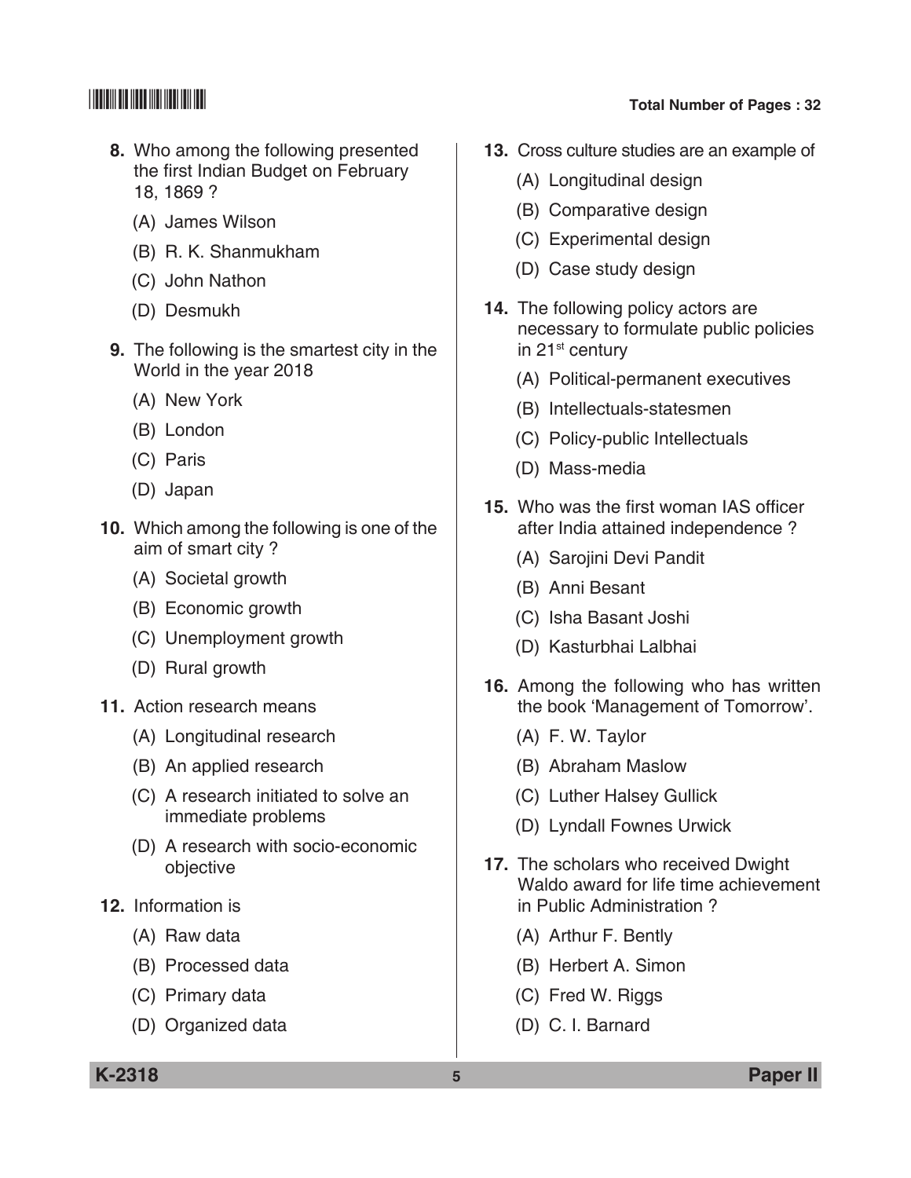8. Who among the following presented the first Indian Budget on February 18, 1869 ?

   (A) James Wilson

   (B) R. K. Shanmukham

   (C) John Nathon

   (D) Desmukh

9. The following is the smartest city in the World in the year 2018

   (A) New York

   (B) London

   (C) Paris

   (D) Japan

10. Which among the following is one of the aim of smart city ?

    (A) Societal growth

    (B) Economic growth

    (C) Unemployment growth

    (D) Rural growth

11. Action research means

    (A) Longitudinal research

    (B) An applied research

    (C) A research initiated to solve an immediate problems

    (D) A research with socio-economic objective

12. Information is

    (A) Raw data

    (B) Processed data

    (C) Primary data

    (D) Organized data

13. Cross culture studies are an example of

    (A) Longitudinal design

    (B) Comparative design

    (C) Experimental design

    (D) Case study design

14. The following policy actors are necessary to formulate public policies in 21st century

    (A) Political-permanent executives

    (B) Intellectuals-statesmen

    (C) Policy-public Intellectuals

    (D) Mass-media

15. Who was the first woman IAS officer after India attained independence ?

    (A) Sarojini Devi Pandit

    (B) Anni Besant

    (C) Isha Basant Joshi

    (D) Kasturbhai Lalbhai

16. Among the following who has written the book 'Management of Tomorrow'.

    (A) F. W. Taylor

    (B) Abraham Maslow

    (C) Luther Halsey Gullick

    (D) Lyndall Fownes Urwick

17. The scholars who received Dwight Waldo award for life time achievement in Public Administration ?

    (A) Arthur F. Bently

    (B) Herbert A. Simon

    (C) Fred W. Riggs

    (D) C. I. Barnard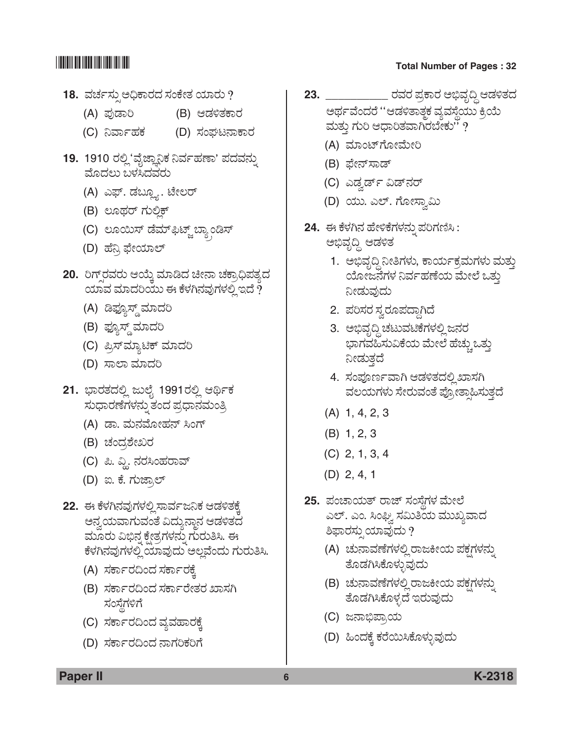18. ವರ್ಚಸ್ಸು ಅಧಿಕಾರದ ಸಂಕೇತ ಯಾರು ?

(A) ಪುಡಾರಿ (B) ಆಡಳಿತಕಾರ

(C) ನಿರ್ವಾಹಕ (D) ಸಂಘಟನಾಕಾರ

19. 1910 ರಲ್ಲಿ 'ವೈಜ್ಞಾನಿಕ ನಿರ್ವಹಣಾ' ಪದವನ್ನು ಮೊದಲು ಬಳಸಿದವರು

(A) ಎಫ್. ಡಬ್ಲ್ಯೂ. ಟೇಲರ್

(B) ಲೂಥರ್ ಗುಲ್ಲಿಕ್

(C) ಲೂಯಿಸ್ ಡೆಮ್‌ಫಿಟ್ಜ್ ಬ್ರ್ಯಾಂಡಿಸ್

(D) ಹೆನ್ರಿ ಫೇಯಾಲ್

20. ರಿಗ್ಸ್‌ರವರು ಆಯ್ಕೆ ಮಾಡಿದ ಚೀನಾ ಚಕ್ರಾಧಿಪತ್ಯದ ಯಾವ ಮಾದರಿಯು ಈ ಕೆಳಗಿನವುಗಳಲ್ಲಿ ಇದೆ ?

(A) ಡಿಫ್ಯೂಸ್ಡ್ ಮಾದರಿ

(B) ಫ್ಯೂಸ್ಡ್ ಮಾದರಿ

(C) ಪ್ರಿಸ್ಮ್ಯಾಟಿಕ್ ಮಾದರಿ

(D) ಸಾಲಾ ಮಾದರಿ

21. ಭಾರತದಲ್ಲಿ ಜುಲೈ 1991ರಲ್ಲಿ ಆರ್ಥಿಕ ಸುಧಾರಣೆಗಳನ್ನು ತಂದ ಪ್ರಧಾನಮಂತ್ರಿ

(A) ಡಾ. ಮನಮೋಹನ್ ಸಿಂಗ್

(B) ಚಂದ್ರಶೇಖರ

(C) ಪಿ. ವ್ಹಿ. ನರಸಿಂಹರಾವ್

(D) ಐ. ಕೆ. ಗುಜ್ರಾಲ್

22. ಈ ಕೆಳಗಿನವುಗಳಲ್ಲಿ ಸಾರ್ವಜನಿಕ ಆಡಳಿತಕ್ಕೆ ಅನ್ವಯವಾಗುವಂತೆ ವಿದ್ಯುನ್ಮಾನ ಆಡಳಿತದ ಮೂರು ವಿಭಿನ್ನ ಕ್ಷೇತ್ರಗಳನ್ನು ಗುರುತಿಸಿ. ಈ ಕೆಳಗಿನವುಗಳಲ್ಲಿ ಯಾವುದು ಅಲ್ಲವೆಂದು ಗುರುತಿಸಿ.

(A) ಸರ್ಕಾರದಿಂದ ಸರ್ಕಾರಕ್ಕೆ

(B) ಸರ್ಕಾರದಿಂದ ಸರ್ಕಾರೇತರ ಖಾಸಗಿ ಸಂಸ್ಥೆಗಳಿಗೆ

(C) ಸರ್ಕಾರದಿಂದ ವ್ಯವಹಾರಕ್ಕೆ

(D) ಸರ್ಕಾರದಿಂದ ನಾಗರಿಕರಿಗೆ

23. __________ ರವರ ಪ್ರಕಾರ ಅಭಿವೃದ್ಧಿ ಆಡಳಿತದ ಅರ್ಥವೆಂದರೆ ''ಆಡಳಿತಾತ್ಮಕ ವ್ಯವಸ್ಥೆಯು ಕ್ರಿಯೆ ಮತ್ತು ಗುರಿ ಆಧಾರಿತವಾಗಿರಬೇಕು'' ?

(A) ಮಾಂಟ್‌ಗೋಮೇರಿ

(B) ಫೇನ್‌ಸಾಡ್

(C) ಎಡ್ವರ್ಡ್ ವಿಡ್‌ನರ್

(D) ಯು. ಎಲ್. ಗೋಸ್ವಾಮಿ

24. ಈ ಕೆಳಗಿನ ಹೇಳಿಕೆಗಳನ್ನು ಪರಿಗಣಿಸಿ :
ಅಭಿವೃದ್ಧಿ ಆಡಳಿತ

1. ಅಭಿವೃದ್ಧಿ ನೀತಿಗಳು, ಕಾರ್ಯಕ್ರಮಗಳು ಮತ್ತು ಯೋಜನೆಗಳ ನಿರ್ವಹಣೆಯ ಮೇಲೆ ಒತ್ತು ನೀಡುವುದು
2. ಪರಿಸರ ಸ್ವರೂಪದ್ದಾಗಿದೆ
3. ಅಭಿವೃದ್ಧಿ ಚಟುವಟಿಕೆಗಳಲ್ಲಿ ಜನರ ಭಾಗವಹಿಸುವಿಕೆಯ ಮೇಲೆ ಹೆಚ್ಚು ಒತ್ತು ನೀಡುತ್ತದೆ
4. ಸಂಪೂರ್ಣವಾಗಿ ಆಡಳಿತದಲ್ಲಿ ಖಾಸಗಿ ವಲಯಗಳು ಸೇರುವಂತೆ ಪ್ರೋತ್ಸಾಹಿಸುತ್ತದೆ

(A) 1, 4, 2, 3

(B) 1, 2, 3

(C) 2, 1, 3, 4

(D) 2, 4, 1

25. ಪಂಚಾಯತ್ ರಾಜ್ ಸಂಸ್ಥೆಗಳ ಮೇಲೆ ಎಲ್. ಎಂ. ಸಿಂಘ್ವಿ ಸಮಿತಿಯ ಮುಖ್ಯವಾದ ಶಿಫಾರಸ್ಸು ಯಾವುದು ?

(A) ಚುನಾವಣೆಗಳಲ್ಲಿ ರಾಜಕೀಯ ಪಕ್ಷಗಳನ್ನು ತೊಡಗಿಸಿಕೊಳ್ಳುವುದು

(B) ಚುನಾವಣೆಗಳಲ್ಲಿ ರಾಜಕೀಯ ಪಕ್ಷಗಳನ್ನು ತೊಡಗಿಸಿಕೊಳ್ಳದೆ ಇರುವುದು

(C) ಜನಾಭಿಪ್ರಾಯ

(D) ಹಿಂದಕ್ಕೆ ಕರೆಯಿಸಿಕೊಳ್ಳುವುದು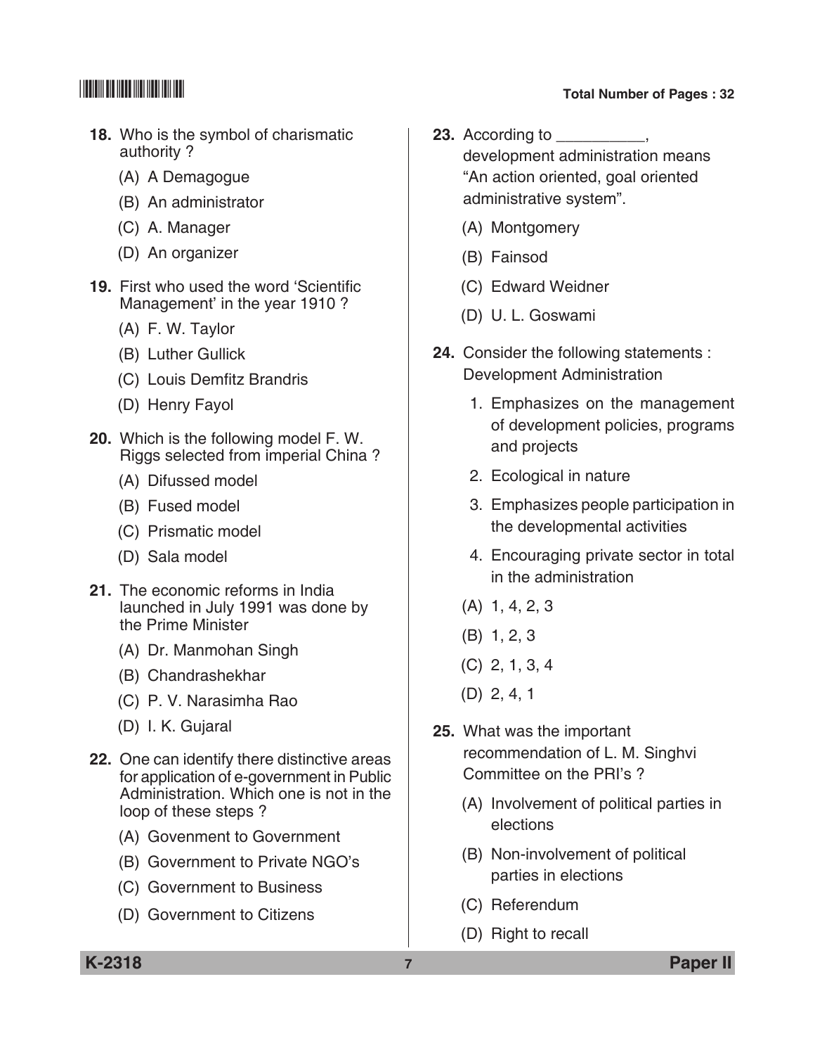18. Who is the symbol of charismatic authority ?

(A) A Demagogue

(B) An administrator

(C) A. Manager

(D) An organizer

19. First who used the word 'Scientific Management' in the year 1910 ?

(A) F. W. Taylor

(B) Luther Gullick

(C) Louis Demfitz Brandris

(D) Henry Fayol

20. Which is the following model F. W. Riggs selected from imperial China ?

(A) Difussed model

(B) Fused model

(C) Prismatic model

(D) Sala model

21. The economic reforms in India launched in July 1991 was done by the Prime Minister

(A) Dr. Manmohan Singh

(B) Chandrashekhar

(C) P. V. Narasimha Rao

(D) I. K. Gujaral

22. One can identify there distinctive areas for application of e-government in Public Administration. Which one is not in the loop of these steps ?

(A) Govenment to Government

(B) Government to Private NGO's

(C) Government to Business

(D) Government to Citizens

23. According to __________, development administration means "An action oriented, goal oriented administrative system".

(A) Montgomery

(B) Fainsod

(C) Edward Weidner

(D) U. L. Goswami

24. Consider the following statements : Development Administration

1. Emphasizes on the management of development policies, programs and projects
2. Ecological in nature
3. Emphasizes people participation in the developmental activities
4. Encouraging private sector in total in the administration

(A) 1, 4, 2, 3

(B) 1, 2, 3

(C) 2, 1, 3, 4

(D) 2, 4, 1

25. What was the important recommendation of L. M. Singhvi Committee on the PRI's ?

(A) Involvement of political parties in elections

(B) Non-involvement of political parties in elections

(C) Referendum

(D) Right to recall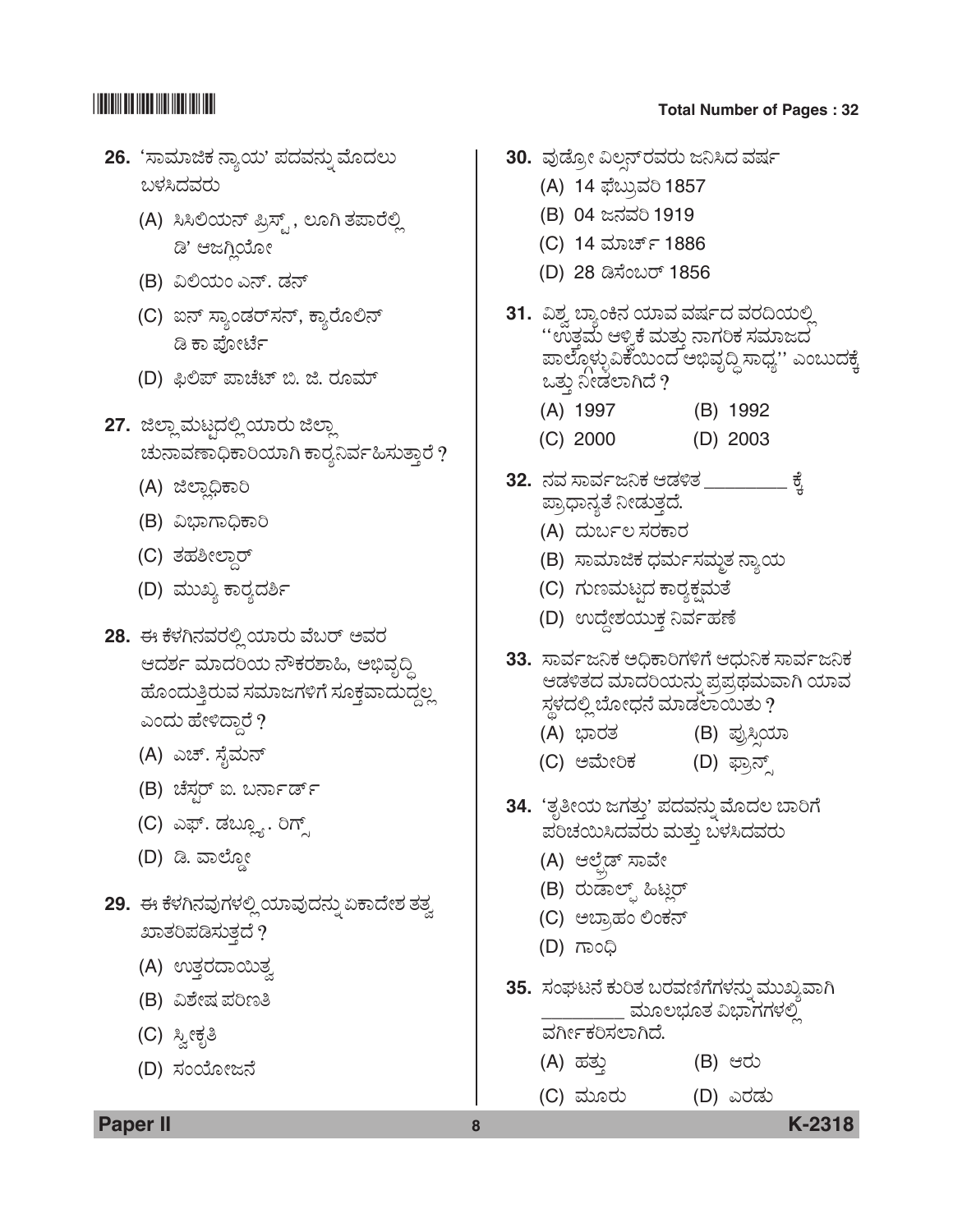26. 'ಸಾಮಾಜಿಕ ನ್ಯಾಯ' ಪದವನ್ನು ಮೊದಲು ಬಳಸಿದವರು

   (A) ಸಿಸಿಲಿಯನ್ ಪ್ರಿಸ್ಟ್, ಲೂಗಿ ತಪಾರೆಲ್ಲಿ ಡಿ' ಆಜಗ್ಲಿಯೋ

   (B) ವಿಲಿಯಂ ಎನ್. ಡನ್

   (C) ಐನ್ ಸ್ಯಾಂಡರ್‌ಸನ್, ಕ್ಯಾರೊಲಿನ್ ಡಿ ಕಾ ಪೋರ್ಟೆ

   (D) ಫಿಲಿಪ್ ಪಾಚೆಟ್ ಬಿ. ಜಿ. ರೂಮ್

27. ಜಿಲ್ಲಾ ಮಟ್ಟದಲ್ಲಿ ಯಾರು ಜಿಲ್ಲಾ ಚುನಾವಣಾಧಿಕಾರಿಯಾಗಿ ಕಾರ್ಯನಿರ್ವಹಿಸುತ್ತಾರೆ ?

   (A) ಜಿಲ್ಲಾಧಿಕಾರಿ

   (B) ವಿಭಾಗಾಧಿಕಾರಿ

   (C) ತಹಶೀಲ್ದಾರ್

   (D) ಮುಖ್ಯ ಕಾರ್ಯದರ್ಶಿ

28. ಈ ಕೆಳಗಿನವರಲ್ಲಿ ಯಾರು ವೆಬರ್ ಅವರ ಆದರ್ಶ ಮಾದರಿಯ ನೌಕರಶಾಹಿ, ಅಭಿವೃದ್ಧಿ ಹೊಂದುತ್ತಿರುವ ಸಮಾಜಗಳಿಗೆ ಸೂಕ್ತವಾದುದ್ದಲ್ಲ ಎಂದು ಹೇಳಿದ್ದಾರೆ ?

   (A) ಎಚ್. ಸೈಮನ್

   (B) ಚೆಸ್ಟರ್ ಐ. ಬರ್ನಾರ್ಡ್

   (C) ಎಫ್. ಡಬ್ಲ್ಯೂ. ರಿಗ್ಸ್

   (D) ಡಿ. ವಾಲ್ಡೋ

29. ಈ ಕೆಳಗಿನವುಗಳಲ್ಲಿ ಯಾವುದನ್ನು ಏಕಾದೇಶ ತತ್ವ ಖಾತರಿಪಡಿಸುತ್ತದೆ ?

   (A) ಉತ್ತರದಾಯಿತ್ವ

   (B) ವಿಶೇಷ ಪರಿಣತಿ

   (C) ಸ್ವೀಕೃತಿ

   (D) ಸಂಯೋಜನೆ

30. ವುಡ್ರೋ ವಿಲ್ಸನ್‌ರವರು ಜನಿಸಿದ ವರ್ಷ

   (A) 14 ಫೆಬ್ರುವರಿ 1857

   (B) 04 ಜನವರಿ 1919

   (C) 14 ಮಾರ್ಚ್ 1886

   (D) 28 ಡಿಸೆಂಬರ್ 1856

31. ವಿಶ್ವ ಬ್ಯಾಂಕಿನ ಯಾವ ವರ್ಷದ ವರದಿಯಲ್ಲಿ ''ಉತ್ತಮ ಆಳ್ವಿಕೆ ಮತ್ತು ನಾಗರಿಕ ಸಮಾಜದ ಪಾಲ್ಗೊಳ್ಳುವಿಕೆಯಿಂದ ಅಭಿವೃದ್ಧಿ ಸಾಧ್ಯ'' ಎಂಬುದಕ್ಕೆ ಒತ್ತು ನೀಡಲಾಗಿದೆ ?

   (A) 1997
   (B) 1992
   (C) 2000
   (D) 2003

32. ನವ ಸಾರ್ವಜನಿಕ ಆಡಳಿತ ________ ಕ್ಕೆ ಪ್ರಾಧಾನ್ಯತೆ ನೀಡುತ್ತದೆ.

   (A) ದುರ್ಬಲ ಸರಕಾರ

   (B) ಸಾಮಾಜಿಕ ಧರ್ಮಸಮ್ಮತ ನ್ಯಾಯ

   (C) ಗುಣಮಟ್ಟದ ಕಾರ್ಯಕ್ಷಮತೆ

   (D) ಉದ್ದೇಶಯುಕ್ತ ನಿರ್ವಹಣೆ

33. ಸಾರ್ವಜನಿಕ ಅಧಿಕಾರಿಗಳಿಗೆ ಆಧುನಿಕ ಸಾರ್ವಜನಿಕ ಆಡಳಿತದ ಮಾದರಿಯನ್ನು ಪ್ರಪ್ರಥಮವಾಗಿ ಯಾವ ಸ್ಥಳದಲ್ಲಿ ಬೋಧನೆ ಮಾಡಲಾಯಿತು ?

   (A) ಭಾರತ
   (B) ಪ್ರುಸ್ಸಿಯಾ
   (C) ಅಮೇರಿಕ
   (D) ಫ್ರಾನ್ಸ್

34. 'ತೃತೀಯ ಜಗತ್ತು' ಪದವನ್ನು ಮೊದಲ ಬಾರಿಗೆ ಪರಿಚಯಿಸಿದವರು ಮತ್ತು ಬಳಸಿದವರು

   (A) ಆಲ್ಫ್ರೆಡ್ ಸಾವೇ

   (B) ರುಡಾಲ್ಫ್ ಹಿಟ್ಲರ್

   (C) ಅಬ್ರಾಹಂ ಲಿಂಕನ್

   (D) ಗಾಂಧಿ

35. ಸಂಘಟನೆ ಕುರಿತ ಬರವಣಿಗೆಗಳನ್ನು ಮುಖ್ಯವಾಗಿ ________ ಮೂಲಭೂತ ವಿಭಾಗಗಳಲ್ಲಿ ವರ್ಗೀಕರಿಸಲಾಗಿದೆ.

   (A) ಹತ್ತು
   (B) ಆರು
   (C) ಮೂರು
   (D) ಎರಡು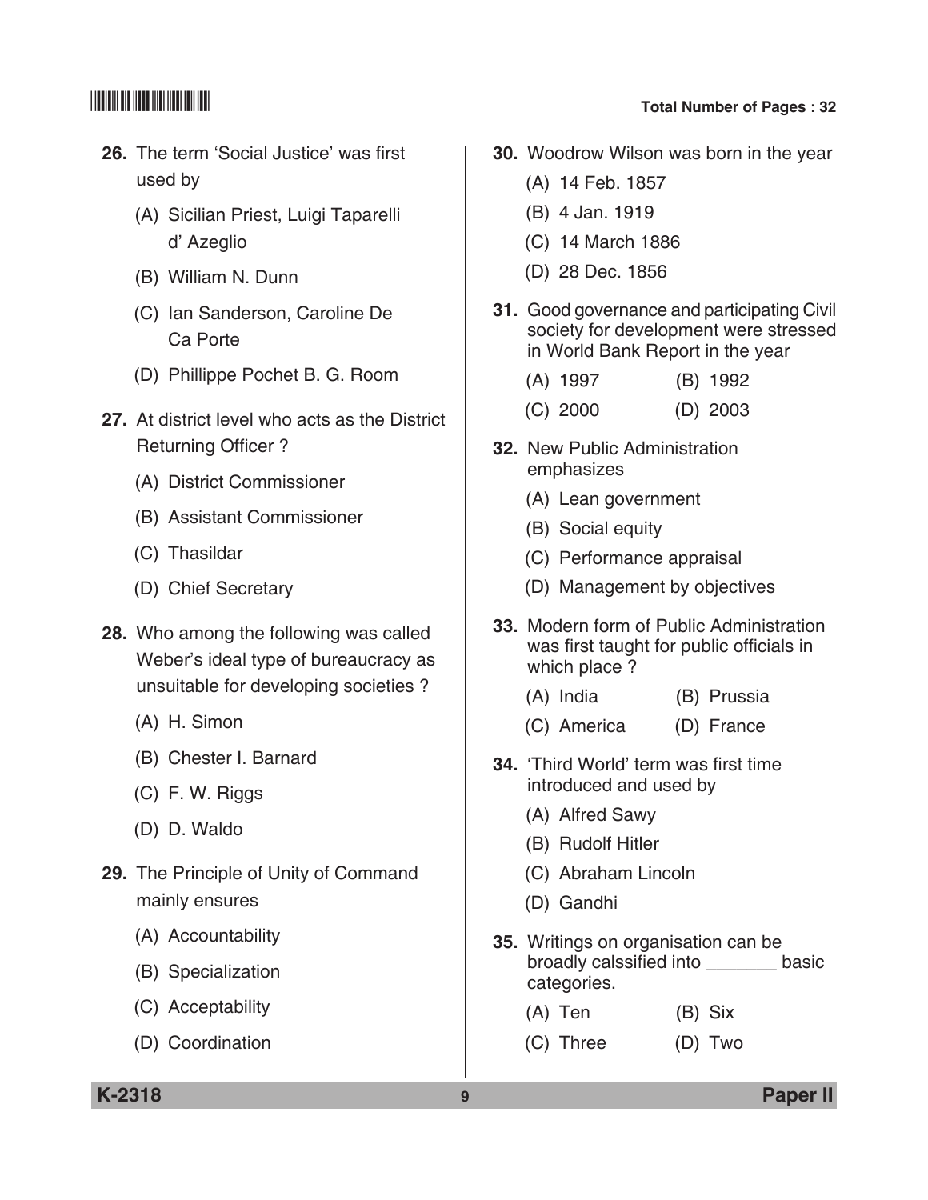26. The term 'Social Justice' was first used by

   (A) Sicilian Priest, Luigi Taparelli d' Azeglio

   (B) William N. Dunn

   (C) Ian Sanderson, Caroline De Ca Porte

   (D) Phillippe Pochet B. G. Room

27. At district level who acts as the District Returning Officer ?

   (A) District Commissioner

   (B) Assistant Commissioner

   (C) Thasildar

   (D) Chief Secretary

28. Who among the following was called Weber's ideal type of bureaucracy as unsuitable for developing societies ?

   (A) H. Simon

   (B) Chester I. Barnard

   (C) F. W. Riggs

   (D) D. Waldo

29. The Principle of Unity of Command mainly ensures

   (A) Accountability

   (B) Specialization

   (C) Acceptability

   (D) Coordination

30. Woodrow Wilson was born in the year

   (A) 14 Feb. 1857

   (B) 4 Jan. 1919

   (C) 14 March 1886

   (D) 28 Dec. 1856

31. Good governance and participating Civil society for development were stressed in World Bank Report in the year

   (A) 1997 (B) 1992

   (C) 2000 (D) 2003

32. New Public Administration emphasizes

   (A) Lean government

   (B) Social equity

   (C) Performance appraisal

   (D) Management by objectives

33. Modern form of Public Administration was first taught for public officials in which place ?

   (A) India (B) Prussia

   (C) America (D) France

34. 'Third World' term was first time introduced and used by

   (A) Alfred Sawy

   (B) Rudolf Hitler

   (C) Abraham Lincoln

   (D) Gandhi

35. Writings on organisation can be broadly calssified into _______ basic categories.

   (A) Ten (B) Six

   (C) Three (D) Two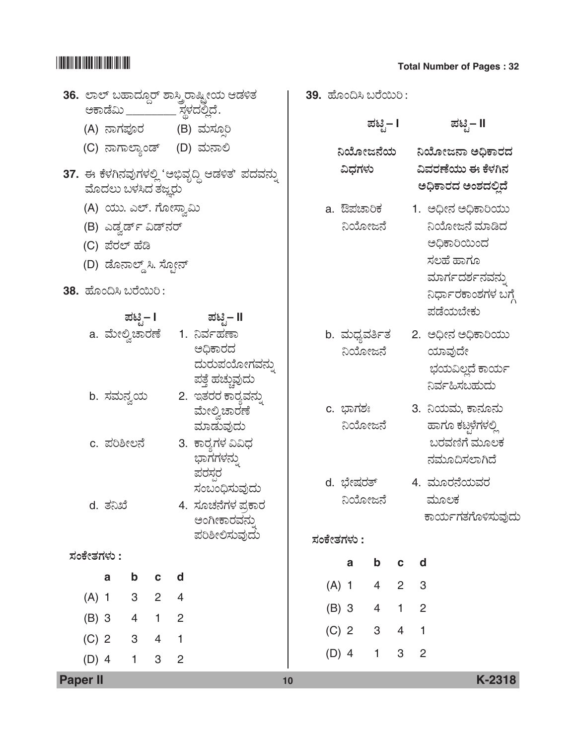**36.** ಲಾಲ್ ಬಹಾದ್ದೂರ್ ಶಾಸ್ತ್ರಿ ರಾಷ್ಟ್ರೀಯ ಆಡಳಿತ ಅಕಾಡೆಮಿ _________ ಸ್ಥಳದಲ್ಲಿದೆ.

(A) ನಾಗಪೂರ (B) ಮಸ್ಸೂರಿ

(C) ನಾಗಾಲ್ಯಾಂಡ್ (D) ಮನಾಲಿ

**37.** ಈ ಕೆಳಗಿನವುಗಳಲ್ಲಿ 'ಅಭಿವೃದ್ಧಿ ಆಡಳಿತ' ಪದವನ್ನು ಮೊದಲು ಬಳಸಿದ ತಜ್ಞರು

(A) ಯು. ಎಲ್. ಗೋಸ್ವಾಮಿ

(B) ಎಡ್ವರ್ಡ್ ವಿಡ್‌ನರ್

(C) ಪೆರಲ್ ಹೆಡಿ

(D) ಡೊನಾಲ್ಡ್ ಸಿ. ಸ್ಟೋನ್

**38.** ಹೊಂದಿಸಿ ಬರೆಯಿರಿ :

| ಪಟ್ಟಿ – I | ಪಟ್ಟಿ – II |
|---|---|
| a. ಮೇಲ್ವಿಚಾರಣೆ | 1. ನಿರ್ವಹಣಾ ಅಧಿಕಾರದ ದುರುಪಯೋಗವನ್ನು ಪತ್ತೆ ಹಚ್ಚುವುದು |
| b. ಸಮನ್ವಯ | 2. ಇತರರ ಕಾರ್ಯವನ್ನು ಮೇಲ್ವಿಚಾರಣೆ ಮಾಡುವುದು |
| c. ಪರಿಶೀಲನೆ | 3. ಕಾರ್ಯಗಳ ವಿವಿಧ ಭಾಗಗಳನ್ನು ಪರಸ್ಪರ ಸಂಬಂಧಿಸುವುದು |
| d. ತನಿಖೆ | 4. ಸೂಚನೆಗಳ ಪ್ರಕಾರ ಅಂಗೀಕಾರವನ್ನು ಪರಿಶೀಲಿಸುವುದು |

**ಸಂಕೇತಗಳು :**

| | a | b | c | d |
|---|---|---|---|---|
| (A) | 1 | 3 | 2 | 4 |
| (B) | 3 | 4 | 1 | 2 |
| (C) | 2 | 3 | 4 | 1 |
| (D) | 4 | 1 | 3 | 2 |

**39.** ಹೊಂದಿಸಿ ಬರೆಯಿರಿ :

| ಪಟ್ಟಿ – I<br>ನಿಯೋಜನೆಯ ವಿಧಗಳು | ಪಟ್ಟಿ – II<br>ನಿಯೋಜನಾ ಅಧಿಕಾರದ ವಿವರಣೆಯು ಈ ಕೆಳಗಿನ ಅಧಿಕಾರದ ಅಂಶದಲ್ಲಿದೆ |
|---|---|
| a. ಔಪಚಾರಿಕ ನಿಯೋಜನೆ | 1. ಅಧೀನ ಅಧಿಕಾರಿಯು ನಿಯೋಜನೆ ಮಾಡಿದ ಅಧಿಕಾರಿಯಿಂದ ಸಲಹೆ ಹಾಗೂ ಮಾರ್ಗದರ್ಶನವನ್ನು ನಿರ್ಧಾರಕಾಂಶಗಳ ಬಗ್ಗೆ ಪಡೆಯಬೇಕು |
| b. ಮಧ್ಯವರ್ತಿತ ನಿಯೋಜನೆ | 2. ಅಧೀನ ಅಧಿಕಾರಿಯು ಯಾವುದೇ ಭಯವಿಲ್ಲದೆ ಕಾರ್ಯ ನಿರ್ವಹಿಸಬಹುದು |
| c. ಭಾಗಶಃ ನಿಯೋಜನೆ | 3. ನಿಯಮ, ಕಾನೂನು ಹಾಗೂ ಕಟ್ಟಳೆಗಳಲ್ಲಿ ಬರವಣಿಗೆ ಮೂಲಕ ನಮೂದಿಸಲಾಗಿದೆ |
| d. ಭೇಷರತ್ ನಿಯೋಜನೆ | 4. ಮೂರನೆಯವರ ಮೂಲಕ ಕಾರ್ಯಗತಗೊಳಿಸುವುದು |

**ಸಂಕೇತಗಳು :**

| | a | b | c | d |
|---|---|---|---|---|
| (A) | 1 | 4 | 2 | 3 |
| (B) | 3 | 4 | 1 | 2 |
| (C) | 2 | 3 | 4 | 1 |
| (D) | 4 | 1 | 3 | 2 |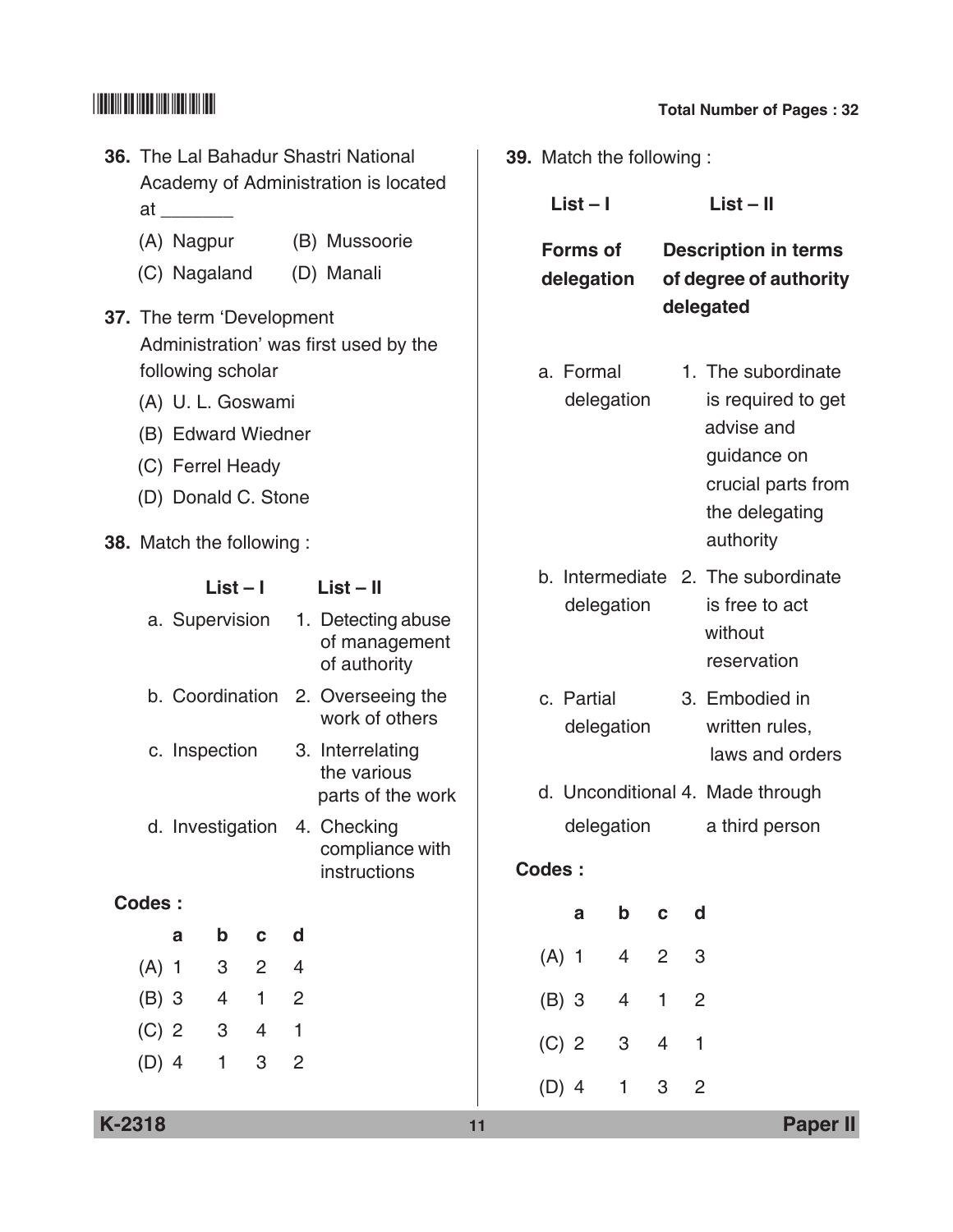**36.** The Lal Bahadur Shastri National Academy of Administration is located at _______

(A) Nagpur (B) Mussoorie

(C) Nagaland (D) Manali

**37.** The term 'Development Administration' was first used by the following scholar

(A) U. L. Goswami

(B) Edward Wiedner

(C) Ferrel Heady

(D) Donald C. Stone

**38.** Match the following :

| List – I | List – II |
|---|---|
| a. Supervision | 1. Detecting abuse of management of authority |
| b. Coordination | 2. Overseeing the work of others |
| c. Inspection | 3. Interrelating the various parts of the work |
| d. Investigation | 4. Checking compliance with instructions |

**Codes :**

| | a | b | c | d |
|---|---|---|---|---|
| (A) | 1 | 3 | 2 | 4 |
| (B) | 3 | 4 | 1 | 2 |
| (C) | 2 | 3 | 4 | 1 |
| (D) | 4 | 1 | 3 | 2 |

**39.** Match the following :

| List – I<br>**Forms of delegation** | List – II<br>**Description in terms of degree of authority delegated** |
|---|---|
| a. Formal delegation | 1. The subordinate is required to get advise and guidance on crucial parts from the delegating authority |
| b. Intermediate delegation | 2. The subordinate is free to act without reservation |
| c. Partial delegation | 3. Embodied in written rules, laws and orders |
| d. Unconditional delegation | 4. Made through a third person |

**Codes :**

| | a | b | c | d |
|---|---|---|---|---|
| (A) | 1 | 4 | 2 | 3 |
| (B) | 3 | 4 | 1 | 2 |
| (C) | 2 | 3 | 4 | 1 |
| (D) | 4 | 1 | 3 | 2 |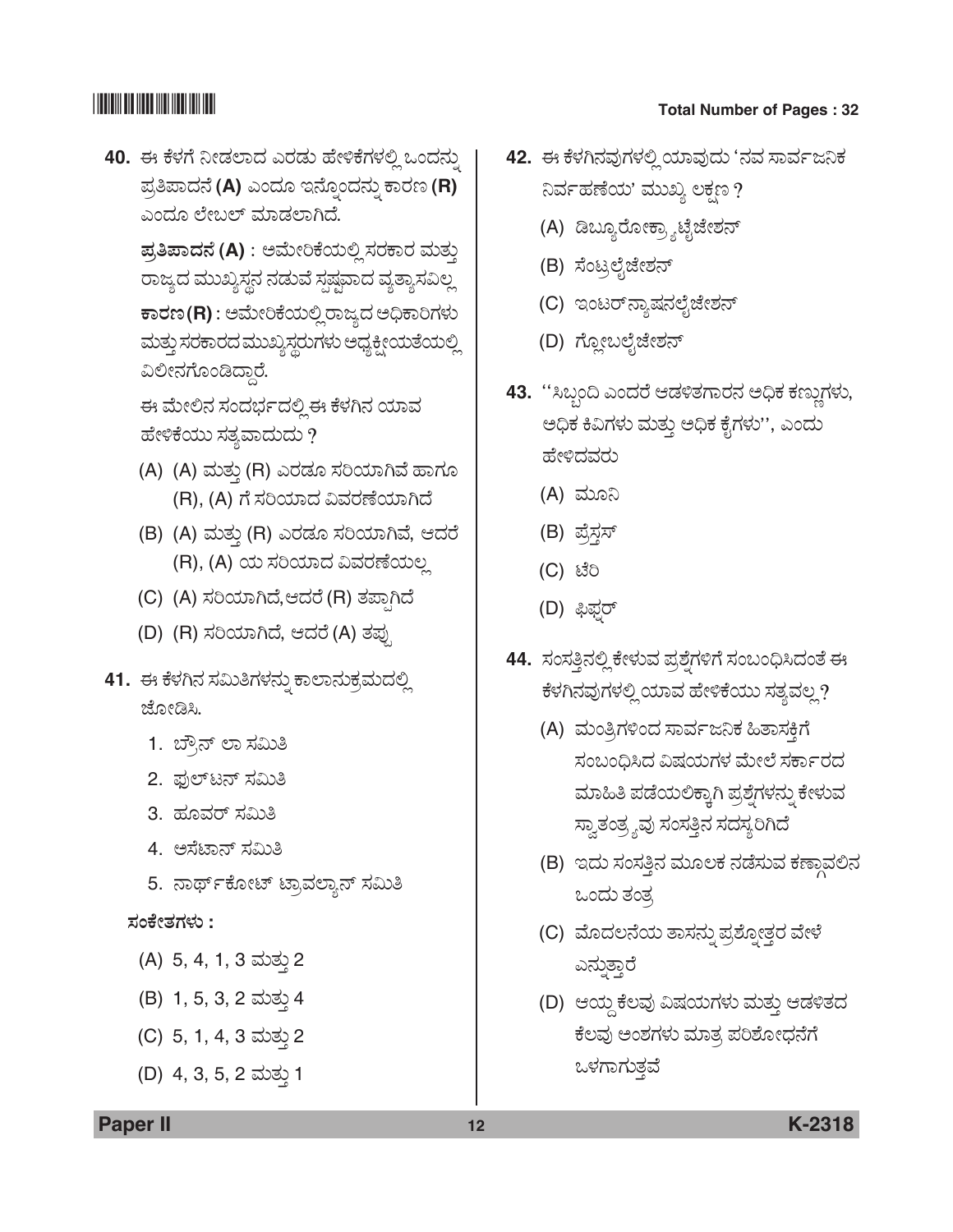**40.** ಈ ಕೆಳಗೆ ನೀಡಲಾದ ಎರಡು ಹೇಳಿಕೆಗಳಲ್ಲಿ ಒಂದನ್ನು ಪ್ರತಿಪಾದನೆ **(A)** ಎಂದೂ ಇನ್ನೊಂದನ್ನು ಕಾರಣ **(R)** ಎಂದೂ ಲೇಬಲ್ ಮಾಡಲಾಗಿದೆ.

**ಪ್ರತಿಪಾದನೆ (A)** : ಅಮೇರಿಕೆಯಲ್ಲಿ ಸರಕಾರ ಮತ್ತು ರಾಜ್ಯದ ಮುಖ್ಯಸ್ಥನ ನಡುವೆ ಸ್ಪಷ್ಟವಾದ ವ್ಯತ್ಯಾಸವಿಲ್ಲ

**ಕಾರಣ (R)** : ಅಮೇರಿಕೆಯಲ್ಲಿ ರಾಜ್ಯದ ಅಧಿಕಾರಿಗಳು ಮತ್ತು ಸರಕಾರದ ಮುಖ್ಯಸ್ಥರುಗಳು ಅಧ್ಯಕ್ಷೀಯತೆಯಲ್ಲಿ ವಿಲೀನಗೊಂಡಿದ್ದಾರೆ.

ಈ ಮೇಲಿನ ಸಂದರ್ಭದಲ್ಲಿ ಈ ಕೆಳಗಿನ ಯಾವ ಹೇಳಿಕೆಯು ಸತ್ಯವಾದುದು ?

(A) (A) ಮತ್ತು (R) ಎರಡೂ ಸರಿಯಾಗಿವೆ ಹಾಗೂ (R), (A) ಗೆ ಸರಿಯಾದ ವಿವರಣೆಯಾಗಿದೆ

(B) (A) ಮತ್ತು (R) ಎರಡೂ ಸರಿಯಾಗಿವೆ, ಆದರೆ (R), (A) ಯ ಸರಿಯಾದ ವಿವರಣೆಯಲ್ಲ

(C) (A) ಸರಿಯಾಗಿದೆ, ಆದರೆ (R) ತಪ್ಪಾಗಿದೆ

(D) (R) ಸರಿಯಾಗಿದೆ, ಆದರೆ (A) ತಪ್ಪು

**41.** ಈ ಕೆಳಗಿನ ಸಮಿತಿಗಳನ್ನು ಕಾಲಾನುಕ್ರಮದಲ್ಲಿ ಜೋಡಿಸಿ.

1. ಬ್ರೌನ್ ಲಾ ಸಮಿತಿ
2. ಫುಲ್‌ಟನ್ ಸಮಿತಿ
3. ಹೂವರ್ ಸಮಿತಿ
4. ಅಸೆಟಾನ್ ಸಮಿತಿ
5. ನಾರ್ಥ್‌ಕೋಟ್ ಟ್ರಾವಲ್ಯಾನ್ ಸಮಿತಿ

**ಸಂಕೇತಗಳು :**

(A) 5, 4, 1, 3 ಮತ್ತು 2

(B) 1, 5, 3, 2 ಮತ್ತು 4

(C) 5, 1, 4, 3 ಮತ್ತು 2

(D) 4, 3, 5, 2 ಮತ್ತು 1

**42.** ಈ ಕೆಳಗಿನವುಗಳಲ್ಲಿ ಯಾವುದು 'ನವ ಸಾರ್ವಜನಿಕ ನಿರ್ವಹಣೆಯ' ಮುಖ್ಯ ಲಕ್ಷಣ ?

(A) ಡಿಬ್ಯೂರೋಕ್ರ್ಯಾಟೈಜೇಶನ್

(B) ಸೆಂಟ್ರಲೈಜೇಶನ್

(C) ಇಂಟರ್‌ನ್ಯಾಷನಲೈಜೇಶನ್

(D) ಗ್ಲೋಬಲೈಜೇಶನ್

**43.** ''ಸಿಬ್ಬಂದಿ ಎಂದರೆ ಆಡಳಿತಗಾರನ ಅಧಿಕ ಕಣ್ಣುಗಳು, ಅಧಿಕ ಕಿವಿಗಳು ಮತ್ತು ಅಧಿಕ ಕೈಗಳು'', ಎಂದು ಹೇಳಿದವರು

(A) ಮೂನಿ

(B) ಪ್ರೆಸ್ತಸ್

(C) ಟೆರಿ

(D) ಫಿಫ್ನರ್

**44.** ಸಂಸತ್ತಿನಲ್ಲಿ ಕೇಳುವ ಪ್ರಶ್ನೆಗಳಿಗೆ ಸಂಬಂಧಿಸಿದಂತೆ ಈ ಕೆಳಗಿನವುಗಳಲ್ಲಿ ಯಾವ ಹೇಳಿಕೆಯು ಸತ್ಯವಲ್ಲ ?

(A) ಮಂತ್ರಿಗಳಿಂದ ಸಾರ್ವಜನಿಕ ಹಿತಾಸಕ್ತಿಗೆ ಸಂಬಂಧಿಸಿದ ವಿಷಯಗಳ ಮೇಲೆ ಸರ್ಕಾರದ ಮಾಹಿತಿ ಪಡೆಯಲಿಕ್ಕಾಗಿ ಪ್ರಶ್ನೆಗಳನ್ನು ಕೇಳುವ ಸ್ವಾತಂತ್ರ್ಯವು ಸಂಸತ್ತಿನ ಸದಸ್ಯರಿಗಿದೆ

(B) ಇದು ಸಂಸತ್ತಿನ ಮೂಲಕ ನಡೆಸುವ ಕಣ್ಗಾವಲಿನ ಒಂದು ತಂತ್ರ

(C) ಮೊದಲನೆಯ ತಾಸನ್ನು ಪ್ರಶ್ನೋತ್ತರ ವೇಳೆ ಎನ್ನುತ್ತಾರೆ

(D) ಆಯ್ದ ಕೆಲವು ವಿಷಯಗಳು ಮತ್ತು ಆಡಳಿತದ ಕೆಲವು ಅಂಶಗಳು ಮಾತ್ರ ಪರಿಶೋಧನೆಗೆ ಒಳಗಾಗುತ್ತವೆ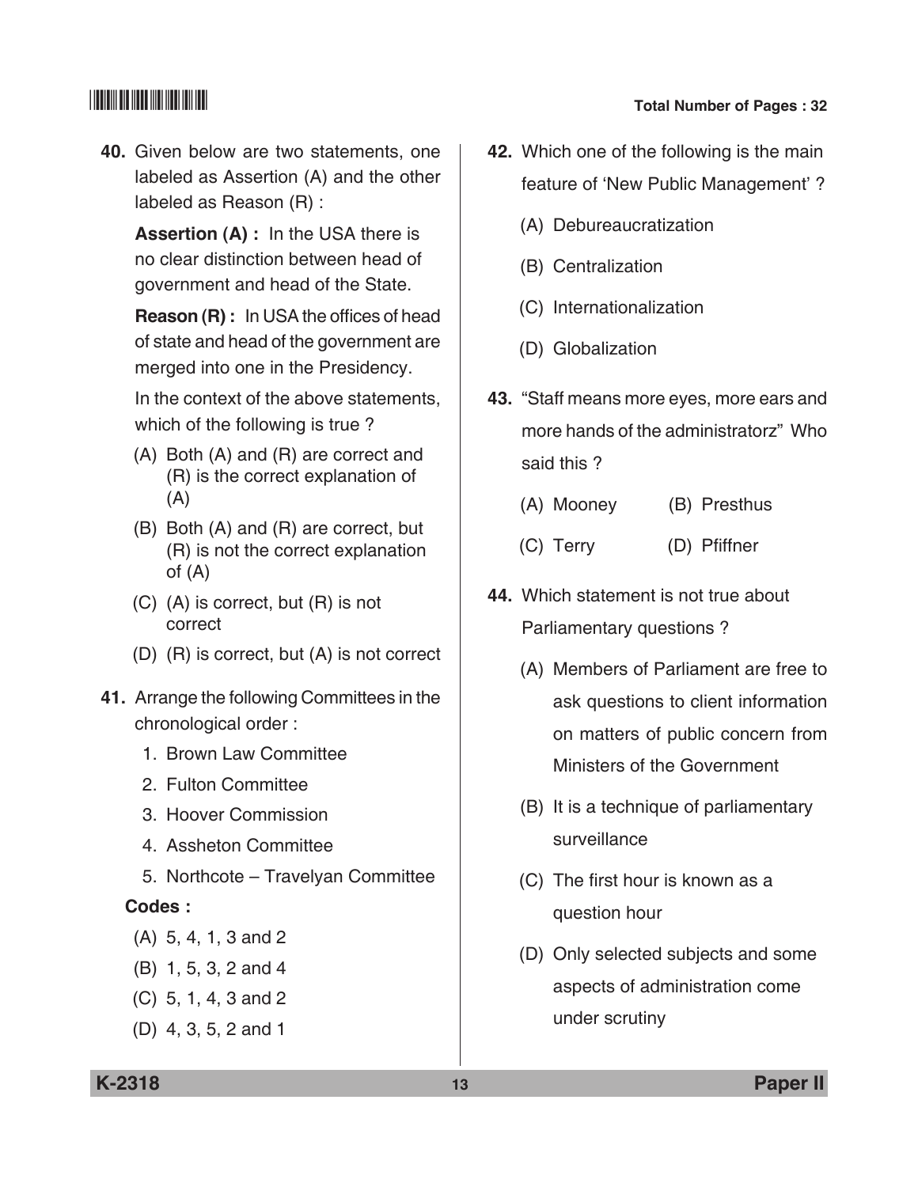40. Given below are two statements, one labeled as Assertion (A) and the other labeled as Reason (R) :

**Assertion (A) :** In the USA there is no clear distinction between head of government and head of the State.

**Reason (R) :** In USA the offices of head of state and head of the government are merged into one in the Presidency.

In the context of the above statements, which of the following is true ?

(A) Both (A) and (R) are correct and (R) is the correct explanation of (A)

(B) Both (A) and (R) are correct, but (R) is not the correct explanation of (A)

(C) (A) is correct, but (R) is not correct

(D) (R) is correct, but (A) is not correct

41. Arrange the following Committees in the chronological order :

1. Brown Law Committee
2. Fulton Committee
3. Hoover Commission
4. Assheton Committee
5. Northcote – Travelyan Committee

**Codes :**

(A) 5, 4, 1, 3 and 2

(B) 1, 5, 3, 2 and 4

(C) 5, 1, 4, 3 and 2

(D) 4, 3, 5, 2 and 1

42. Which one of the following is the main feature of 'New Public Management' ?

(A) Debureaucratization

(B) Centralization

(C) Internationalization

(D) Globalization

43. "Staff means more eyes, more ears and more hands of the administratorz" Who said this ?

(A) Mooney (B) Presthus

(C) Terry (D) Pfiffner

44. Which statement is not true about Parliamentary questions ?

(A) Members of Parliament are free to ask questions to client information on matters of public concern from Ministers of the Government

(B) It is a technique of parliamentary surveillance

(C) The first hour is known as a question hour

(D) Only selected subjects and some aspects of administration come under scrutiny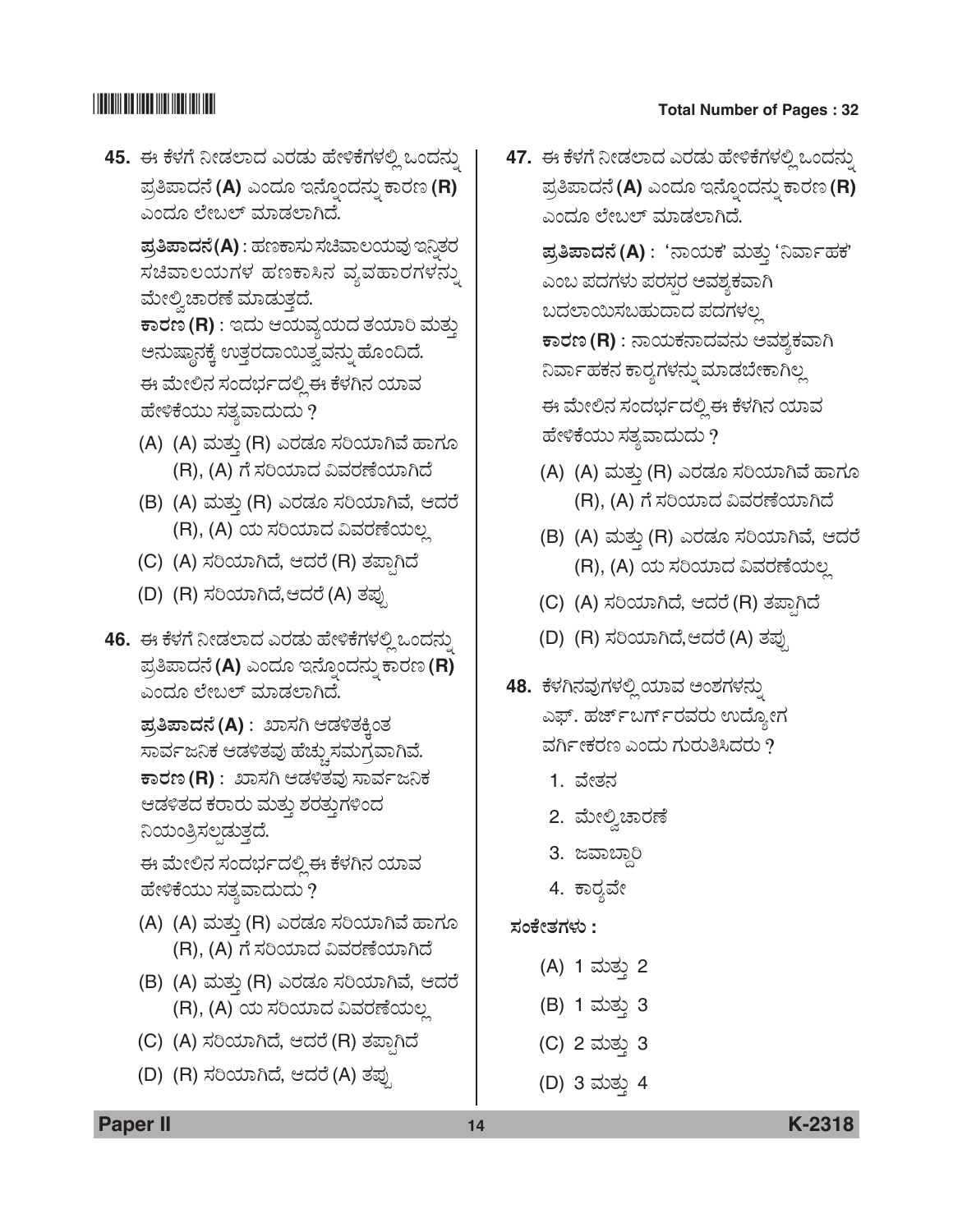**45.** ಈ ಕೆಳಗೆ ನೀಡಲಾದ ಎರಡು ಹೇಳಿಕೆಗಳಲ್ಲಿ ಒಂದನ್ನು ಪ್ರತಿಪಾದನೆ **(A)** ಎಂದೂ ಇನ್ನೊಂದನ್ನು ಕಾರಣ **(R)** ಎಂದೂ ಲೇಬಲ್ ಮಾಡಲಾಗಿದೆ.

**ಪ್ರತಿಪಾದನೆ (A)** : ಹಣಕಾಸು ಸಚಿವಾಲಯವು ಇನ್ನಿತರ ಸಚಿವಾಲಯಗಳ ಹಣಕಾಸಿನ ವ್ಯವಹಾರಗಳನ್ನು ಮೇಲ್ವಿಚಾರಣೆ ಮಾಡುತ್ತದೆ.

**ಕಾರಣ (R)** : ಇದು ಆಯವ್ಯಯದ ತಯಾರಿ ಮತ್ತು ಅನುಷ್ಠಾನಕ್ಕೆ ಉತ್ತರದಾಯಿತ್ವವನ್ನು ಹೊಂದಿದೆ.

ಈ ಮೇಲಿನ ಸಂದರ್ಭದಲ್ಲಿ ಈ ಕೆಳಗಿನ ಯಾವ ಹೇಳಿಕೆಯು ಸತ್ಯವಾದುದು ?

(A) (A) ಮತ್ತು (R) ಎರಡೂ ಸರಿಯಾಗಿವೆ ಹಾಗೂ (R), (A) ಗೆ ಸರಿಯಾದ ವಿವರಣೆಯಾಗಿದೆ

(B) (A) ಮತ್ತು (R) ಎರಡೂ ಸರಿಯಾಗಿವೆ, ಆದರೆ (R), (A) ಯ ಸರಿಯಾದ ವಿವರಣೆಯಲ್ಲ

(C) (A) ಸರಿಯಾಗಿದೆ, ಆದರೆ (R) ತಪ್ಪಾಗಿದೆ

(D) (R) ಸರಿಯಾಗಿದೆ, ಆದರೆ (A) ತಪ್ಪು

**46.** ಈ ಕೆಳಗೆ ನೀಡಲಾದ ಎರಡು ಹೇಳಿಕೆಗಳಲ್ಲಿ ಒಂದನ್ನು ಪ್ರತಿಪಾದನೆ **(A)** ಎಂದೂ ಇನ್ನೊಂದನ್ನು ಕಾರಣ **(R)** ಎಂದೂ ಲೇಬಲ್ ಮಾಡಲಾಗಿದೆ.

**ಪ್ರತಿಪಾದನೆ (A)** : ಖಾಸಗಿ ಆಡಳಿತಕ್ಕಿಂತ ಸಾರ್ವಜನಿಕ ಆಡಳಿತವು ಹೆಚ್ಚು ಸಮಗ್ರವಾಗಿವೆ.

**ಕಾರಣ (R)** : ಖಾಸಗಿ ಆಡಳಿತವು ಸಾರ್ವಜನಿಕ ಆಡಳಿತದ ಕರಾರು ಮತ್ತು ಶರತ್ತುಗಳಿಂದ ನಿಯಂತ್ರಿಸಲ್ಪಡುತ್ತದೆ.

ಈ ಮೇಲಿನ ಸಂದರ್ಭದಲ್ಲಿ ಈ ಕೆಳಗಿನ ಯಾವ ಹೇಳಿಕೆಯು ಸತ್ಯವಾದುದು ?

(A) (A) ಮತ್ತು (R) ಎರಡೂ ಸರಿಯಾಗಿವೆ ಹಾಗೂ (R), (A) ಗೆ ಸರಿಯಾದ ವಿವರಣೆಯಾಗಿದೆ

(B) (A) ಮತ್ತು (R) ಎರಡೂ ಸರಿಯಾಗಿವೆ, ಆದರೆ (R), (A) ಯ ಸರಿಯಾದ ವಿವರಣೆಯಲ್ಲ

(C) (A) ಸರಿಯಾಗಿದೆ, ಆದರೆ (R) ತಪ್ಪಾಗಿದೆ

(D) (R) ಸರಿಯಾಗಿದೆ, ಆದರೆ (A) ತಪ್ಪು

**47.** ಈ ಕೆಳಗೆ ನೀಡಲಾದ ಎರಡು ಹೇಳಿಕೆಗಳಲ್ಲಿ ಒಂದನ್ನು ಪ್ರತಿಪಾದನೆ **(A)** ಎಂದೂ ಇನ್ನೊಂದನ್ನು ಕಾರಣ **(R)** ಎಂದೂ ಲೇಬಲ್ ಮಾಡಲಾಗಿದೆ.

**ಪ್ರತಿಪಾದನೆ (A)** : 'ನಾಯಕ' ಮತ್ತು 'ನಿರ್ವಾಹಕ' ಎಂಬ ಪದಗಳು ಪರಸ್ಪರ ಅವಶ್ಯಕವಾಗಿ ಬದಲಾಯಿಸಬಹುದಾದ ಪದಗಳಲ್ಲ

**ಕಾರಣ (R)** : ನಾಯಕನಾದವನು ಅವಶ್ಯಕವಾಗಿ ನಿರ್ವಾಹಕನ ಕಾರ್ಯಗಳನ್ನು ಮಾಡಬೇಕಾಗಿಲ್ಲ

ಈ ಮೇಲಿನ ಸಂದರ್ಭದಲ್ಲಿ ಈ ಕೆಳಗಿನ ಯಾವ ಹೇಳಿಕೆಯು ಸತ್ಯವಾದುದು ?

(A) (A) ಮತ್ತು (R) ಎರಡೂ ಸರಿಯಾಗಿವೆ ಹಾಗೂ (R), (A) ಗೆ ಸರಿಯಾದ ವಿವರಣೆಯಾಗಿದೆ

(B) (A) ಮತ್ತು (R) ಎರಡೂ ಸರಿಯಾಗಿವೆ, ಆದರೆ (R), (A) ಯ ಸರಿಯಾದ ವಿವರಣೆಯಲ್ಲ

(C) (A) ಸರಿಯಾಗಿದೆ, ಆದರೆ (R) ತಪ್ಪಾಗಿದೆ

(D) (R) ಸರಿಯಾಗಿದೆ, ಆದರೆ (A) ತಪ್ಪು

**48.** ಕೆಳಗಿನವುಗಳಲ್ಲಿ ಯಾವ ಅಂಶಗಳನ್ನು ಎಫ್. ಹರ್ಜ್‌ಬರ್ಗ್‌ರವರು ಉದ್ಯೋಗ ವರ್ಗೀಕರಣ ಎಂದು ಗುರುತಿಸಿದರು ?

1. ವೇತನ
2. ಮೇಲ್ವಿಚಾರಣೆ
3. ಜವಾಬ್ದಾರಿ
4. ಕಾರ್ಯವೇ

**ಸಂಕೇತಗಳು :**

(A) 1 ಮತ್ತು 2

(B) 1 ಮತ್ತು 3

(C) 2 ಮತ್ತು 3

(D) 3 ಮತ್ತು 4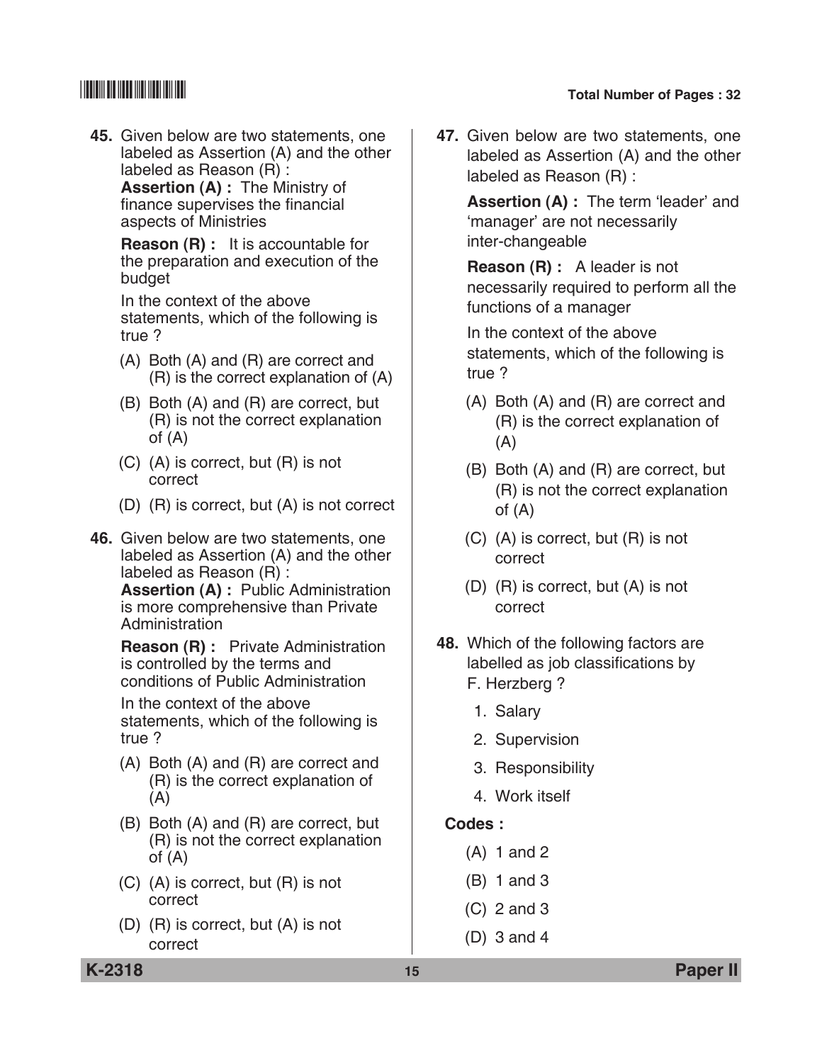45. Given below are two statements, one labeled as Assertion (A) and the other labeled as Reason (R) :

**Assertion (A) :** The Ministry of finance supervises the financial aspects of Ministries

**Reason (R) :** It is accountable for the preparation and execution of the budget

In the context of the above statements, which of the following is true ?

(A) Both (A) and (R) are correct and (R) is the correct explanation of (A)

(B) Both (A) and (R) are correct, but (R) is not the correct explanation of (A)

(C) (A) is correct, but (R) is not correct

(D) (R) is correct, but (A) is not correct

46. Given below are two statements, one labeled as Assertion (A) and the other labeled as Reason (R) :

**Assertion (A) :** Public Administration is more comprehensive than Private Administration

**Reason (R) :** Private Administration is controlled by the terms and conditions of Public Administration

In the context of the above statements, which of the following is true ?

(A) Both (A) and (R) are correct and (R) is the correct explanation of (A)

(B) Both (A) and (R) are correct, but (R) is not the correct explanation of (A)

(C) (A) is correct, but (R) is not correct

(D) (R) is correct, but (A) is not correct

47. Given below are two statements, one labeled as Assertion (A) and the other labeled as Reason (R) :

**Assertion (A) :** The term 'leader' and 'manager' are not necessarily inter-changeable

**Reason (R) :** A leader is not necessarily required to perform all the functions of a manager

In the context of the above statements, which of the following is true ?

(A) Both (A) and (R) are correct and (R) is the correct explanation of (A)

(B) Both (A) and (R) are correct, but (R) is not the correct explanation of (A)

(C) (A) is correct, but (R) is not correct

(D) (R) is correct, but (A) is not correct

48. Which of the following factors are labelled as job classifications by F. Herzberg ?

1. Salary
2. Supervision
3. Responsibility
4. Work itself

**Codes :**

(A) 1 and 2

(B) 1 and 3

(C) 2 and 3

(D) 3 and 4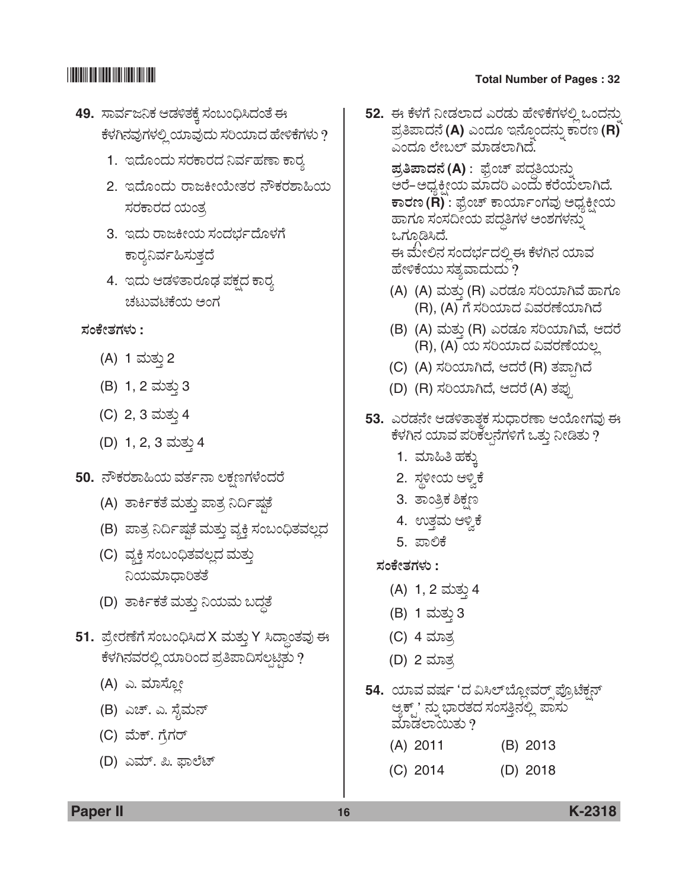**49.** ಸಾರ್ವಜನಿಕ ಆಡಳಿತಕ್ಕೆ ಸಂಬಂಧಿಸಿದಂತೆ ಈ ಕೆಳಗಿನವುಗಳಲ್ಲಿ ಯಾವುದು ಸರಿಯಾದ ಹೇಳಿಕೆಗಳು ?

1. ಇದೊಂದು ಸರಕಾರದ ನಿರ್ವಹಣಾ ಕಾರ್ಯ
2. ಇದೊಂದು ರಾಜಕೀಯೇತರ ನೌಕರಶಾಹಿಯ ಸರಕಾರದ ಯಂತ್ರ
3. ಇದು ರಾಜಕೀಯ ಸಂದರ್ಭದೊಳಗೆ ಕಾರ್ಯನಿರ್ವಹಿಸುತ್ತದೆ
4. ಇದು ಆಡಳಿತಾರೂಢ ಪಕ್ಷದ ಕಾರ್ಯ ಚಟುವಟಿಕೆಯ ಅಂಗ

**ಸಂಕೇತಗಳು :**

(A) 1 ಮತ್ತು 2

(B) 1, 2 ಮತ್ತು 3

(C) 2, 3 ಮತ್ತು 4

(D) 1, 2, 3 ಮತ್ತು 4

**50.** ನೌಕರಶಾಹಿಯ ವರ್ತನಾ ಲಕ್ಷಣಗಳೆಂದರೆ

(A) ತಾರ್ಕಿಕತೆ ಮತ್ತು ಪಾತ್ರ ನಿರ್ದಿಷ್ಟತೆ

(B) ಪಾತ್ರ ನಿರ್ದಿಷ್ಟತೆ ಮತ್ತು ವ್ಯಕ್ತಿ ಸಂಬಂಧಿತವಲ್ಲದ

(C) ವ್ಯಕ್ತಿ ಸಂಬಂಧಿತವಲ್ಲದ ಮತ್ತು ನಿಯಮಾಧಾರಿತತೆ

(D) ತಾರ್ಕಿಕತೆ ಮತ್ತು ನಿಯಮ ಬದ್ಧತೆ

**51.** ಪ್ರೇರಣೆಗೆ ಸಂಬಂಧಿಸಿದ X ಮತ್ತು Y ಸಿದ್ಧಾಂತವು ಈ ಕೆಳಗಿನವರಲ್ಲಿ ಯಾರಿಂದ ಪ್ರತಿಪಾದಿಸಲ್ಪಟ್ಟಿತು ?

(A) ಎ. ಮಾಸ್ಲೋ

(B) ಎಚ್. ಎ. ಸೈಮನ್

(C) ಮೆಕ್. ಗ್ರೆಗರ್

(D) ಎಮ್. ಪಿ. ಫಾಲೆಟ್

**52.** ಈ ಕೆಳಗೆ ನೀಡಲಾದ ಎರಡು ಹೇಳಿಕೆಗಳಲ್ಲಿ ಒಂದನ್ನು ಪ್ರತಿಪಾದನೆ **(A)** ಎಂದೂ ಇನ್ನೊಂದನ್ನು ಕಾರಣ **(R)** ಎಂದೂ ಲೇಬಲ್ ಮಾಡಲಾಗಿದೆ.

**ಪ್ರತಿಪಾದನೆ (A)** : ಫ್ರೆಂಚ್ ಪದ್ಧತಿಯನ್ನು ಅರೆ-ಅಧ್ಯಕ್ಷೀಯ ಮಾದರಿ ಎಂದು ಕರೆಯಲಾಗಿದೆ.

**ಕಾರಣ (R)** : ಫ್ರೆಂಚ್ ಕಾರ್ಯಾಂಗವು ಅಧ್ಯಕ್ಷೀಯ ಹಾಗೂ ಸಂಸದೀಯ ಪದ್ಧತಿಗಳ ಅಂಶಗಳನ್ನು ಒಗ್ಗೂಡಿಸಿದೆ.

ಈ ಮೇಲಿನ ಸಂದರ್ಭದಲ್ಲಿ ಈ ಕೆಳಗಿನ ಯಾವ ಹೇಳಿಕೆಯು ಸತ್ಯವಾದುದು ?

(A) (A) ಮತ್ತು (R) ಎರಡೂ ಸರಿಯಾಗಿವೆ ಹಾಗೂ (R), (A) ಗೆ ಸರಿಯಾದ ವಿವರಣೆಯಾಗಿದೆ

(B) (A) ಮತ್ತು (R) ಎರಡೂ ಸರಿಯಾಗಿವೆ, ಆದರೆ (R), (A) ಯ ಸರಿಯಾದ ವಿವರಣೆಯಲ್ಲ

(C) (A) ಸರಿಯಾಗಿದೆ, ಆದರೆ (R) ತಪ್ಪಾಗಿದೆ

(D) (R) ಸರಿಯಾಗಿದೆ, ಆದರೆ (A) ತಪ್ಪು

**53.** ಎರಡನೇ ಆಡಳಿತಾತ್ಮಕ ಸುಧಾರಣಾ ಆಯೋಗವು ಈ ಕೆಳಗಿನ ಯಾವ ಪರಿಕಲ್ಪನೆಗಳಿಗೆ ಒತ್ತು ನೀಡಿತು ?

1. ಮಾಹಿತಿ ಹಕ್ಕು
2. ಸ್ಥಳೀಯ ಆಳ್ವಿಕೆ
3. ತಾಂತ್ರಿಕ ಶಿಕ್ಷಣ
4. ಉತ್ತಮ ಆಳ್ವಿಕೆ
5. ಪಾಲಿಕೆ

**ಸಂಕೇತಗಳು :**

(A) 1, 2 ಮತ್ತು 4

(B) 1 ಮತ್ತು 3

(C) 4 ಮಾತ್ರ

(D) 2 ಮಾತ್ರ

**54.** ಯಾವ ವರ್ಷ 'ದ ವಿಸಿಲ್‌ಬ್ಲೋವರ್ಸ್ ಪ್ರೊಟೆಕ್ಷನ್ ಆ್ಯಕ್ಟ್' ನ್ನು ಭಾರತದ ಸಂಸತ್ತಿನಲ್ಲಿ ಪಾಸು ಮಾಡಲಾಯಿತು ?

(A) 2011

(B) 2013

(C) 2014

(D) 2018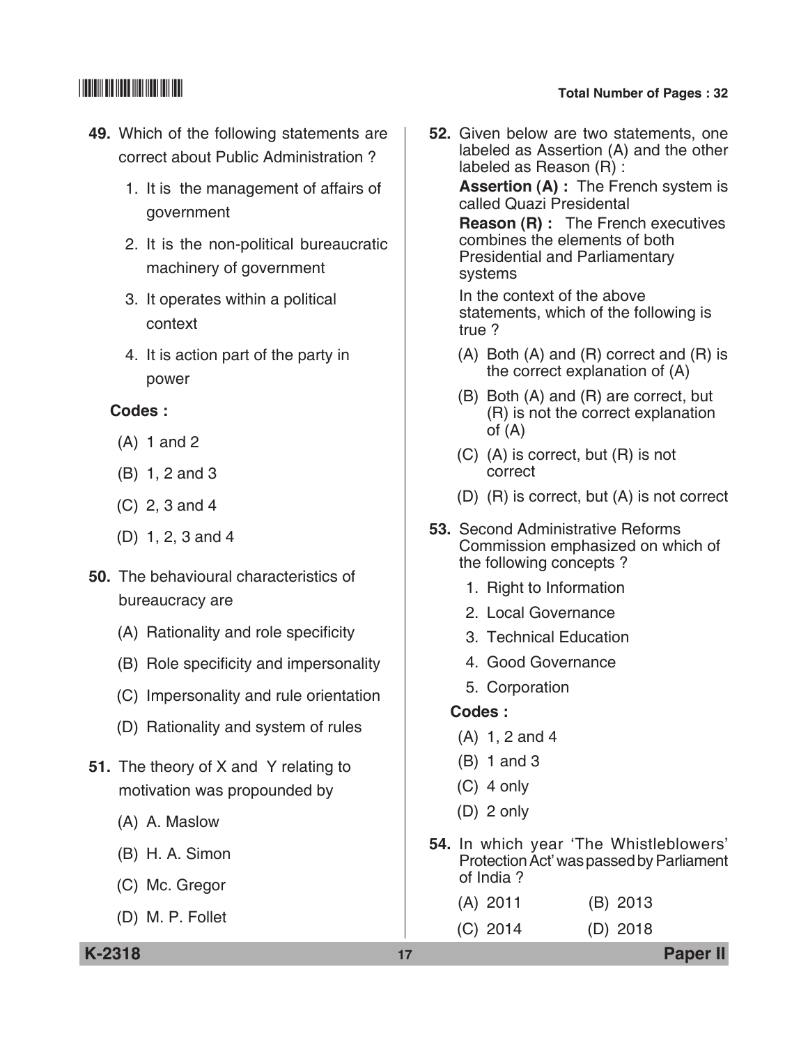**49.** Which of the following statements are correct about Public Administration ?

1. It is the management of affairs of government
2. It is the non-political bureaucratic machinery of government
3. It operates within a political context
4. It is action part of the party in power

**Codes :**

(A) 1 and 2

(B) 1, 2 and 3

(C) 2, 3 and 4

(D) 1, 2, 3 and 4

**50.** The behavioural characteristics of bureaucracy are

(A) Rationality and role specificity

(B) Role specificity and impersonality

(C) Impersonality and rule orientation

(D) Rationality and system of rules

**51.** The theory of X and Y relating to motivation was propounded by

(A) A. Maslow

(B) H. A. Simon

(C) Mc. Gregor

(D) M. P. Follet

**52.** Given below are two statements, one labeled as Assertion (A) and the other labeled as Reason (R) :

**Assertion (A) :** The French system is called Quazi Presidental

**Reason (R) :** The French executives combines the elements of both Presidential and Parliamentary systems

In the context of the above statements, which of the following is true ?

(A) Both (A) and (R) correct and (R) is the correct explanation of (A)

(B) Both (A) and (R) are correct, but (R) is not the correct explanation of (A)

(C) (A) is correct, but (R) is not correct

(D) (R) is correct, but (A) is not correct

**53.** Second Administrative Reforms Commission emphasized on which of the following concepts ?

1. Right to Information
2. Local Governance
3. Technical Education
4. Good Governance
5. Corporation

**Codes :**

(A) 1, 2 and 4

(B) 1 and 3

(C) 4 only

(D) 2 only

**54.** In which year 'The Whistleblowers' Protection Act' was passed by Parliament of India ?

(A) 2011 (B) 2013

(C) 2014 (D) 2018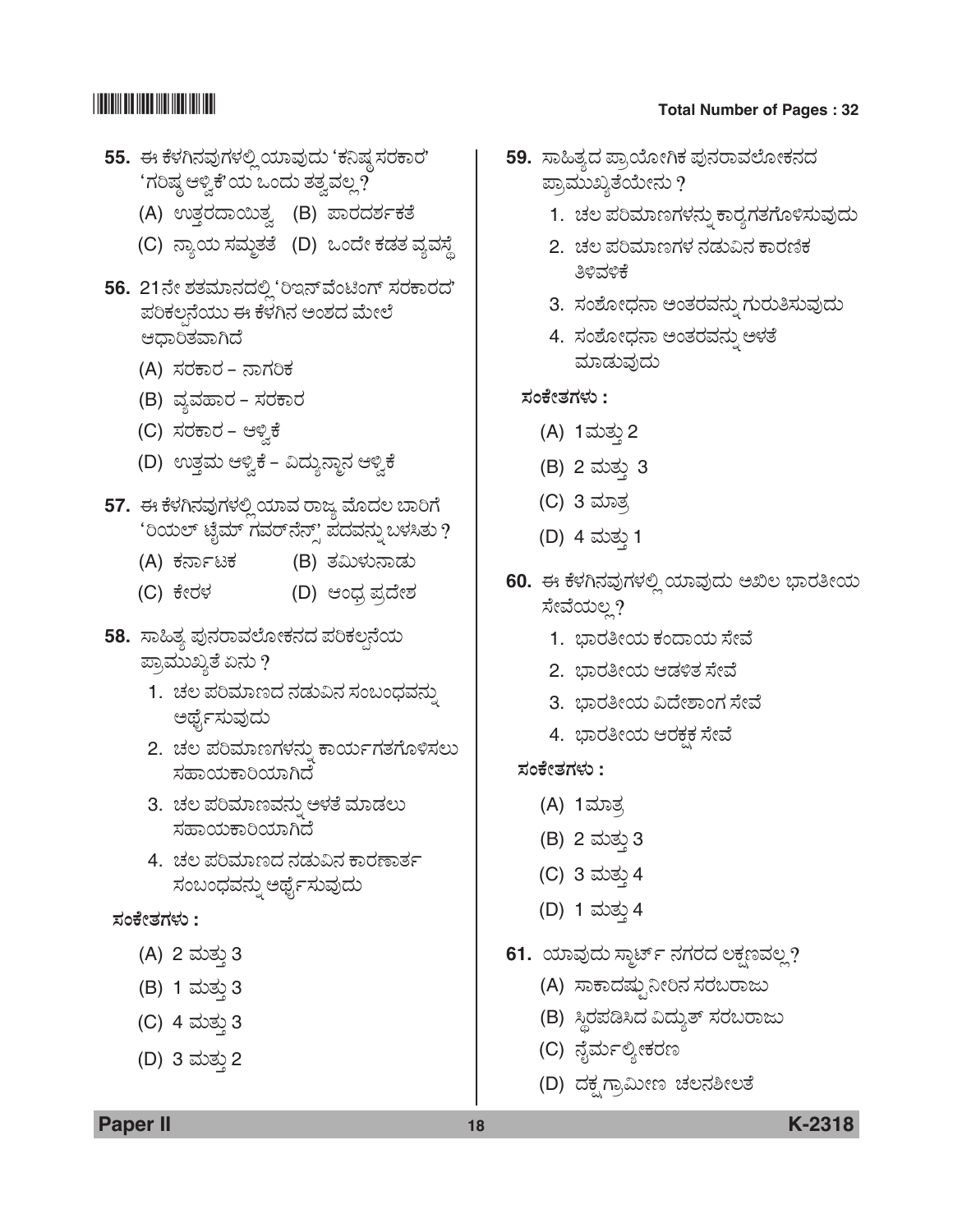**55.** ಈ ಕೆಳಗಿನವುಗಳಲ್ಲಿ ಯಾವುದು 'ಕನಿಷ್ಠ ಸರಕಾರ' 'ಗರಿಷ್ಠ ಆಳ್ವಿಕೆ'ಯ ಒಂದು ತತ್ವವಲ್ಲ?

(A) ಉತ್ತರದಾಯಿತ್ವ (B) ಪಾರದರ್ಶಕತೆ

(C) ನ್ಯಾಯ ಸಮ್ಮತತೆ (D) ಒಂದೇ ಕಡತ ವ್ಯವಸ್ಥೆ

**56.** 21ನೇ ಶತಮಾನದಲ್ಲಿ 'ರಿಇನ್‌ವೆಂಟಿಂಗ್ ಸರಕಾರದ' ಪರಿಕಲ್ಪನೆಯು ಈ ಕೆಳಗಿನ ಅಂಶದ ಮೇಲೆ ಆಧಾರಿತವಾಗಿದೆ

(A) ಸರಕಾರ – ನಾಗರಿಕ

(B) ವ್ಯವಹಾರ – ಸರಕಾರ

(C) ಸರಕಾರ – ಆಳ್ವಿಕೆ

(D) ಉತ್ತಮ ಆಳ್ವಿಕೆ – ವಿದ್ಯುನ್ಮಾನ ಆಳ್ವಿಕೆ

**57.** ಈ ಕೆಳಗಿನವುಗಳಲ್ಲಿ ಯಾವ ರಾಜ್ಯ ಮೊದಲ ಬಾರಿಗೆ 'ರಿಯಲ್ ಟೈಮ್ ಗವರ್‌ನೆನ್ಸ್' ಪದವನ್ನು ಬಳಸಿತು?

(A) ಕರ್ನಾಟಕ (B) ತಮಿಳುನಾಡು

(C) ಕೇರಳ (D) ಆಂಧ್ರ ಪ್ರದೇಶ

**58.** ಸಾಹಿತ್ಯ ಪುನರಾವಲೋಕನದ ಪರಿಕಲ್ಪನೆಯ ಪ್ರಾಮುಖ್ಯತೆ ಏನು?

1. ಚಲ ಪರಿಮಾಣದ ನಡುವಿನ ಸಂಬಂಧವನ್ನು ಅರ್ಥೈಸುವುದು
2. ಚಲ ಪರಿಮಾಣಗಳನ್ನು ಕಾರ್ಯಗತಗೊಳಿಸಲು ಸಹಾಯಕಾರಿಯಾಗಿದೆ
3. ಚಲ ಪರಿಮಾಣವನ್ನು ಅಳತೆ ಮಾಡಲು ಸಹಾಯಕಾರಿಯಾಗಿದೆ
4. ಚಲ ಪರಿಮಾಣದ ನಡುವಿನ ಕಾರಣಾರ್ತ ಸಂಬಂಧವನ್ನು ಅರ್ಥೈಸುವುದು

**ಸಂಕೇತಗಳು :**

(A) 2 ಮತ್ತು 3

(B) 1 ಮತ್ತು 3

(C) 4 ಮತ್ತು 3

(D) 3 ಮತ್ತು 2

**59.** ಸಾಹಿತ್ಯದ ಪ್ರಾಯೋಗಿಕ ಪುನರಾವಲೋಕನದ ಪ್ರಾಮುಖ್ಯತೆಯೇನು?

1. ಚಲ ಪರಿಮಾಣಗಳನ್ನು ಕಾರ್ಯಗತಗೊಳಿಸುವುದು
2. ಚಲ ಪರಿಮಾಣಗಳ ನಡುವಿನ ಕಾರಣಿಕ ತಿಳಿವಳಿಕೆ
3. ಸಂಶೋಧನಾ ಅಂತರವನ್ನು ಗುರುತಿಸುವುದು
4. ಸಂಶೋಧನಾ ಅಂತರವನ್ನು ಅಳತೆ ಮಾಡುವುದು

**ಸಂಕೇತಗಳು :**

(A) 1ಮತ್ತು 2

(B) 2 ಮತ್ತು 3

(C) 3 ಮಾತ್ರ

(D) 4 ಮತ್ತು 1

**60.** ಈ ಕೆಳಗಿನವುಗಳಲ್ಲಿ ಯಾವುದು ಅಖಿಲ ಭಾರತೀಯ ಸೇವೆಯಲ್ಲ?

1. ಭಾರತೀಯ ಕಂದಾಯ ಸೇವೆ
2. ಭಾರತೀಯ ಆಡಳಿತ ಸೇವೆ
3. ಭಾರತೀಯ ವಿದೇಶಾಂಗ ಸೇವೆ
4. ಭಾರತೀಯ ಆರಕ್ಷಕ ಸೇವೆ

**ಸಂಕೇತಗಳು :**

(A) 1ಮಾತ್ರ

(B) 2 ಮತ್ತು 3

(C) 3 ಮತ್ತು 4

(D) 1 ಮತ್ತು 4

**61.** ಯಾವುದು ಸ್ಮಾರ್ಟ್ ನಗರದ ಲಕ್ಷಣವಲ್ಲ?

(A) ಸಾಕಾದಷ್ಟು ನೀರಿನ ಸರಬರಾಜು

(B) ಸ್ಥಿರಪಡಿಸಿದ ವಿದ್ಯುತ್ ಸರಬರಾಜು

(C) ನೈರ್ಮಲ್ಯೀಕರಣ

(D) ದಕ್ಷ ಗ್ರಾಮೀಣ ಚಲನಶೀಲತೆ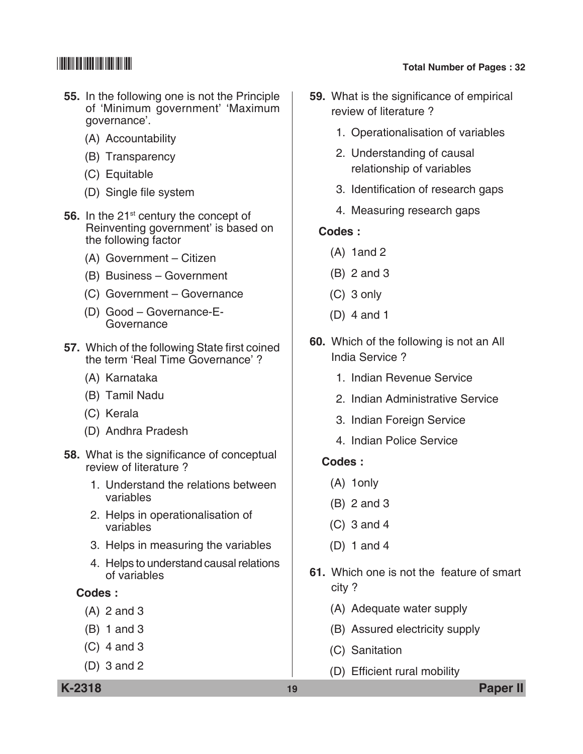55. In the following one is not the Principle of 'Minimum government' 'Maximum governance'.

(A) Accountability

(B) Transparency

(C) Equitable

(D) Single file system

56. In the 21st century the concept of Reinventing government' is based on the following factor

(A) Government – Citizen

(B) Business – Government

(C) Government – Governance

(D) Good – Governance-E-Governance

57. Which of the following State first coined the term 'Real Time Governance' ?

(A) Karnataka

(B) Tamil Nadu

(C) Kerala

(D) Andhra Pradesh

58. What is the significance of conceptual review of literature ?

1. Understand the relations between variables
2. Helps in operationalisation of variables
3. Helps in measuring the variables
4. Helps to understand causal relations of variables

**Codes :**

(A) 2 and 3

(B) 1 and 3

(C) 4 and 3

(D) 3 and 2

59. What is the significance of empirical review of literature ?

1. Operationalisation of variables
2. Understanding of causal relationship of variables
3. Identification of research gaps
4. Measuring research gaps

**Codes :**

(A) 1and 2

(B) 2 and 3

(C) 3 only

(D) 4 and 1

60. Which of the following is not an All India Service ?

1. Indian Revenue Service
2. Indian Administrative Service
3. Indian Foreign Service
4. Indian Police Service

**Codes :**

(A) 1only

(B) 2 and 3

(C) 3 and 4

(D) 1 and 4

61. Which one is not the feature of smart city ?

(A) Adequate water supply

(B) Assured electricity supply

(C) Sanitation

(D) Efficient rural mobility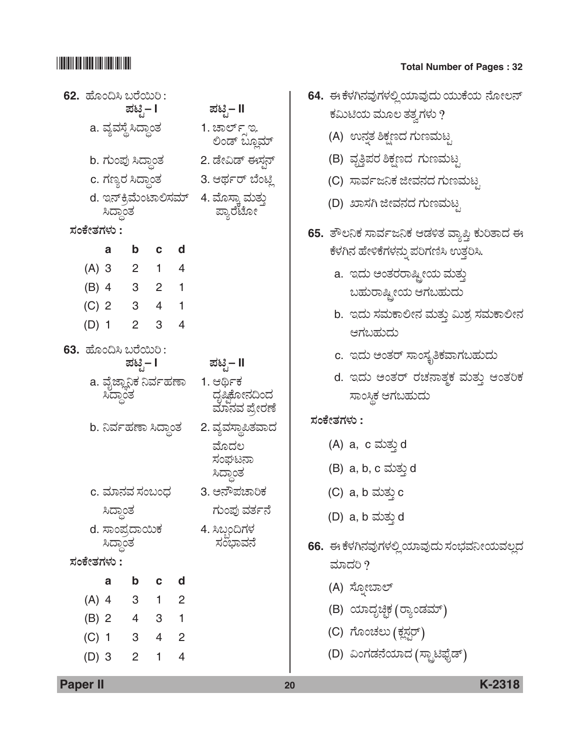62. ಹೊಂದಿಸಿ ಬರೆಯಿರಿ :

| ಪಟ್ಟಿ – I | ಪಟ್ಟಿ – II |
|---|---|
| a. ವ್ಯವಸ್ಥೆ ಸಿದ್ಧಾಂತ | 1. ಚಾರ್ಲ್ಸ್ ಇ. ಲಿಂಡ್ ಬ್ಲೂಮ್ |
| b. ಗುಂಪು ಸಿದ್ಧಾಂತ | 2. ಡೇವಿಡ್ ಈಸ್ಟನ್ |
| c. ಗಣ್ಯರ ಸಿದ್ಧಾಂತ | 3. ಆರ್ಥರ್ ಬೆಂಟ್ಲಿ |
| d. ಇನ್‌ಕ್ರಿಮೆಂಟಾಲಿಸಮ್ ಸಿದ್ಧಾಂತ | 4. ಮೊಸ್ಕಾ ಮತ್ತು ಪ್ಯಾರೆಟೋ |

**ಸಂಕೇತಗಳು :**

| | a | b | c | d |
|---|---|---|---|---|
| (A) | 3 | 2 | 1 | 4 |
| (B) | 4 | 3 | 2 | 1 |
| (C) | 2 | 3 | 4 | 1 |
| (D) | 1 | 2 | 3 | 4 |

63. ಹೊಂದಿಸಿ ಬರೆಯಿರಿ :

| ಪಟ್ಟಿ – I | ಪಟ್ಟಿ – II |
|---|---|
| a. ವೈಜ್ಞಾನಿಕ ನಿರ್ವಹಣಾ ಸಿದ್ಧಾಂತ | 1. ಆರ್ಥಿಕ ದೃಷ್ಟಿಕೋನದಿಂದ ಮಾನವ ಪ್ರೇರಣೆ |
| b. ನಿರ್ವಹಣಾ ಸಿದ್ಧಾಂತ | 2. ವ್ಯವಸ್ಥಿತವಾದ ಮೊದಲ ಸಂಘಟನಾ ಸಿದ್ಧಾಂತ |
| c. ಮಾನವ ಸಂಬಂಧ ಸಿದ್ಧಾಂತ | 3. ಅನೌಪಚಾರಿಕ ಗುಂಪು ವರ್ತನೆ |
| d. ಸಾಂಪ್ರದಾಯಿಕ ಸಿದ್ಧಾಂತ | 4. ಸಿಬ್ಬಂದಿಗಳ ಸಂಭಾವನೆ |

**ಸಂಕೇತಗಳು :**

| | a | b | c | d |
|---|---|---|---|---|
| (A) | 4 | 3 | 1 | 2 |
| (B) | 2 | 4 | 3 | 1 |
| (C) | 1 | 3 | 4 | 2 |
| (D) | 3 | 2 | 1 | 4 |

64. ಈ ಕೆಳಗಿನವುಗಳಲ್ಲಿ ಯಾವುದು ಯುಕೆಯ ನೋಲನ್ ಕಮಿಟಿಯ ಮೂಲ ತತ್ವಗಳು ?

(A) ಉನ್ನತ ಶಿಕ್ಷಣದ ಗುಣಮಟ್ಟ

(B) ವೃತ್ತಿಪರ ಶಿಕ್ಷಣದ ಗುಣಮಟ್ಟ

(C) ಸಾರ್ವಜನಿಕ ಜೀವನದ ಗುಣಮಟ್ಟ

(D) ಖಾಸಗಿ ಜೀವನದ ಗುಣಮಟ್ಟ

65. ತೌಲನಿಕ ಸಾರ್ವಜನಿಕ ಆಡಳಿತ ವ್ಯಾಪ್ತಿ ಕುರಿತಾದ ಈ ಕೆಳಗಿನ ಹೇಳಿಕೆಗಳನ್ನು ಪರಿಗಣಿಸಿ ಉತ್ತರಿಸಿ.

a. ಇದು ಅಂತರರಾಷ್ಟ್ರೀಯ ಮತ್ತು ಬಹುರಾಷ್ಟ್ರೀಯ ಆಗಬಹುದು

b. ಇದು ಸಮಕಾಲೀನ ಮತ್ತು ಮಿಶ್ರ ಸಮಕಾಲೀನ ಆಗಬಹುದು

c. ಇದು ಅಂತರ್ ಸಾಂಸ್ಕೃತಿಕವಾಗಬಹುದು

d. ಇದು ಅಂತರ್ ರಚನಾತ್ಮಕ ಮತ್ತು ಆಂತರಿಕ ಸಾಂಸ್ಥಿಕ ಆಗಬಹುದು

**ಸಂಕೇತಗಳು :**

(A) a, c ಮತ್ತು d

(B) a, b, c ಮತ್ತು d

(C) a, b ಮತ್ತು c

(D) a, b ಮತ್ತು d

66. ಈ ಕೆಳಗಿನವುಗಳಲ್ಲಿ ಯಾವುದು ಸಂಭವನೀಯವಲ್ಲದ ಮಾದರಿ ?

(A) ಸ್ನೋಬಾಲ್

(B) ಯಾದೃಚ್ಛಿಕ (ರ್‍ಯಾಂಡಮ್)

(C) ಗೊಂಚಲು (ಕ್ಲಸ್ಟರ್)

(D) ವಿಂಗಡನೆಯಾದ (ಸ್ಟ್ರಾಟಿಫೈಡ್)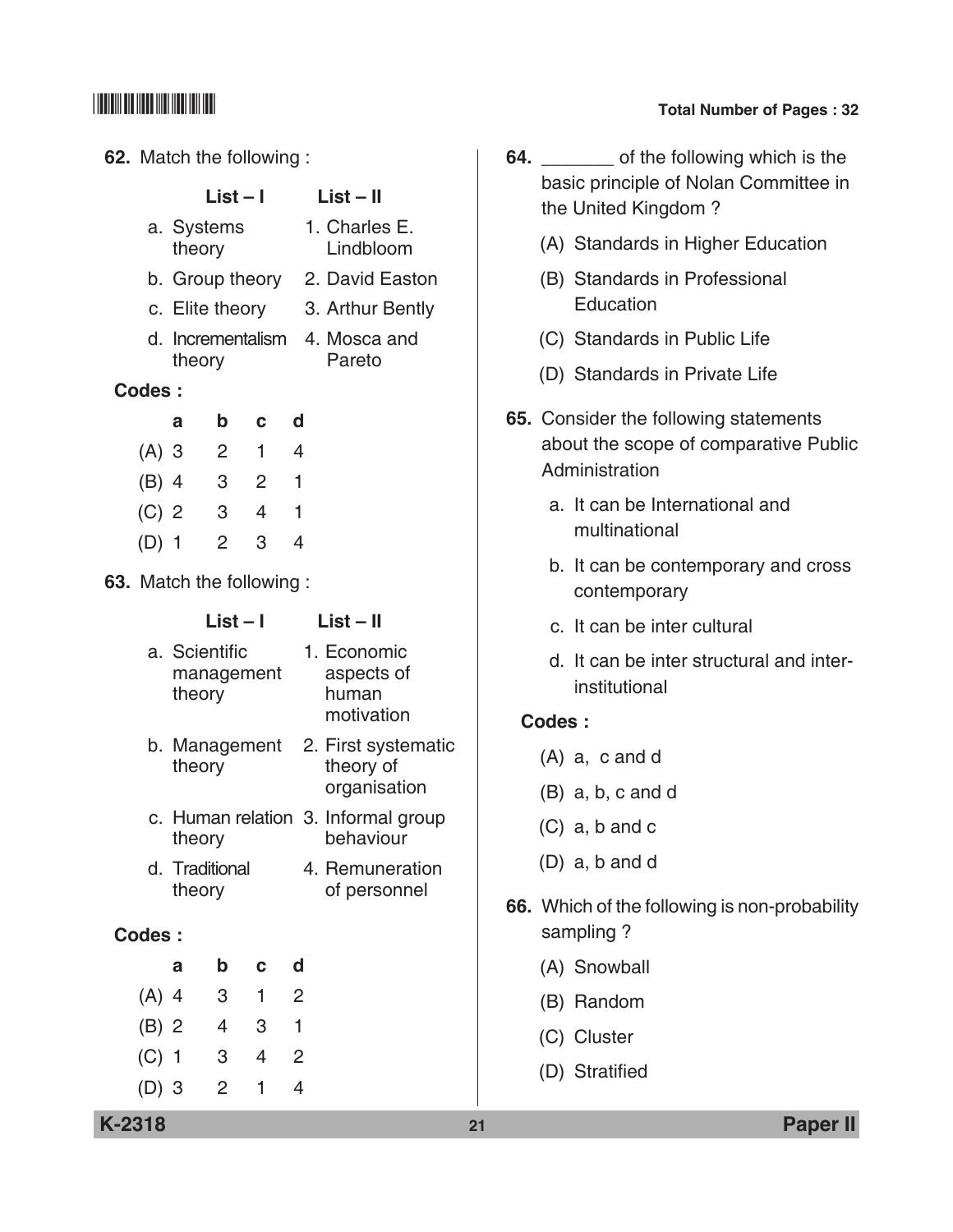62. Match the following :

| | List – I | | List – II |
|---|---|---|---|
| a. | Systems theory | 1. | Charles E. Lindbloom |
| b. | Group theory | 2. | David Easton |
| c. | Elite theory | 3. | Arthur Bently |
| d. | Incrementalism theory | 4. | Mosca and Pareto |

**Codes :**

| | a | b | c | d |
|---|---|---|---|---|
| (A) | 3 | 2 | 1 | 4 |
| (B) | 4 | 3 | 2 | 1 |
| (C) | 2 | 3 | 4 | 1 |
| (D) | 1 | 2 | 3 | 4 |

63. Match the following :

| | List – I | | List – II |
|---|---|---|---|
| a. | Scientific management theory | 1. | Economic aspects of human motivation |
| b. | Management theory | 2. | First systematic theory of organisation |
| c. | Human relation theory | 3. | Informal group behaviour |
| d. | Traditional theory | 4. | Remuneration of personnel |

**Codes :**

| | a | b | c | d |
|---|---|---|---|---|
| (A) | 4 | 3 | 1 | 2 |
| (B) | 2 | 4 | 3 | 1 |
| (C) | 1 | 3 | 4 | 2 |
| (D) | 3 | 2 | 1 | 4 |

64. _______ of the following which is the basic principle of Nolan Committee in the United Kingdom ?

(A) Standards in Higher Education

(B) Standards in Professional Education

(C) Standards in Public Life

(D) Standards in Private Life

65. Consider the following statements about the scope of comparative Public Administration

a. It can be International and multinational

b. It can be contemporary and cross contemporary

c. It can be inter cultural

d. It can be inter structural and inter-institutional

**Codes :**

(A) a, c and d

(B) a, b, c and d

(C) a, b and c

(D) a, b and d

66. Which of the following is non-probability sampling ?

(A) Snowball

(B) Random

(C) Cluster

(D) Stratified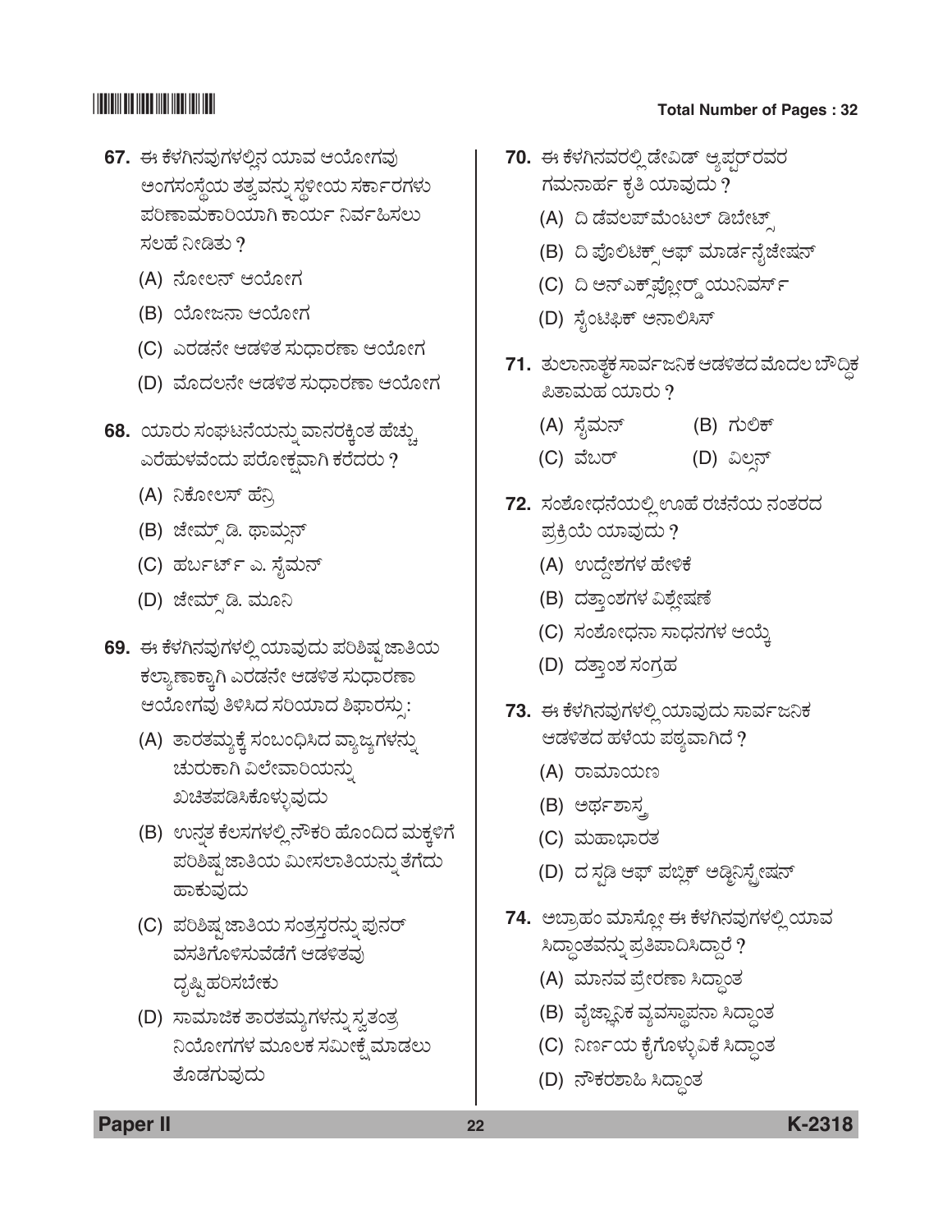67. ಈ ಕೆಳಗಿನವುಗಳಲ್ಲಿನ ಯಾವ ಆಯೋಗವು ಅಂಗಸಂಸ್ಥೆಯ ತತ್ವವನ್ನು ಸ್ಥಳೀಯ ಸರ್ಕಾರಗಳು ಪರಿಣಾಮಕಾರಿಯಾಗಿ ಕಾರ್ಯ ನಿರ್ವಹಿಸಲು ಸಲಹೆ ನೀಡಿತು ?

(A) ನೋಲನ್ ಆಯೋಗ

(B) ಯೋಜನಾ ಆಯೋಗ

(C) ಎರಡನೇ ಆಡಳಿತ ಸುಧಾರಣಾ ಆಯೋಗ

(D) ಮೊದಲನೇ ಆಡಳಿತ ಸುಧಾರಣಾ ಆಯೋಗ

68. ಯಾರು ಸಂಘಟನೆಯನ್ನು ವಾನರಕ್ಕಿಂತ ಹೆಚ್ಚು ಎರೆಹುಳವೆಂದು ಪರೋಕ್ಷವಾಗಿ ಕರೆದರು ?

(A) ನಿಕೋಲಸ್ ಹೆನ್ರಿ

(B) ಜೇಮ್ಸ್ ಡಿ. ಥಾಮ್ಸನ್

(C) ಹರ್ಬರ್ಟ್ ಎ. ಸೈಮನ್

(D) ಜೇಮ್ಸ್ ಡಿ. ಮೂನಿ

69. ಈ ಕೆಳಗಿನವುಗಳಲ್ಲಿ ಯಾವುದು ಪರಿಶಿಷ್ಟ ಜಾತಿಯ ಕಲ್ಯಾಣಕ್ಕಾಗಿ ಎರಡನೇ ಆಡಳಿತ ಸುಧಾರಣಾ ಆಯೋಗವು ತಿಳಿಸಿದ ಸರಿಯಾದ ಶಿಫಾರಸ್ಸು :

(A) ತಾರತಮ್ಯಕ್ಕೆ ಸಂಬಂಧಿಸಿದ ವ್ಯಾಜ್ಯಗಳನ್ನು ಚುರುಕಾಗಿ ವಿಲೇವಾರಿಯನ್ನು ಖಚಿತಪಡಿಸಿಕೊಳ್ಳುವುದು

(B) ಉನ್ನತ ಕೆಲಸಗಳಲ್ಲಿ ನೌಕರಿ ಹೊಂದಿದ ಮಕ್ಕಳಿಗೆ ಪರಿಶಿಷ್ಟ ಜಾತಿಯ ಮೀಸಲಾತಿಯನ್ನು ತೆಗೆದು ಹಾಕುವುದು

(C) ಪರಿಶಿಷ್ಟ ಜಾತಿಯ ಸಂತ್ರಸ್ತರನ್ನು ಪುನರ್ ವಸತಿಗೊಳಿಸುವೆಡೆಗೆ ಆಡಳಿತವು ದೃಷ್ಟಿಹರಿಸಬೇಕು

(D) ಸಾಮಾಜಿಕ ತಾರತಮ್ಯಗಳನ್ನು ಸ್ವತಂತ್ರ ನಿಯೋಗಗಳ ಮೂಲಕ ಸಮೀಕ್ಷೆ ಮಾಡಲು ತೊಡಗುವುದು

70. ಈ ಕೆಳಗಿನವರಲ್ಲಿ ಡೇವಿಡ್ ಆ್ಯಪ್ಟರ್‌ರವರ ಗಮನಾರ್ಹ ಕೃತಿ ಯಾವುದು ?

(A) ದಿ ಡೆವಲಪ್‌ಮೆಂಟಲ್ ಡಿಬೇಟ್ಸ್

(B) ದಿ ಪೊಲಿಟಿಕ್ಸ್ ಆಫ್ ಮಾಡರ್ನೈಜೇಷನ್

(C) ದಿ ಅನ್‌ಎಕ್ಸ್‌ಪ್ಲೋರ್ಡ್ ಯುನಿವರ್ಸ್

(D) ಸೈಂಟಿಫಿಕ್ ಅನಾಲಿಸಿಸ್

71. ತುಲಾನಾತ್ಮಕ ಸಾರ್ವಜನಿಕ ಆಡಳಿತದ ಮೊದಲ ಬೌದ್ಧಿಕ ಪಿತಾಮಹ ಯಾರು ?

(A) ಸೈಮನ್ (B) ಗುಲಿಕ್

(C) ವೆಬರ್ (D) ವಿಲ್ಸನ್

72. ಸಂಶೋಧನೆಯಲ್ಲಿ ಊಹೆ ರಚನೆಯ ನಂತರದ ಪ್ರಕ್ರಿಯೆ ಯಾವುದು ?

(A) ಉದ್ದೇಶಗಳ ಹೇಳಿಕೆ

(B) ದತ್ತಾಂಶಗಳ ವಿಶ್ಲೇಷಣೆ

(C) ಸಂಶೋಧನಾ ಸಾಧನಗಳ ಆಯ್ಕೆ

(D) ದತ್ತಾಂಶ ಸಂಗ್ರಹ

73. ಈ ಕೆಳಗಿನವುಗಳಲ್ಲಿ ಯಾವುದು ಸಾರ್ವಜನಿಕ ಆಡಳಿತದ ಹಳೆಯ ಪಠ್ಯವಾಗಿದೆ ?

(A) ರಾಮಾಯಣ

(B) ಅರ್ಥಶಾಸ್ತ್ರ

(C) ಮಹಾಭಾರತ

(D) ದ ಸ್ಟಡಿ ಆಫ್ ಪಬ್ಲಿಕ್ ಅಡ್ಮಿನಿಸ್ಟ್ರೇಷನ್

74. ಅಬ್ರಾಹಂ ಮಾಸ್ಲೋ ಈ ಕೆಳಗಿನವುಗಳಲ್ಲಿ ಯಾವ ಸಿದ್ಧಾಂತವನ್ನು ಪ್ರತಿಪಾದಿಸಿದ್ದಾರೆ ?

(A) ಮಾನವ ಪ್ರೇರಣಾ ಸಿದ್ಧಾಂತ

(B) ವೈಜ್ಞಾನಿಕ ವ್ಯವಸ್ಥಾಪನಾ ಸಿದ್ಧಾಂತ

(C) ನಿರ್ಣಯ ಕೈಗೊಳ್ಳುವಿಕೆ ಸಿದ್ಧಾಂತ

(D) ನೌಕರಶಾಹಿ ಸಿದ್ಧಾಂತ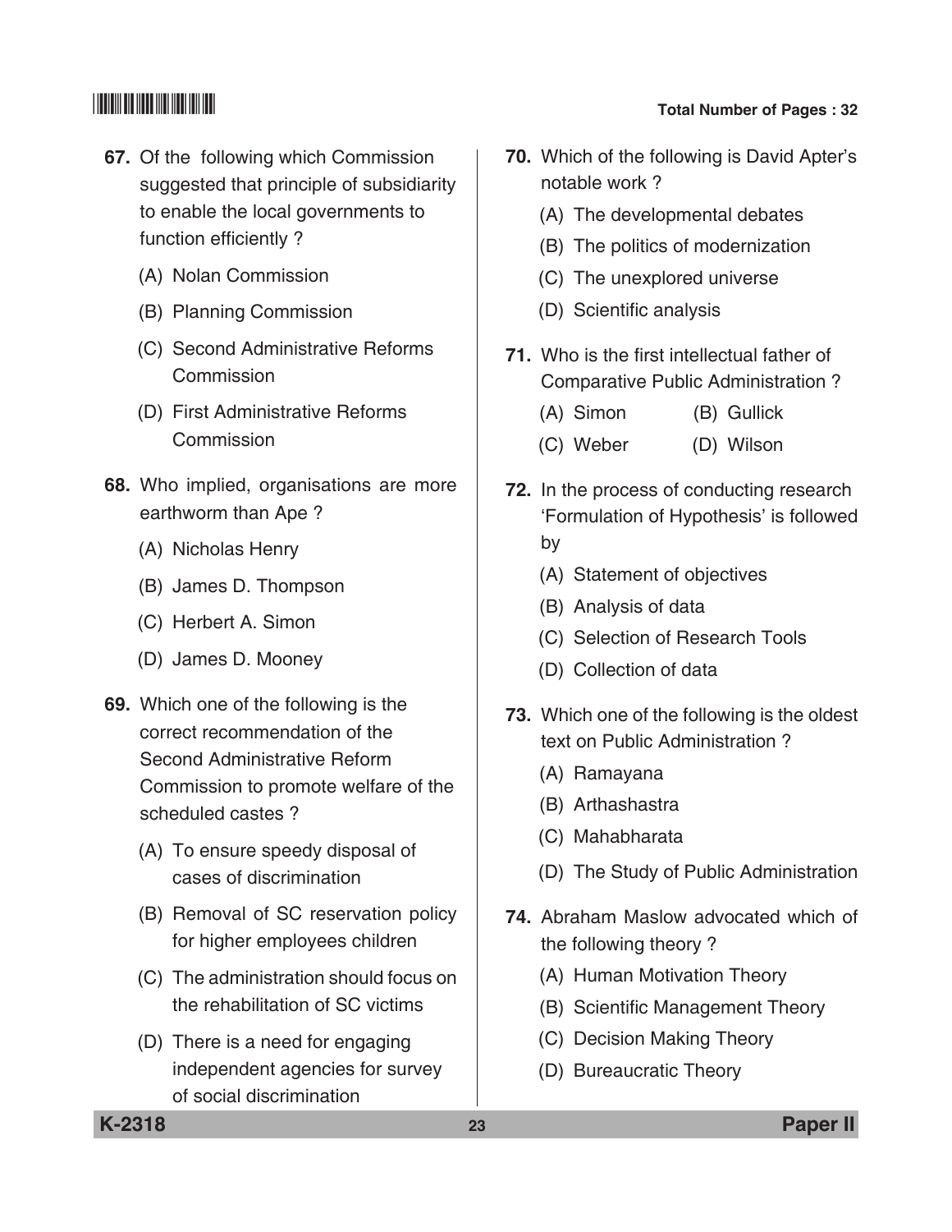67. Of the following which Commission suggested that principle of subsidiarity to enable the local governments to function efficiently ?

(A) Nolan Commission

(B) Planning Commission

(C) Second Administrative Reforms Commission

(D) First Administrative Reforms Commission

68. Who implied, organisations are more earthworm than Ape ?

(A) Nicholas Henry

(B) James D. Thompson

(C) Herbert A. Simon

(D) James D. Mooney

69. Which one of the following is the correct recommendation of the Second Administrative Reform Commission to promote welfare of the scheduled castes ?

(A) To ensure speedy disposal of cases of discrimination

(B) Removal of SC reservation policy for higher employees children

(C) The administration should focus on the rehabilitation of SC victims

(D) There is a need for engaging independent agencies for survey of social discrimination

70. Which of the following is David Apter's notable work ?

(A) The developmental debates

(B) The politics of modernization

(C) The unexplored universe

(D) Scientific analysis

71. Who is the first intellectual father of Comparative Public Administration ?

(A) Simon

(B) Gullick

(C) Weber

(D) Wilson

72. In the process of conducting research 'Formulation of Hypothesis' is followed by

(A) Statement of objectives

(B) Analysis of data

(C) Selection of Research Tools

(D) Collection of data

73. Which one of the following is the oldest text on Public Administration ?

(A) Ramayana

(B) Arthashastra

(C) Mahabharata

(D) The Study of Public Administration

74. Abraham Maslow advocated which of the following theory ?

(A) Human Motivation Theory

(B) Scientific Management Theory

(C) Decision Making Theory

(D) Bureaucratic Theory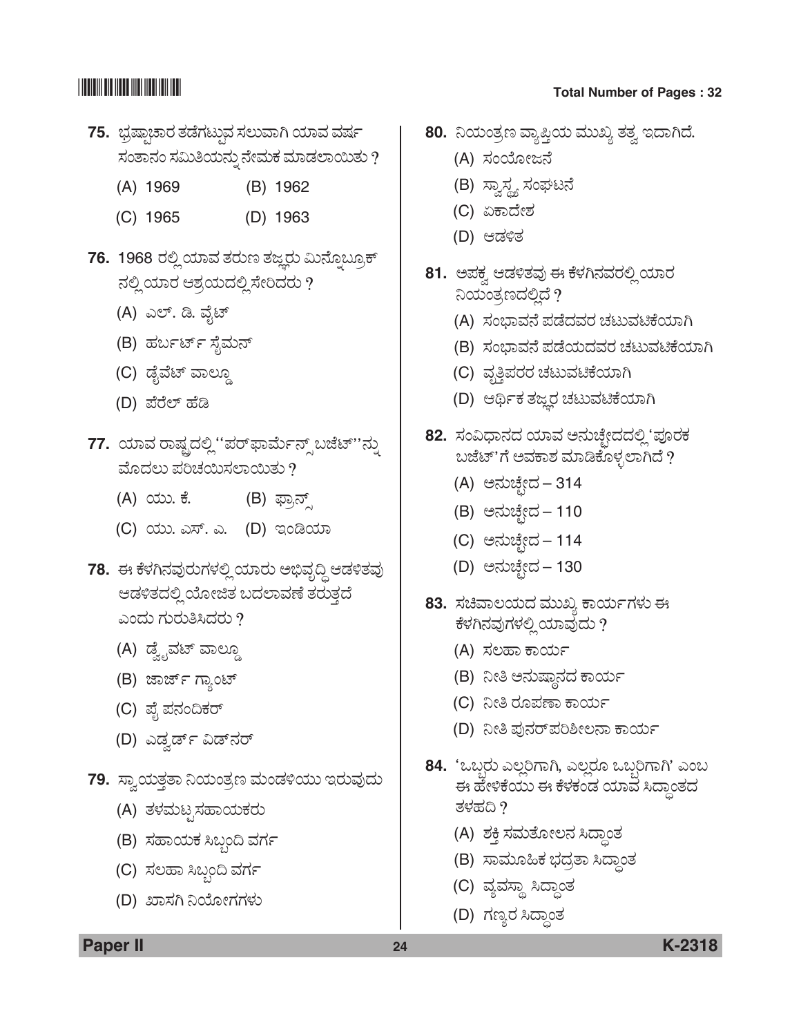**75.** ಭ್ರಷ್ಟಾಚಾರ ತಡೆಗಟ್ಟುವ ಸಲುವಾಗಿ ಯಾವ ವರ್ಷ ಸಂತಾನಂ ಸಮಿತಿಯನ್ನು ನೇಮಕ ಮಾಡಲಾಯಿತು ?

(A) 1969 (B) 1962

(C) 1965 (D) 1963

**76.** 1968 ರಲ್ಲಿ ಯಾವ ತರುಣ ತಜ್ಞರು ಮಿನ್ನೊಬ್ರೂಕ್ ನಲ್ಲಿ ಯಾರ ಆಶ್ರಯದಲ್ಲಿ ಸೇರಿದರು ?

(A) ಎಲ್. ಡಿ. ವೈಟ್

(B) ಹರ್ಬರ್ಟ್ ಸೈಮನ್

(C) ಡ್ವೈಟ್ ವಾಲ್ಡೊ

(D) ಪೆರೆಲ್ ಹೆಡಿ

**77.** ಯಾವ ರಾಷ್ಟ್ರದಲ್ಲಿ ''ಪರ್‌ಫಾರ್ಮೆನ್ಸ್ ಬಜೆಟ್''ನ್ನು ಮೊದಲು ಪರಿಚಯಿಸಲಾಯಿತು ?

(A) ಯು. ಕೆ. (B) ಫ್ರಾನ್ಸ್

(C) ಯು. ಎಸ್. ಎ. (D) ಇಂಡಿಯಾ

**78.** ಈ ಕೆಳಗಿನವುರುಗಳಲ್ಲಿ ಯಾರು ಅಭಿವೃದ್ಧಿ ಆಡಳಿತವು ಆಡಳಿತದಲ್ಲಿ ಯೋಜಿತ ಬದಲಾವಣೆ ತರುತ್ತದೆ ಎಂದು ಗುರುತಿಸಿದರು ?

(A) ಡ್ವೈವಟ್ ವಾಲ್ಡೊ

(B) ಜಾರ್ಜ್ ಗ್ಯಾಂಟ್

(C) ಪೈ ಪನಂದಿಕರ್

(D) ಎಡ್ವರ್ಡ್ ವಿಡ್‌ನರ್

**79.** ಸ್ವಾಯತ್ತತಾ ನಿಯಂತ್ರಣ ಮಂಡಳಿಯು ಇರುವುದು

(A) ತಳಮಟ್ಟ ಸಹಾಯಕರು

(B) ಸಹಾಯಕ ಸಿಬ್ಬಂದಿ ವರ್ಗ

(C) ಸಲಹಾ ಸಿಬ್ಬಂದಿ ವರ್ಗ

(D) ಖಾಸಗಿ ನಿಯೋಗಗಳು

**80.** ನಿಯಂತ್ರಣ ವ್ಯಾಪ್ತಿಯ ಮುಖ್ಯ ತತ್ವ ಇದಾಗಿದೆ.

(A) ಸಂಯೋಜನೆ

(B) ಸ್ವಾಸ್ಥ್ಯ ಸಂಘಟನೆ

(C) ಏಕಾದೇಶ

(D) ಆಡಳಿತ

**81.** ಅಪಕ್ವ ಆಡಳಿತವು ಈ ಕೆಳಗಿನವರಲ್ಲಿ ಯಾರ ನಿಯಂತ್ರಣದಲ್ಲಿದೆ ?

(A) ಸಂಭಾವನೆ ಪಡೆದವರ ಚಟುವಟಿಕೆಯಾಗಿ

(B) ಸಂಭಾವನೆ ಪಡೆಯದವರ ಚಟುವಟಿಕೆಯಾಗಿ

(C) ವೃತ್ತಿಪರರ ಚಟುವಟಿಕೆಯಾಗಿ

(D) ಆರ್ಥಿಕ ತಜ್ಞರ ಚಟುವಟಿಕೆಯಾಗಿ

**82.** ಸಂವಿಧಾನದ ಯಾವ ಅನುಚ್ಛೇದದಲ್ಲಿ 'ಪೂರಕ ಬಜೆಟ್'ಗೆ ಅವಕಾಶ ಮಾಡಿಕೊಳ್ಳಲಾಗಿದೆ ?

(A) ಅನುಚ್ಛೇದ – 314

(B) ಅನುಚ್ಛೇದ – 110

(C) ಅನುಚ್ಛೇದ – 114

(D) ಅನುಚ್ಛೇದ – 130

**83.** ಸಚಿವಾಲಯದ ಮುಖ್ಯ ಕಾರ್ಯಗಳು ಈ ಕೆಳಗಿನವುಗಳಲ್ಲಿ ಯಾವುದು ?

(A) ಸಲಹಾ ಕಾರ್ಯ

(B) ನೀತಿ ಅನುಷ್ಠಾನದ ಕಾರ್ಯ

(C) ನೀತಿ ರೂಪಣಾ ಕಾರ್ಯ

(D) ನೀತಿ ಪುನರ್‌ಪರಿಶೀಲನಾ ಕಾರ್ಯ

**84.** 'ಒಬ್ಬರು ಎಲ್ಲರಿಗಾಗಿ, ಎಲ್ಲರೂ ಒಬ್ಬರಿಗಾಗಿ' ಎಂಬ ಈ ಹೇಳಿಕೆಯು ಈ ಕೆಳಕಂಡ ಯಾವ ಸಿದ್ಧಾಂತದ ತಳಹದಿ ?

(A) ಶಕ್ತಿ ಸಮತೋಲನ ಸಿದ್ಧಾಂತ

(B) ಸಾಮೂಹಿಕ ಭದ್ರತಾ ಸಿದ್ಧಾಂತ

(C) ವ್ಯವಸ್ಥಾ ಸಿದ್ಧಾಂತ

(D) ಗಣ್ಯರ ಸಿದ್ಧಾಂತ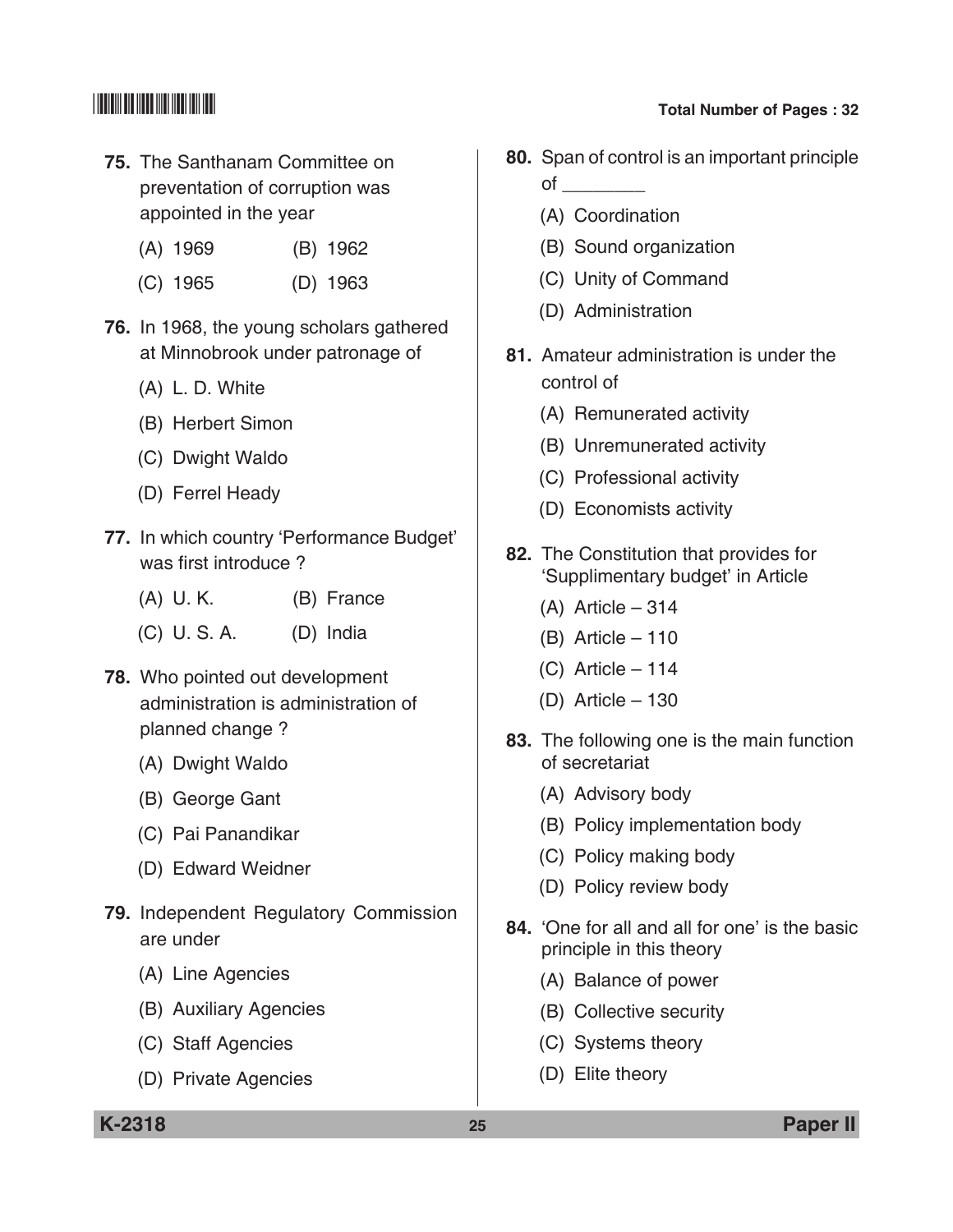75. The Santhanam Committee on preventation of corruption was appointed in the year

(A) 1969 (B) 1962

(C) 1965 (D) 1963

76. In 1968, the young scholars gathered at Minnobrook under patronage of

(A) L. D. White

(B) Herbert Simon

(C) Dwight Waldo

(D) Ferrel Heady

77. In which country 'Performance Budget' was first introduce ?

(A) U. K. (B) France

(C) U. S. A. (D) India

78. Who pointed out development administration is administration of planned change ?

(A) Dwight Waldo

(B) George Gant

(C) Pai Panandikar

(D) Edward Weidner

79. Independent Regulatory Commission are under

(A) Line Agencies

(B) Auxiliary Agencies

(C) Staff Agencies

(D) Private Agencies

80. Span of control is an important principle of ________

(A) Coordination

(B) Sound organization

(C) Unity of Command

(D) Administration

81. Amateur administration is under the control of

(A) Remunerated activity

(B) Unremunerated activity

(C) Professional activity

(D) Economists activity

82. The Constitution that provides for 'Supplimentary budget' in Article

(A) Article – 314

(B) Article – 110

(C) Article – 114

(D) Article – 130

83. The following one is the main function of secretariat

(A) Advisory body

(B) Policy implementation body

(C) Policy making body

(D) Policy review body

84. 'One for all and all for one' is the basic principle in this theory

(A) Balance of power

(B) Collective security

(C) Systems theory

(D) Elite theory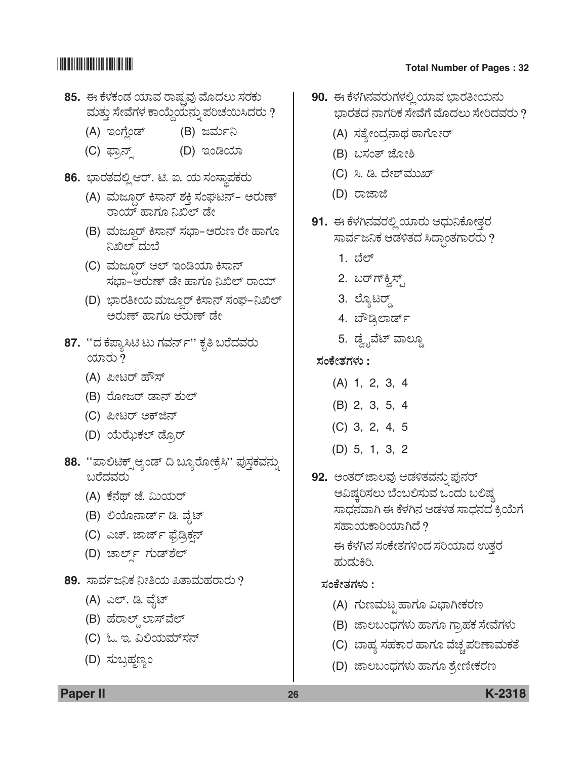**85.** ಈ ಕೆಳಕಂಡ ಯಾವ ರಾಷ್ಟ್ರವು ಮೊದಲು ಸರಕು ಮತ್ತು ಸೇವೆಗಳ ಕಾಯ್ದೆಯನ್ನು ಪರಿಚಯಿಸಿದರು ?

(A) ಇಂಗ್ಲೆಂಡ್ (B) ಜರ್ಮನಿ

(C) ಫ್ರಾನ್ಸ್ (D) ಇಂಡಿಯಾ

**86.** ಭಾರತದಲ್ಲಿ ಆರ್. ಟಿ. ಐ. ಯ ಸಂಸ್ಥಾಪಕರು

(A) ಮಜ್ದೂರ್ ಕಿಸಾನ್ ಶಕ್ತಿ ಸಂಘಟನ್– ಅರುಣ್ ರಾಯ್ ಹಾಗೂ ನಿಖಿಲ್ ಡೇ

(B) ಮಜ್ದೂರ್ ಕಿಸಾನ್ ಸಭಾ–ಅರುಣ ರೇ ಹಾಗೂ ನಿಖಿಲ್ ದುಬೆ

(C) ಮಜ್ದೂರ್ ಆಲ್ ಇಂಡಿಯಾ ಕಿಸಾನ್ ಸಭಾ–ಅರುಣ್ ಡೇ ಹಾಗೂ ನಿಖಿಲ್ ರಾಯ್

(D) ಭಾರತೀಯ ಮಜ್ದೂರ್ ಕಿಸಾನ್ ಸಂಘ–ನಿಖಿಲ್ ಅರುಣ್ ಹಾಗೂ ಅರುಣ್ ಡೇ

**87.** ''ದ ಕೆಪ್ಯಾಸಿಟಿ ಟು ಗವರ್ನ್'' ಕೃತಿ ಬರೆದವರು ಯಾರು ?

(A) ಪೀಟರ್ ಹೌಸ್

(B) ರೋಜರ್ ಡಾನ್ ಶುಲ್

(C) ಪೀಟರ್ ಅಕ್‌ಜಿನ್

(D) ಯೆಝ್ಕೆಲ್ ಡ್ರೊರ್

**88.** ''ಪಾಲಿಟಿಕ್ಸ್ ಆ್ಯಂಡ್ ದಿ ಬ್ಯೂರೋಕ್ರೆಸಿ'' ಪುಸ್ತಕವನ್ನು ಬರೆದವರು

(A) ಕೆನೆಥ್ ಜೆ. ಮಿಯರ್

(B) ಲಿಯೊನಾರ್ಡ್ ಡಿ. ವೈಟ್

(C) ಎಚ್. ಜಾರ್ಜ್ ಫ್ರೆಡ್ರಿಕ್ಸನ್

(D) ಚಾರ್ಲ್ಸ್ ಗುಡ್‌ಶೆಲ್

**89.** ಸಾರ್ವಜನಿಕ ನೀತಿಯ ಪಿತಾಮಹರಾರು ?

(A) ಎಲ್. ಡಿ. ವೈಟ್

(B) ಹೆರಾಲ್ಡ್ ಲಾಸ್‌ವೆಲ್

(C) ಓ. ಇ. ವಿಲಿಯಮ್‌ಸನ್

(D) ಸುಬ್ರಹ್ಮಣ್ಯಂ

**90.** ಈ ಕೆಳಗಿನವರುಗಳಲ್ಲಿ ಯಾವ ಭಾರತೀಯನು ಭಾರತದ ನಾಗರಿಕ ಸೇವೆಗೆ ಮೊದಲು ಸೇರಿದವರು ?

(A) ಸತ್ಯೇಂದ್ರನಾಥ ಠಾಗೋರ್

(B) ಬಸಂತ್ ಜೋಶಿ

(C) ಸಿ. ಡಿ. ದೇಶ್‌ಮುಖ್

(D) ರಾಜಾಜಿ

**91.** ಈ ಕೆಳಗಿನವರಲ್ಲಿ ಯಾರು ಆಧುನಿಕೋತ್ತರ ಸಾರ್ವಜನಿಕ ಆಡಳಿತದ ಸಿದ್ಧಾಂತಗಾರರು ?

1. ಬೆಲ್
2. ಬರ್‌ಗ್‌ಕ್ವಿಸ್ಟ್
3. ಲ್ಯೊಟರ್ಡ್
4. ಬೌಡ್ರಿಲಾರ್ಡ್
5. ಡ್ವೈವೆಟ್ ವಾಲ್ಡೊ

**ಸಂಕೇತಗಳು :**

(A) 1, 2, 3, 4

(B) 2, 3, 5, 4

(C) 3, 2, 4, 5

(D) 5, 1, 3, 2

**92.** ಅಂತರ್‌ಜಾಲವು ಆಡಳಿತವನ್ನು ಪುನರ್ ಆವಿಷ್ಕರಿಸಲು ಬೆಂಬಲಿಸುವ ಒಂದು ಬಲಿಷ್ಠ ಸಾಧನವಾಗಿ ಈ ಕೆಳಗಿನ ಆಡಳಿತ ಸಾಧನದ ಕ್ರಿಯೆಗೆ ಸಹಾಯಕಾರಿಯಾಗಿದೆ ?

ಈ ಕೆಳಗಿನ ಸಂಕೇತಗಳಿಂದ ಸರಿಯಾದ ಉತ್ತರ ಹುಡುಕಿರಿ.

**ಸಂಕೇತಗಳು :**

(A) ಗುಣಮಟ್ಟ ಹಾಗೂ ವಿಭಾಗೀಕರಣ

(B) ಜಾಲಬಂಧಗಳು ಹಾಗೂ ಗ್ರಾಹಕ ಸೇವೆಗಳು

(C) ಬಾಹ್ಯ ಸಹಕಾರ ಹಾಗೂ ವೆಚ್ಚ ಪರಿಣಾಮಕತೆ

(D) ಜಾಲಬಂಧಗಳು ಹಾಗೂ ಶ್ರೇಣೀಕರಣ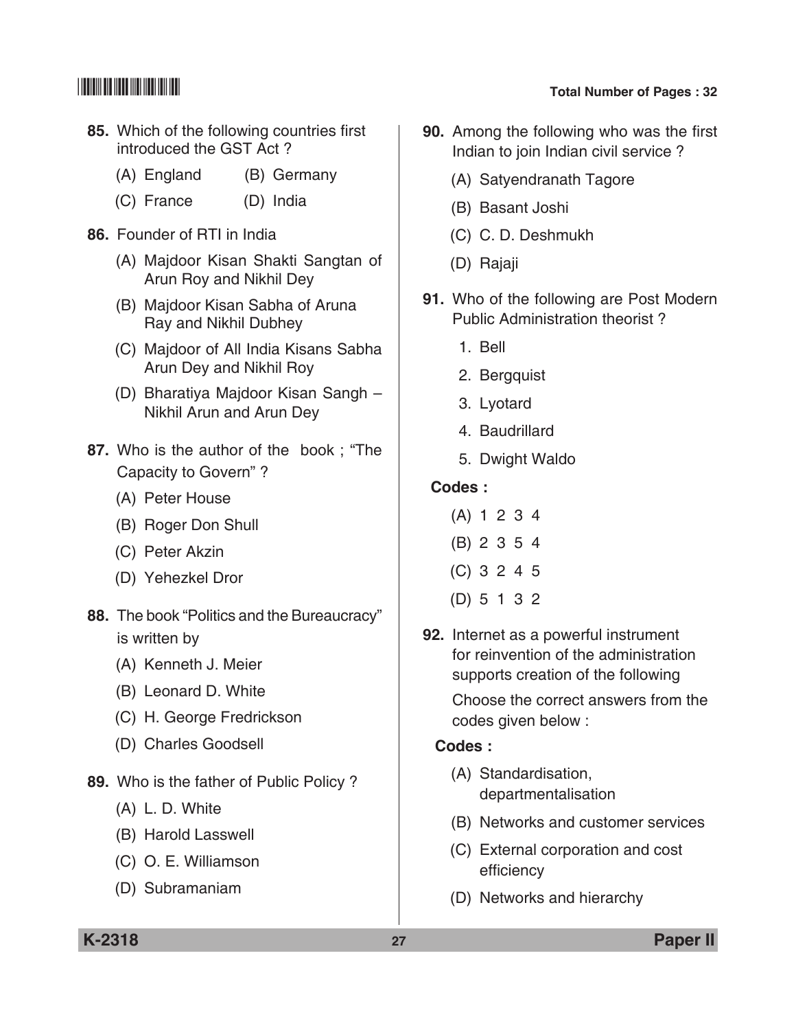85. Which of the following countries first introduced the GST Act ?

(A) England (B) Germany

(C) France (D) India

86. Founder of RTI in India

(A) Majdoor Kisan Shakti Sangtan of Arun Roy and Nikhil Dey

(B) Majdoor Kisan Sabha of Aruna Ray and Nikhil Dubhey

(C) Majdoor of All India Kisans Sabha Arun Dey and Nikhil Roy

(D) Bharatiya Majdoor Kisan Sangh – Nikhil Arun and Arun Dey

87. Who is the author of the book ; "The Capacity to Govern" ?

(A) Peter House

(B) Roger Don Shull

(C) Peter Akzin

(D) Yehezkel Dror

88. The book "Politics and the Bureaucracy" is written by

(A) Kenneth J. Meier

(B) Leonard D. White

(C) H. George Fredrickson

(D) Charles Goodsell

89. Who is the father of Public Policy ?

(A) L. D. White

(B) Harold Lasswell

(C) O. E. Williamson

(D) Subramaniam

90. Among the following who was the first Indian to join Indian civil service ?

(A) Satyendranath Tagore

(B) Basant Joshi

(C) C. D. Deshmukh

(D) Rajaji

91. Who of the following are Post Modern Public Administration theorist ?

1. Bell
2. Bergquist
3. Lyotard
4. Baudrillard
5. Dwight Waldo

**Codes :**

(A) 1 2 3 4

(B) 2 3 5 4

(C) 3 2 4 5

(D) 5 1 3 2

92. Internet as a powerful instrument for reinvention of the administration supports creation of the following

Choose the correct answers from the codes given below :

**Codes :**

(A) Standardisation, departmentalisation

(B) Networks and customer services

(C) External corporation and cost efficiency

(D) Networks and hierarchy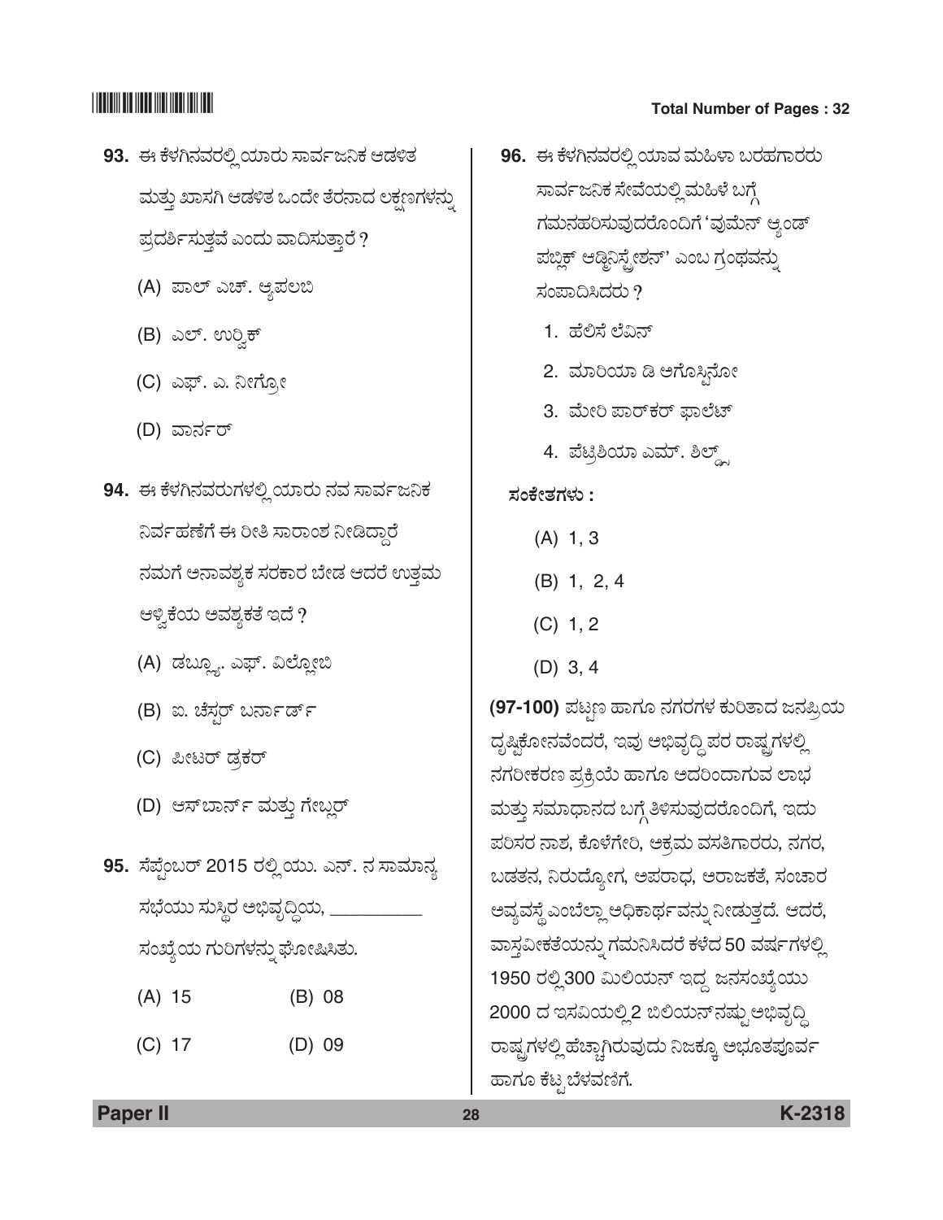**93.** ಈ ಕೆಳಗಿನವರಲ್ಲಿ ಯಾರು ಸಾರ್ವಜನಿಕ ಆಡಳಿತ ಮತ್ತು ಖಾಸಗಿ ಆಡಳಿತ ಒಂದೇ ತೆರನಾದ ಲಕ್ಷಣಗಳನ್ನು ಪ್ರದರ್ಶಿಸುತ್ತವೆ ಎಂದು ವಾದಿಸುತ್ತಾರೆ ?

(A) ಪಾಲ್ ಎಚ್. ಆ್ಯಪಲಬಿ

(B) ಎಲ್. ಉರ್ವಿಕ್

(C) ಎಫ್. ಎ. ನೀಗ್ರೋ

(D) ವಾರ್ನರ್

**94.** ಈ ಕೆಳಗಿನವರುಗಳಲ್ಲಿ ಯಾರು ನವ ಸಾರ್ವಜನಿಕ ನಿರ್ವಹಣೆಗೆ ಈ ರೀತಿ ಸಾರಾಂಶ ನೀಡಿದ್ದಾರೆ ನಮಗೆ ಅನಾವಶ್ಯಕ ಸರಕಾರ ಬೇಡ ಆದರೆ ಉತ್ತಮ ಆಳ್ವಿಕೆಯ ಅವಶ್ಯಕತೆ ಇದೆ ?

(A) ಡಬ್ಲ್ಯೂ. ಎಫ್. ವಿಲ್ಲೋಬಿ

(B) ಐ. ಚೆಸ್ಟರ್ ಬರ್ನಾರ್ಡ್

(C) ಪೀಟರ್ ಡ್ರಕರ್

(D) ಆಸ್‌ಬಾರ್ನ್ ಮತ್ತು ಗೇಬ್ಲರ್

**95.** ಸೆಪ್ಟೆಂಬರ್ 2015 ರಲ್ಲಿ ಯು. ಎನ್. ನ ಸಾಮಾನ್ಯ ಸಭೆಯು ಸುಸ್ಥಿರ ಅಭಿವೃದ್ಧಿಯ, __________ ಸಂಖ್ಯೆಯ ಗುರಿಗಳನ್ನು ಘೋಷಿಸಿತು.

(A) 15 (B) 08

(C) 17 (D) 09

**96.** ಈ ಕೆಳಗಿನವರಲ್ಲಿ ಯಾವ ಮಹಿಳಾ ಬರಹಗಾರರು ಸಾರ್ವಜನಿಕ ಸೇವೆಯಲ್ಲಿ ಮಹಿಳೆ ಬಗ್ಗೆ ಗಮನಹರಿಸುವುದರೊಂದಿಗೆ 'ವುಮೆನ್ ಆ್ಯಂಡ್ ಪಬ್ಲಿಕ್ ಆಡ್ಮಿನಿಸ್ಟ್ರೇಶನ್' ಎಂಬ ಗ್ರಂಥವನ್ನು ಸಂಪಾದಿಸಿದರು ?

1. ಹೆಲಿಸೆ ಲೆವಿನ್
2. ಮಾರಿಯಾ ಡಿ ಅಗೊಸ್ಟಿನೋ
3. ಮೇರಿ ಪಾರ್‌ಕರ್ ಫಾಲೆಟ್
4. ಪೆಟ್ರಿಶಿಯಾ ಎಮ್. ಶಿಲ್ಡ್ಸ್

**ಸಂಕೇತಗಳು :**

(A) 1, 3

(B) 1, 2, 4

(C) 1, 2

(D) 3, 4

**(97-100)** ಪಟ್ಟಣ ಹಾಗೂ ನಗರಗಳ ಕುರಿತಾದ ಜನಪ್ರಿಯ ದೃಷ್ಟಿಕೋನವೆಂದರೆ, ಇವು ಅಭಿವೃದ್ಧಿ ಪರ ರಾಷ್ಟ್ರಗಳಲ್ಲಿ ನಗರೀಕರಣ ಪ್ರಕ್ರಿಯೆ ಹಾಗೂ ಅದರಿಂದಾಗುವ ಲಾಭ ಮತ್ತು ಸಮಾಧಾನದ ಬಗ್ಗೆ ತಿಳಿಸುವುದರೊಂದಿಗೆ, ಇದು ಪರಿಸರ ನಾಶ, ಕೊಳೆಗೇರಿ, ಅಕ್ರಮ ವಸತಿಗಾರರು, ನಗರ, ಬಡತನ, ನಿರುದ್ಯೋಗ, ಅಪರಾಧ, ಅರಾಜಕತೆ, ಸಂಚಾರ ಅವ್ಯವಸ್ಥೆ ಎಂಬೆಲ್ಲಾ ಅಧಿಕಾರ್ಥವನ್ನು ನೀಡುತ್ತದೆ. ಆದರೆ, ವಾಸ್ತವಿಕತೆಯನ್ನು ಗಮನಿಸಿದರೆ ಕಳೆದ 50 ವರ್ಷಗಳಲ್ಲಿ 1950 ರಲ್ಲಿ 300 ಮಿಲಿಯನ್ ಇದ್ದ ಜನಸಂಖ್ಯೆಯು 2000 ದ ಇಸವಿಯಲ್ಲಿ 2 ಬಿಲಿಯನ್‌ನಷ್ಟು ಅಭಿವೃದ್ಧಿ ರಾಷ್ಟ್ರಗಳಲ್ಲಿ ಹೆಚ್ಚಾಗಿರುವುದು ನಿಜಕ್ಕೂ ಅಭೂತಪೂರ್ವ ಹಾಗೂ ಕೆಟ್ಟ ಬೆಳವಣಿಗೆ.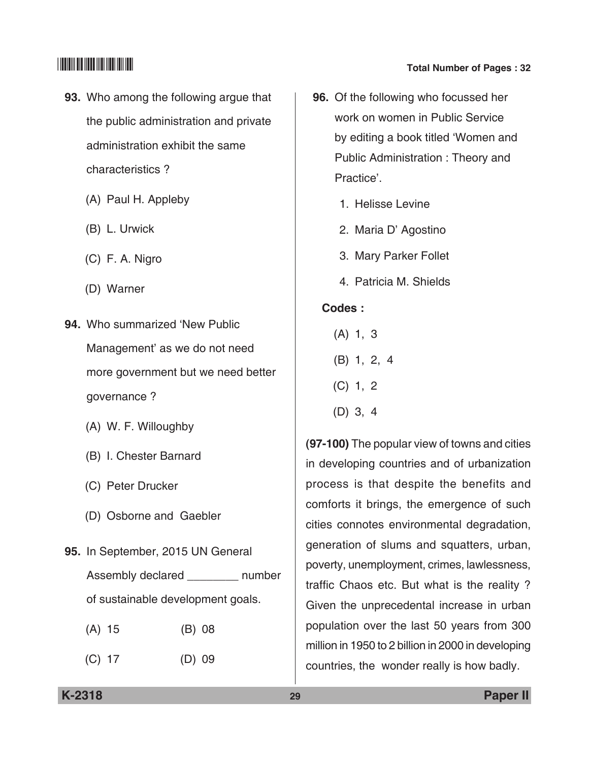**93.** Who among the following argue that the public administration and private administration exhibit the same characteristics ?

(A) Paul H. Appleby

(B) L. Urwick

(C) F. A. Nigro

(D) Warner

**94.** Who summarized 'New Public Management' as we do not need more government but we need better governance ?

(A) W. F. Willoughby

(B) I. Chester Barnard

(C) Peter Drucker

(D) Osborne and Gaebler

**95.** In September, 2015 UN General Assembly declared ________ number of sustainable development goals.

(A) 15 (B) 08

(C) 17 (D) 09

**96.** Of the following who focussed her work on women in Public Service by editing a book titled 'Women and Public Administration : Theory and Practice'.

1. Helisse Levine
2. Maria D' Agostino
3. Mary Parker Follet
4. Patricia M. Shields

**Codes :**

(A) 1, 3

(B) 1, 2, 4

(C) 1, 2

(D) 3, 4

**(97-100)** The popular view of towns and cities in developing countries and of urbanization process is that despite the benefits and comforts it brings, the emergence of such cities connotes environmental degradation, generation of slums and squatters, urban, poverty, unemployment, crimes, lawlessness, traffic Chaos etc. But what is the reality ? Given the unprecedental increase in urban population over the last 50 years from 300 million in 1950 to 2 billion in 2000 in developing countries, the wonder really is how badly.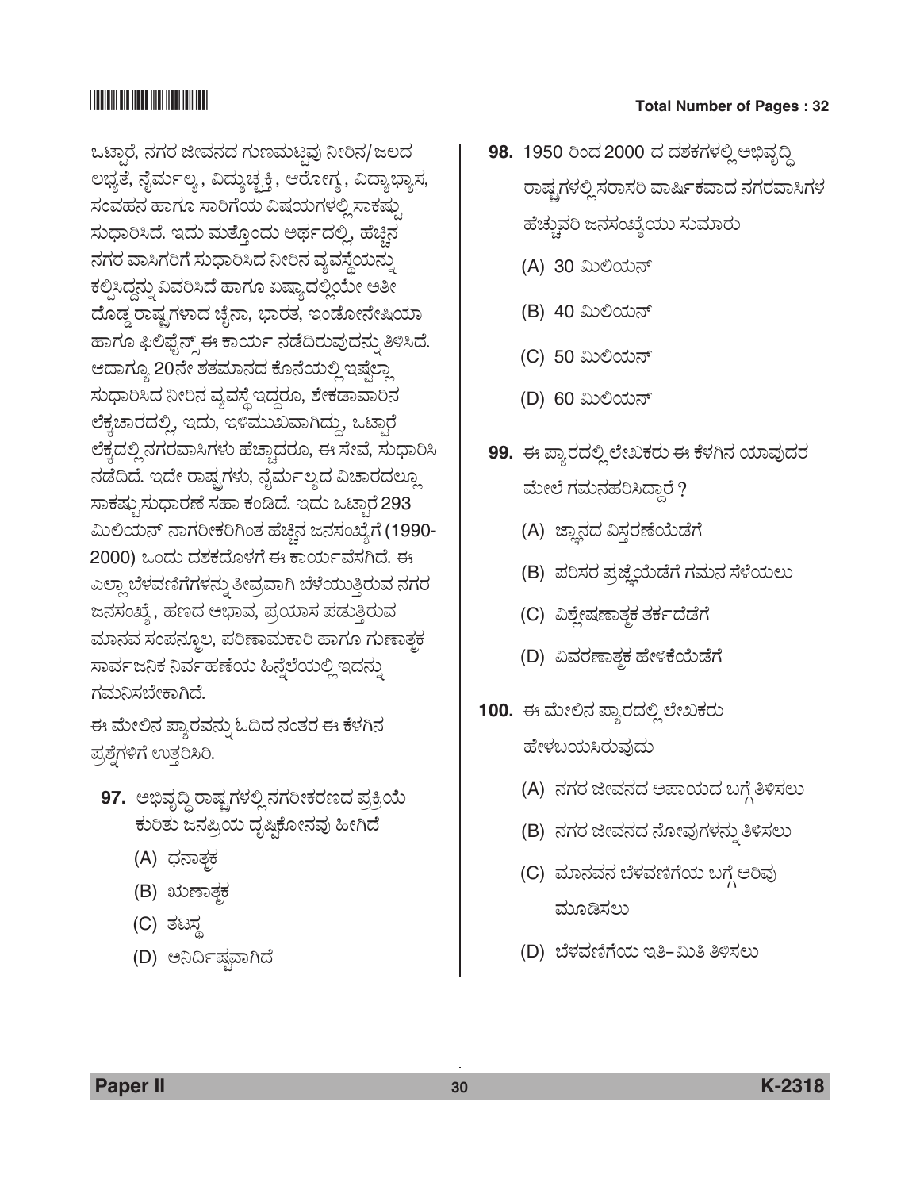ಒಟ್ಟಾರೆ, ನಗರ ಜೀವನದ ಗುಣಮಟ್ಟವು ನೀರಿನ/ಜಲದ ಲಭ್ಯತೆ, ನೈರ್ಮಲ್ಯ, ವಿದ್ಯುಚ್ಛಕ್ತಿ, ಆರೋಗ್ಯ, ವಿದ್ಯಾಭ್ಯಾಸ, ಸಂವಹನ ಹಾಗೂ ಸಾರಿಗೆಯ ವಿಷಯಗಳಲ್ಲಿ ಸಾಕಷ್ಟು ಸುಧಾರಿಸಿದೆ. ಇದು ಮತ್ತೊಂದು ಅರ್ಥದಲ್ಲಿ, ಹೆಚ್ಚಿನ ನಗರ ವಾಸಿಗರಿಗೆ ಸುಧಾರಿಸಿದ ನೀರಿನ ವ್ಯವಸ್ಥೆಯನ್ನು ಕಲ್ಪಿಸಿದ್ದನ್ನು ವಿವರಿಸಿದೆ ಹಾಗೂ ಏಷ್ಯಾದಲ್ಲಿಯೇ ಅತೀ ದೊಡ್ಡ ರಾಷ್ಟ್ರಗಳಾದ ಚೈನಾ, ಭಾರತ, ಇಂಡೋನೇಷಿಯಾ ಹಾಗೂ ಫಿಲಿಫೈನ್ಸ್ ಈ ಕಾರ್ಯ ನಡೆದಿರುವುದನ್ನು ತಿಳಿಸಿದೆ. ಆದಾಗ್ಯೂ 20ನೇ ಶತಮಾನದ ಕೊನೆಯಲ್ಲಿ ಇಷ್ಟೆಲ್ಲಾ ಸುಧಾರಿಸಿದ ನೀರಿನ ವ್ಯವಸ್ಥೆ ಇದ್ದರೂ, ಶೇಕಡಾವಾರಿನ ಲೆಕ್ಕಚಾರದಲ್ಲಿ, ಇದು, ಇಳಿಮುಖವಾಗಿದ್ದು, ಒಟ್ಟಾರೆ ಲೆಕ್ಕದಲ್ಲಿ ನಗರವಾಸಿಗಳು ಹೆಚ್ಚಾದರೂ, ಈ ಸೇವೆ, ಸುಧಾರಿಸಿ ನಡೆದಿದೆ. ಇದೇ ರಾಷ್ಟ್ರಗಳು, ನೈರ್ಮಲ್ಯದ ವಿಚಾರದಲ್ಲೂ ಸಾಕಷ್ಟು ಸುಧಾರಣೆ ಸಹಾ ಕಂಡಿದೆ. ಇದು ಒಟ್ಟಾರೆ 293 ಮಿಲಿಯನ್ ನಾಗರೀಕರಿಗಿಂತ ಹೆಚ್ಚಿನ ಜನಸಂಖ್ಯೆಗೆ (1990-2000) ಒಂದು ದಶಕದೊಳಗೆ ಈ ಕಾರ್ಯವೆಸಗಿದೆ. ಈ ಎಲ್ಲಾ ಬೆಳವಣಿಗೆಗಳನ್ನು ತೀವ್ರವಾಗಿ ಬೆಳೆಯುತ್ತಿರುವ ನಗರ ಜನಸಂಖ್ಯೆ, ಹಣದ ಅಭಾವ, ಪ್ರಯಾಸ ಪಡುತ್ತಿರುವ ಮಾನವ ಸಂಪನ್ಮೂಲ, ಪರಿಣಾಮಕಾರಿ ಹಾಗೂ ಗುಣಾತ್ಮಕ ಸಾರ್ವಜನಿಕ ನಿರ್ವಹಣೆಯ ಹಿನ್ನೆಲೆಯಲ್ಲಿ ಇದನ್ನು ಗಮನಿಸಬೇಕಾಗಿದೆ.

ಈ ಮೇಲಿನ ಪ್ಯಾರವನ್ನು ಓದಿದ ನಂತರ ಈ ಕೆಳಗಿನ ಪ್ರಶ್ನೆಗಳಿಗೆ ಉತ್ತರಿಸಿರಿ.

**97.** ಅಭಿವೃದ್ಧಿ ರಾಷ್ಟ್ರಗಳಲ್ಲಿ ನಗರೀಕರಣದ ಪ್ರಕ್ರಿಯೆ ಕುರಿತು ಜನಪ್ರಿಯ ದೃಷ್ಟಿಕೋನವು ಹೀಗಿದೆ

(A) ಧನಾತ್ಮಕ

(B) ಋಣಾತ್ಮಕ

(C) ತಟಸ್ಥ

(D) ಅನಿರ್ದಿಷ್ಟವಾಗಿದೆ

**98.** 1950 ರಿಂದ 2000 ದ ದಶಕಗಳಲ್ಲಿ ಅಭಿವೃದ್ಧಿ ರಾಷ್ಟ್ರಗಳಲ್ಲಿ ಸರಾಸರಿ ವಾರ್ಷಿಕವಾದ ನಗರವಾಸಿಗಳ ಹೆಚ್ಚುವರಿ ಜನಸಂಖ್ಯೆಯು ಸುಮಾರು

(A) 30 ಮಿಲಿಯನ್

(B) 40 ಮಿಲಿಯನ್

(C) 50 ಮಿಲಿಯನ್

(D) 60 ಮಿಲಿಯನ್

**99.** ಈ ಪ್ಯಾರದಲ್ಲಿ ಲೇಖಕರು ಈ ಕೆಳಗಿನ ಯಾವುದರ ಮೇಲೆ ಗಮನಹರಿಸಿದ್ದಾರೆ ?

(A) ಜ್ಞಾನದ ವಿಸ್ತರಣೆಯೆಡೆಗೆ

(B) ಪರಿಸರ ಪ್ರಶ್ನೆಯೆಡೆಗೆ ಗಮನ ಸೆಳೆಯಲು

(C) ವಿಶ್ಲೇಷಣಾತ್ಮಕ ತರ್ಕದೆಡೆಗೆ

(D) ವಿವರಣಾತ್ಮಕ ಹೇಳಿಕೆಯೆಡೆಗೆ

**100.** ಈ ಮೇಲಿನ ಪ್ಯಾರದಲ್ಲಿ ಲೇಖಕರು ಹೇಳಬಯಸಿರುವುದು

(A) ನಗರ ಜೀವನದ ಅಪಾಯದ ಬಗ್ಗೆ ತಿಳಿಸಲು

(B) ನಗರ ಜೀವನದ ನೋವುಗಳನ್ನು ತಿಳಿಸಲು

(C) ಮಾನವನ ಬೆಳವಣಿಗೆಯ ಬಗ್ಗೆ ಅರಿವು ಮೂಡಿಸಲು

(D) ಬೆಳವಣಿಗೆಯ ಇತಿ–ಮಿತಿ ತಿಳಿಸಲು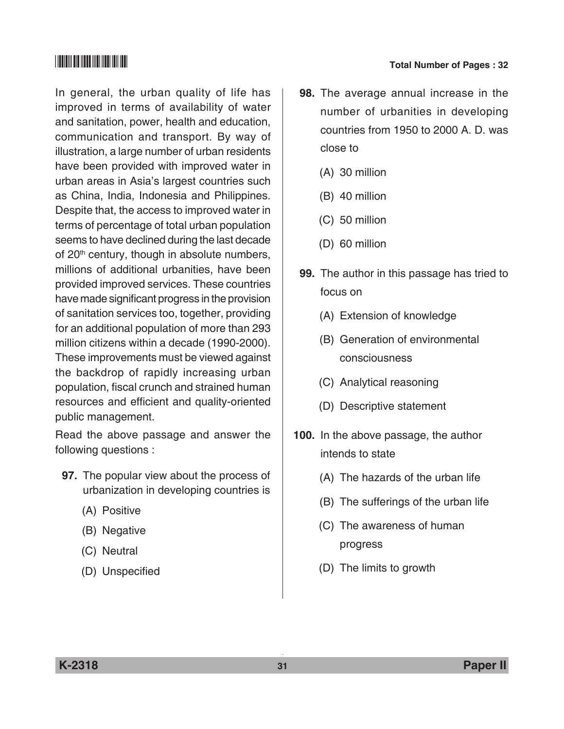In general, the urban quality of life has improved in terms of availability of water and sanitation, power, health and education, communication and transport. By way of illustration, a large number of urban residents have been provided with improved water in urban areas in Asia's largest countries such as China, India, Indonesia and Philippines. Despite that, the access to improved water in terms of percentage of total urban population seems to have declined during the last decade of 20th century, though in absolute numbers, millions of additional urbanities, have been provided improved services. These countries have made significant progress in the provision of sanitation services too, together, providing for an additional population of more than 293 million citizens within a decade (1990-2000). These improvements must be viewed against the backdrop of rapidly increasing urban population, fiscal crunch and strained human resources and efficient and quality-oriented public management.

Read the above passage and answer the following questions :

**97.** The popular view about the process of urbanization in developing countries is

(A) Positive

(B) Negative

(C) Neutral

(D) Unspecified

**98.** The average annual increase in the number of urbanities in developing countries from 1950 to 2000 A. D. was close to

(A) 30 million

(B) 40 million

(C) 50 million

(D) 60 million

**99.** The author in this passage has tried to focus on

(A) Extension of knowledge

(B) Generation of environmental consciousness

(C) Analytical reasoning

(D) Descriptive statement

**100.** In the above passage, the author intends to state

(A) The hazards of the urban life

(B) The sufferings of the urban life

(C) The awareness of human progress

(D) The limits to growth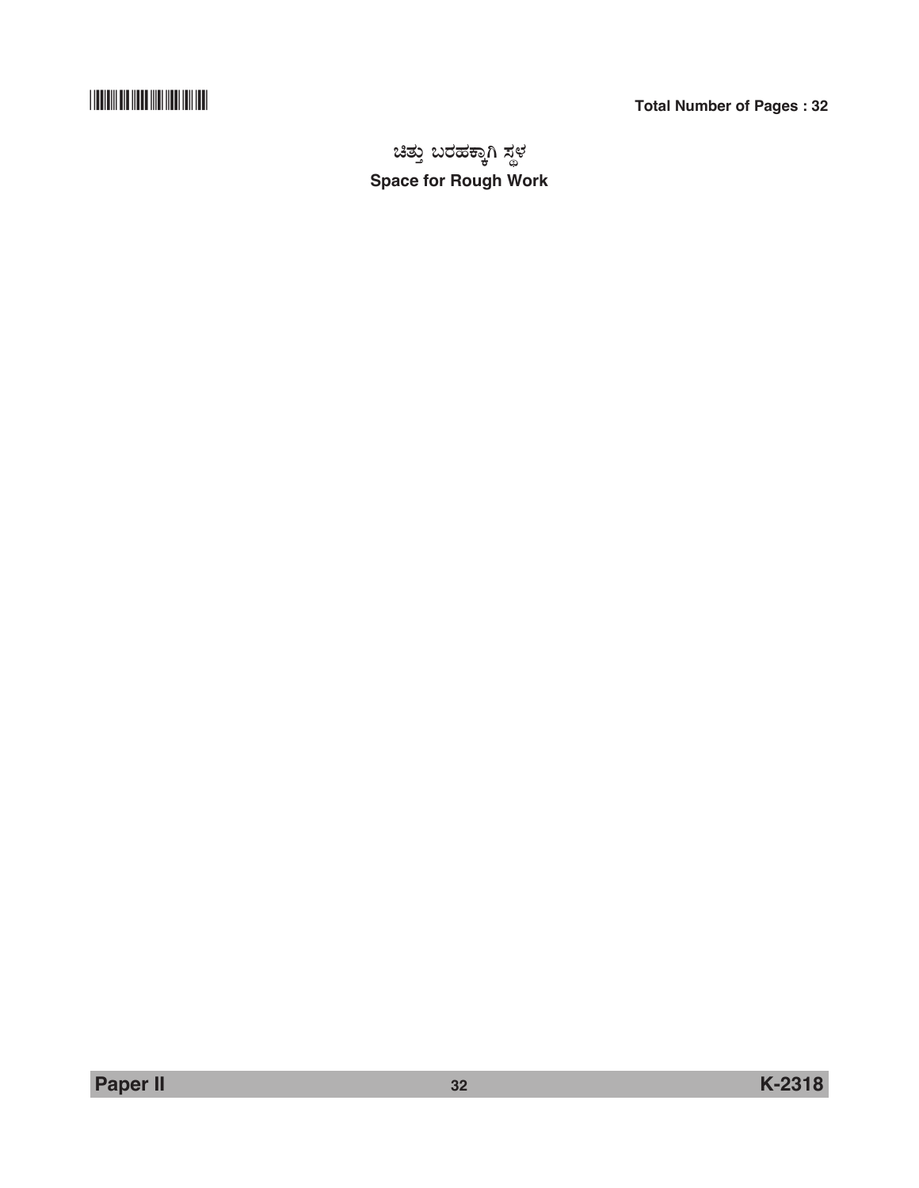Total Number of Pages : 32

## ಚಿತ್ತು ಬರಹಕ್ಕಾಗಿ ಸ್ಥಳ

## Space for Rough Work